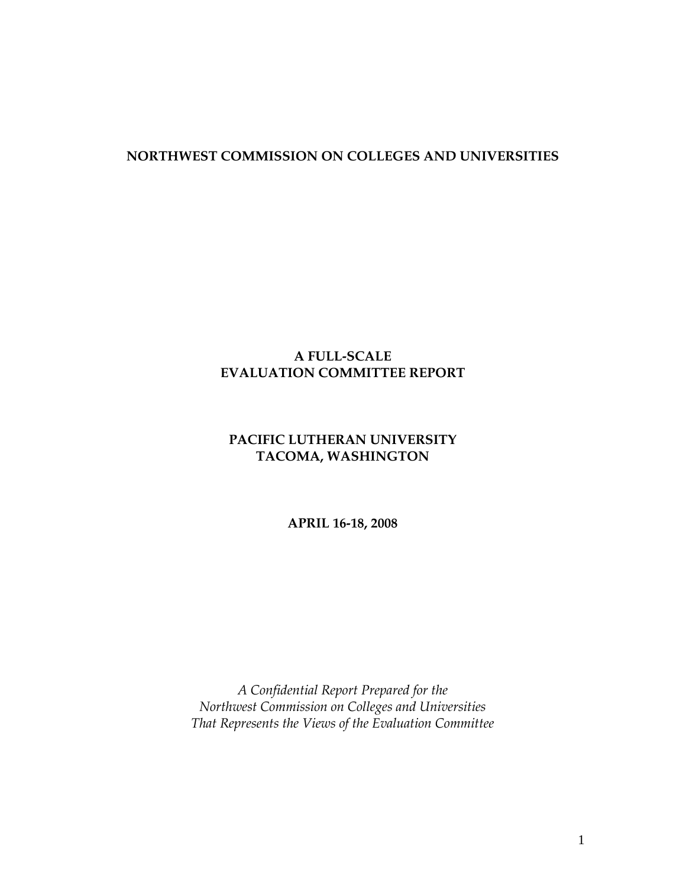**NORTHWEST COMMISSION ON COLLEGES AND UNIVERSITIES**

**A FULL-SCALE**
**EVALUATION COMMITTEE REPORT**

**PACIFIC LUTHERAN UNIVERSITY**
**TACOMA, WASHINGTON**

**APRIL 16-18, 2008**

*A Confidential Report Prepared for the*
*Northwest Commission on Colleges and Universities*
*That Represents the Views of the Evaluation Committee*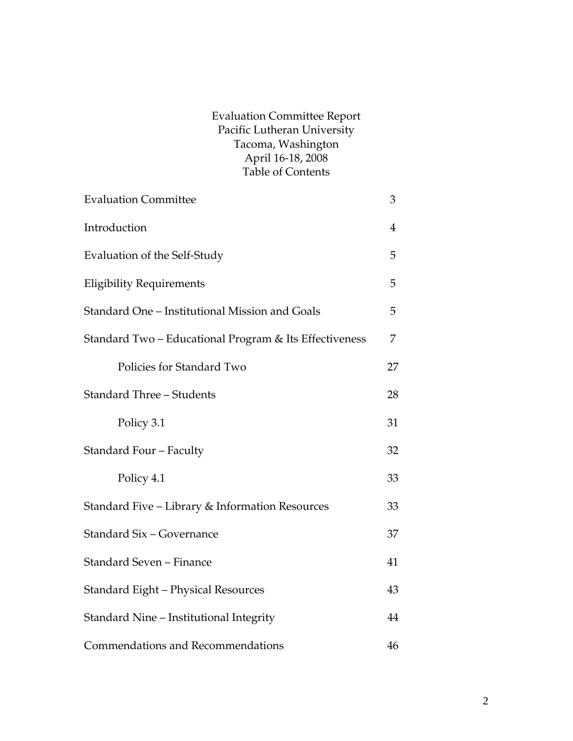# Evaluation Committee Report
## Pacific Lutheran University
## Tacoma, Washington
## April 16-18, 2008
## Table of Contents

| Section | Page |
|---|---|
| Evaluation Committee | 3 |
| Introduction | 4 |
| Evaluation of the Self-Study | 5 |
| Eligibility Requirements | 5 |
| Standard One – Institutional Mission and Goals | 5 |
| Standard Two – Educational Program & Its Effectiveness | 7 |
| &nbsp;&nbsp;&nbsp;&nbsp;Policies for Standard Two | 27 |
| Standard Three – Students | 28 |
| &nbsp;&nbsp;&nbsp;&nbsp;Policy 3.1 | 31 |
| Standard Four – Faculty | 32 |
| &nbsp;&nbsp;&nbsp;&nbsp;Policy 4.1 | 33 |
| Standard Five – Library & Information Resources | 33 |
| Standard Six – Governance | 37 |
| Standard Seven – Finance | 41 |
| Standard Eight – Physical Resources | 43 |
| Standard Nine – Institutional Integrity | 44 |
| Commendations and Recommendations | 46 |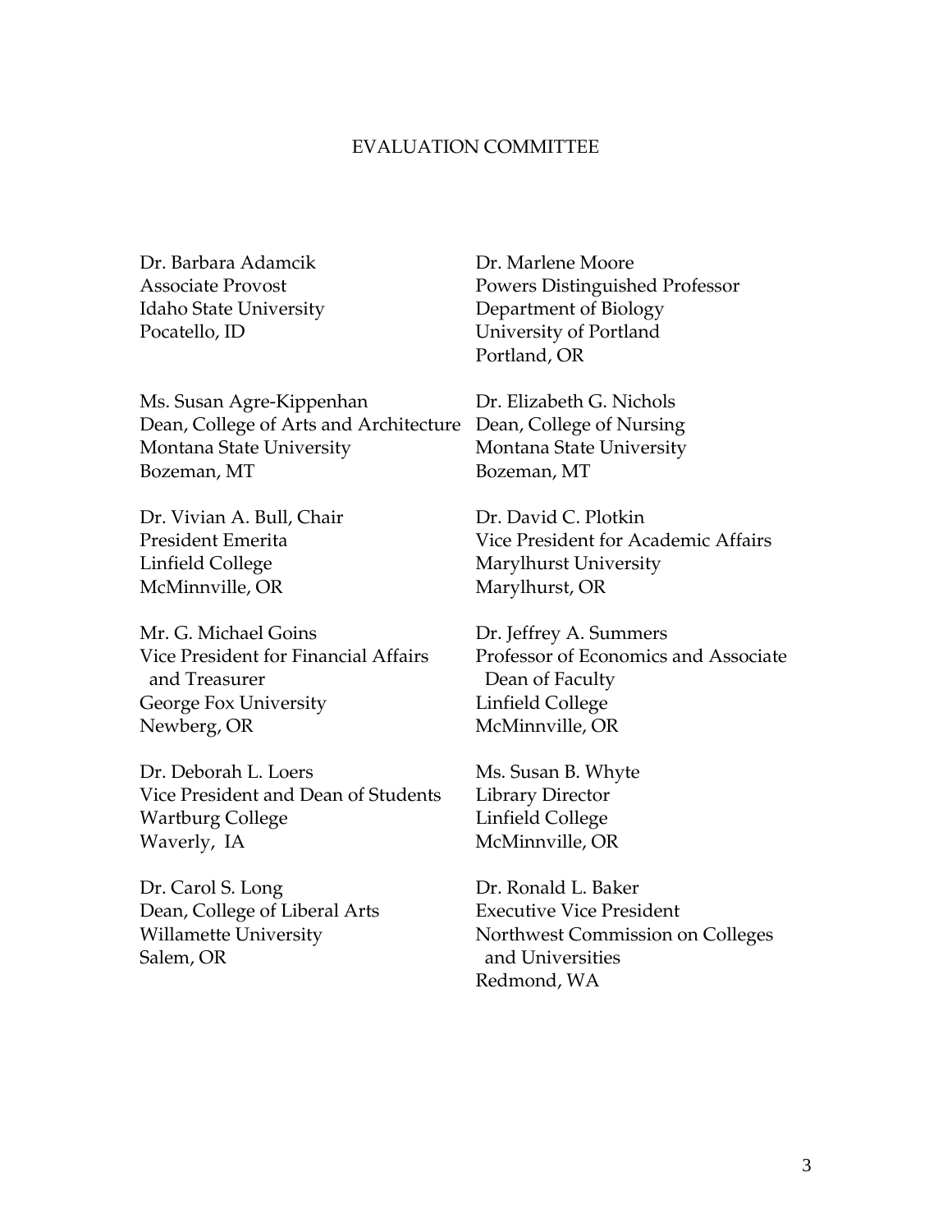# EVALUATION COMMITTEE

Dr. Barbara Adamcik
Associate Provost
Idaho State University
Pocatello, ID

Ms. Susan Agre-Kippenhan
Dean, College of Arts and Architecture
Montana State University
Bozeman, MT

Dr. Vivian A. Bull, Chair
President Emerita
Linfield College
McMinnville, OR

Mr. G. Michael Goins
Vice President for Financial Affairs and Treasurer
George Fox University
Newberg, OR

Dr. Deborah L. Loers
Vice President and Dean of Students
Wartburg College
Waverly, IA

Dr. Carol S. Long
Dean, College of Liberal Arts
Willamette University
Salem, OR

Dr. Marlene Moore
Powers Distinguished Professor
Department of Biology
University of Portland
Portland, OR

Dr. Elizabeth G. Nichols
Dean, College of Nursing
Montana State University
Bozeman, MT

Dr. David C. Plotkin
Vice President for Academic Affairs
Marylhurst University
Marylhurst, OR

Dr. Jeffrey A. Summers
Professor of Economics and Associate Dean of Faculty
Linfield College
McMinnville, OR

Ms. Susan B. Whyte
Library Director
Linfield College
McMinnville, OR

Dr. Ronald L. Baker
Executive Vice President
Northwest Commission on Colleges and Universities
Redmond, WA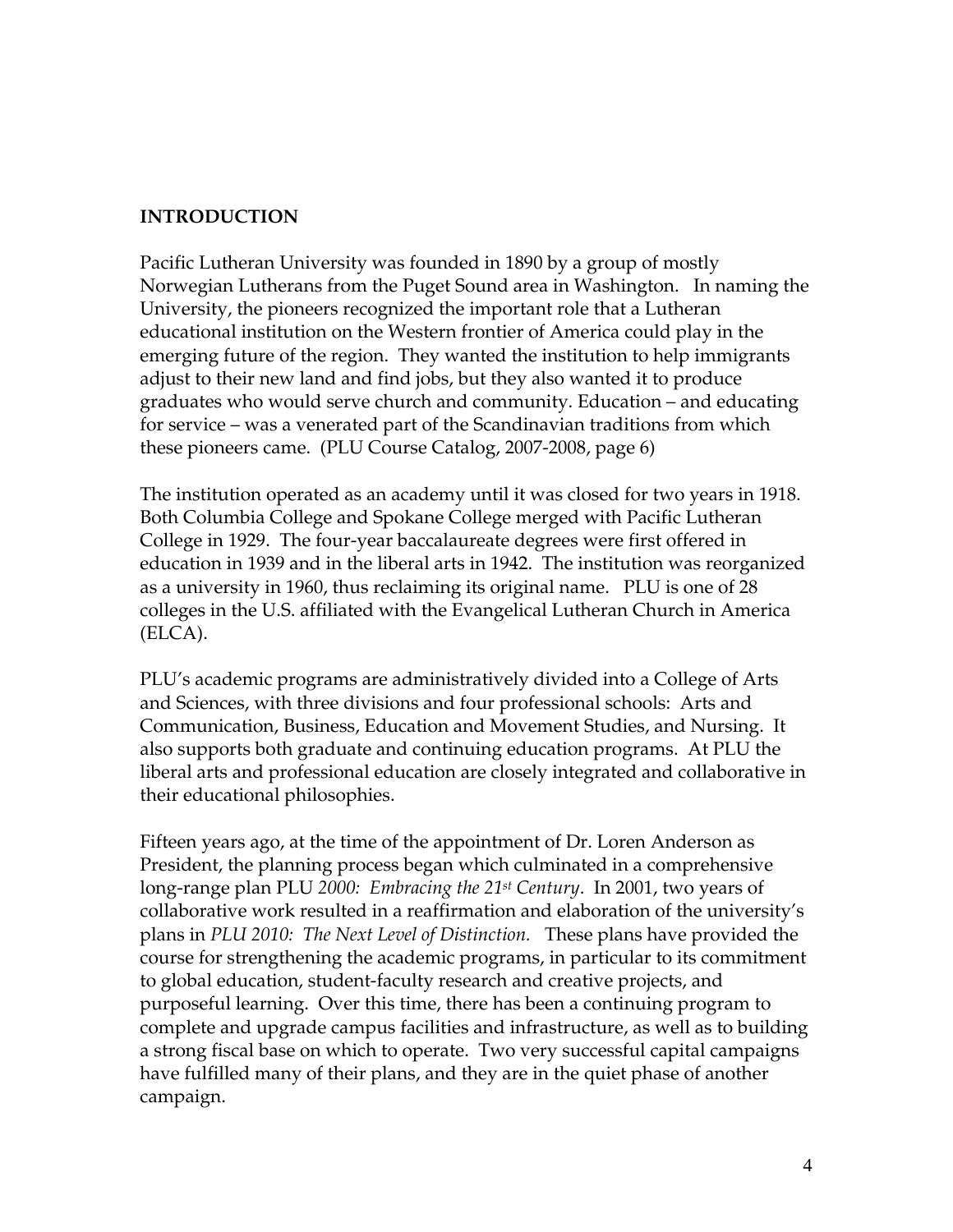## INTRODUCTION

Pacific Lutheran University was founded in 1890 by a group of mostly Norwegian Lutherans from the Puget Sound area in Washington. In naming the University, the pioneers recognized the important role that a Lutheran educational institution on the Western frontier of America could play in the emerging future of the region. They wanted the institution to help immigrants adjust to their new land and find jobs, but they also wanted it to produce graduates who would serve church and community. Education – and educating for service – was a venerated part of the Scandinavian traditions from which these pioneers came. (PLU Course Catalog, 2007-2008, page 6)

The institution operated as an academy until it was closed for two years in 1918. Both Columbia College and Spokane College merged with Pacific Lutheran College in 1929. The four-year baccalaureate degrees were first offered in education in 1939 and in the liberal arts in 1942. The institution was reorganized as a university in 1960, thus reclaiming its original name. PLU is one of 28 colleges in the U.S. affiliated with the Evangelical Lutheran Church in America (ELCA).

PLU's academic programs are administratively divided into a College of Arts and Sciences, with three divisions and four professional schools: Arts and Communication, Business, Education and Movement Studies, and Nursing. It also supports both graduate and continuing education programs. At PLU the liberal arts and professional education are closely integrated and collaborative in their educational philosophies.

Fifteen years ago, at the time of the appointment of Dr. Loren Anderson as President, the planning process began which culminated in a comprehensive long-range plan PLU *2000: Embracing the 21st Century*. In 2001, two years of collaborative work resulted in a reaffirmation and elaboration of the university's plans in *PLU 2010: The Next Level of Distinction.* These plans have provided the course for strengthening the academic programs, in particular to its commitment to global education, student-faculty research and creative projects, and purposeful learning. Over this time, there has been a continuing program to complete and upgrade campus facilities and infrastructure, as well as to building a strong fiscal base on which to operate. Two very successful capital campaigns have fulfilled many of their plans, and they are in the quiet phase of another campaign.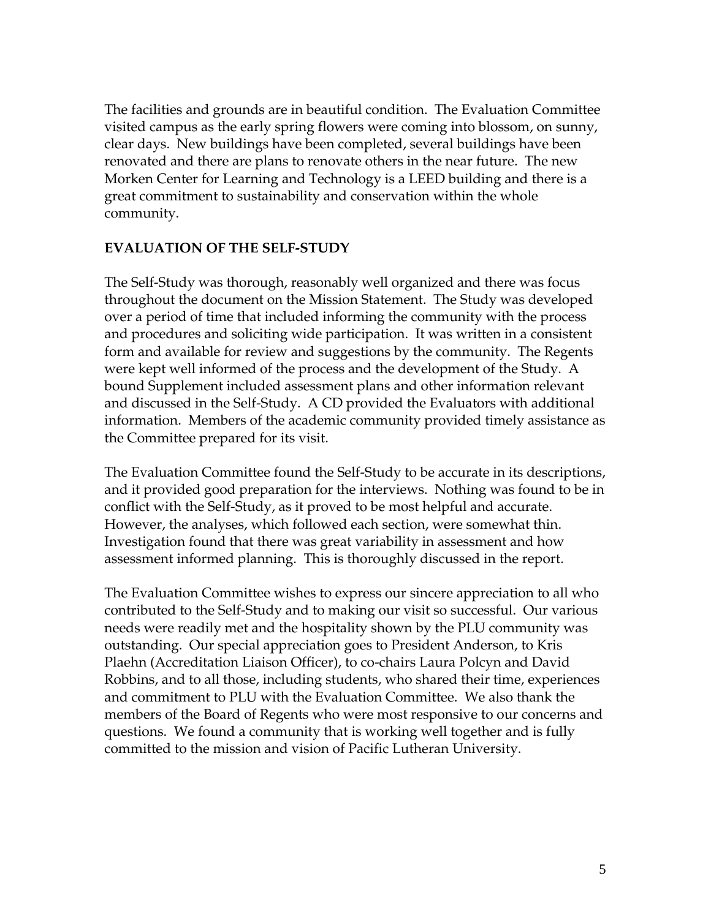The facilities and grounds are in beautiful condition. The Evaluation Committee visited campus as the early spring flowers were coming into blossom, on sunny, clear days. New buildings have been completed, several buildings have been renovated and there are plans to renovate others in the near future. The new Morken Center for Learning and Technology is a LEED building and there is a great commitment to sustainability and conservation within the whole community.

## EVALUATION OF THE SELF-STUDY

The Self-Study was thorough, reasonably well organized and there was focus throughout the document on the Mission Statement. The Study was developed over a period of time that included informing the community with the process and procedures and soliciting wide participation. It was written in a consistent form and available for review and suggestions by the community. The Regents were kept well informed of the process and the development of the Study. A bound Supplement included assessment plans and other information relevant and discussed in the Self-Study. A CD provided the Evaluators with additional information. Members of the academic community provided timely assistance as the Committee prepared for its visit.

The Evaluation Committee found the Self-Study to be accurate in its descriptions, and it provided good preparation for the interviews. Nothing was found to be in conflict with the Self-Study, as it proved to be most helpful and accurate. However, the analyses, which followed each section, were somewhat thin. Investigation found that there was great variability in assessment and how assessment informed planning. This is thoroughly discussed in the report.

The Evaluation Committee wishes to express our sincere appreciation to all who contributed to the Self-Study and to making our visit so successful. Our various needs were readily met and the hospitality shown by the PLU community was outstanding. Our special appreciation goes to President Anderson, to Kris Plaehn (Accreditation Liaison Officer), to co-chairs Laura Polcyn and David Robbins, and to all those, including students, who shared their time, experiences and commitment to PLU with the Evaluation Committee. We also thank the members of the Board of Regents who were most responsive to our concerns and questions. We found a community that is working well together and is fully committed to the mission and vision of Pacific Lutheran University.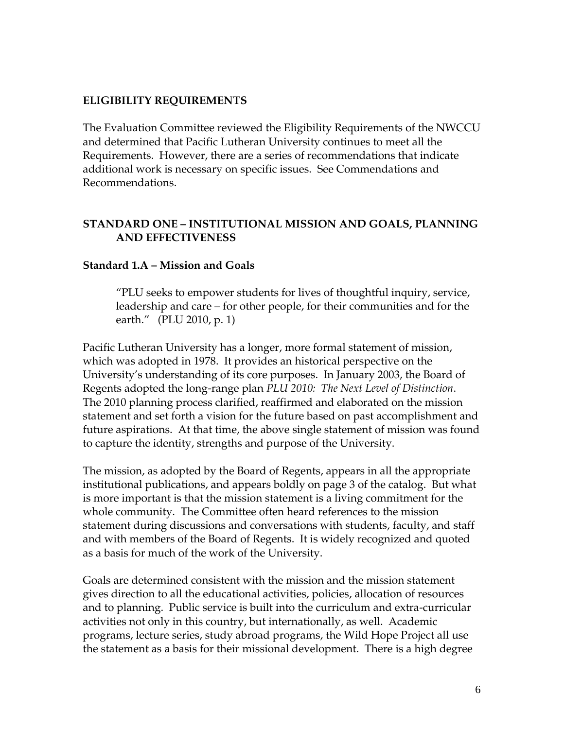## ELIGIBILITY REQUIREMENTS

The Evaluation Committee reviewed the Eligibility Requirements of the NWCCU and determined that Pacific Lutheran University continues to meet all the Requirements. However, there are a series of recommendations that indicate additional work is necessary on specific issues. See Commendations and Recommendations.

## STANDARD ONE – INSTITUTIONAL MISSION AND GOALS, PLANNING AND EFFECTIVENESS

### Standard 1.A – Mission and Goals

> "PLU seeks to empower students for lives of thoughtful inquiry, service, leadership and care – for other people, for their communities and for the earth." (PLU 2010, p. 1)

Pacific Lutheran University has a longer, more formal statement of mission, which was adopted in 1978. It provides an historical perspective on the University's understanding of its core purposes. In January 2003, the Board of Regents adopted the long-range plan *PLU 2010: The Next Level of Distinction*. The 2010 planning process clarified, reaffirmed and elaborated on the mission statement and set forth a vision for the future based on past accomplishment and future aspirations. At that time, the above single statement of mission was found to capture the identity, strengths and purpose of the University.

The mission, as adopted by the Board of Regents, appears in all the appropriate institutional publications, and appears boldly on page 3 of the catalog. But what is more important is that the mission statement is a living commitment for the whole community. The Committee often heard references to the mission statement during discussions and conversations with students, faculty, and staff and with members of the Board of Regents. It is widely recognized and quoted as a basis for much of the work of the University.

Goals are determined consistent with the mission and the mission statement gives direction to all the educational activities, policies, allocation of resources and to planning. Public service is built into the curriculum and extra-curricular activities not only in this country, but internationally, as well. Academic programs, lecture series, study abroad programs, the Wild Hope Project all use the statement as a basis for their missional development. There is a high degree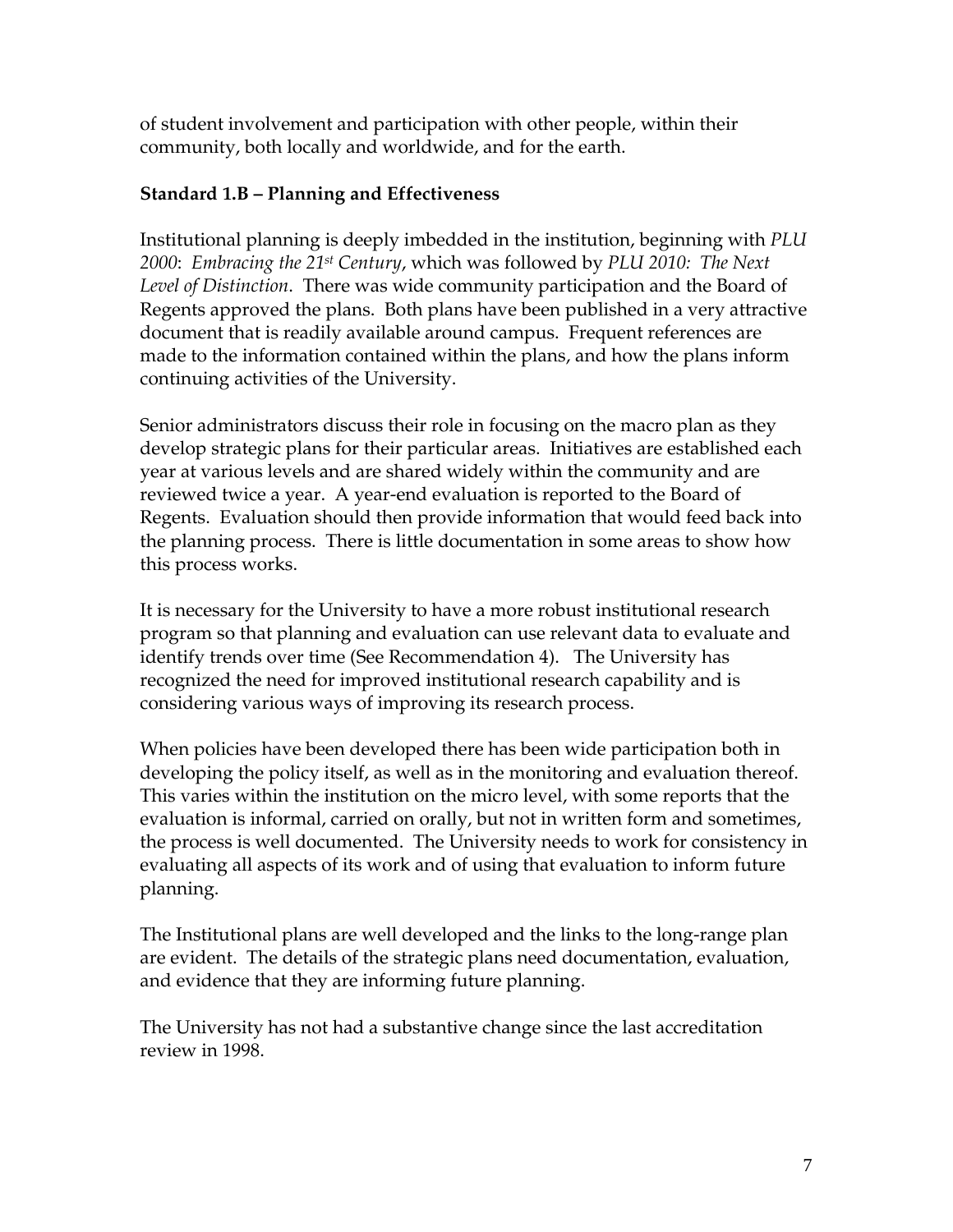of student involvement and participation with other people, within their community, both locally and worldwide, and for the earth.

**Standard 1.B – Planning and Effectiveness**

Institutional planning is deeply imbedded in the institution, beginning with *PLU 2000*: *Embracing the 21st Century*, which was followed by *PLU 2010: The Next Level of Distinction*. There was wide community participation and the Board of Regents approved the plans. Both plans have been published in a very attractive document that is readily available around campus. Frequent references are made to the information contained within the plans, and how the plans inform continuing activities of the University.

Senior administrators discuss their role in focusing on the macro plan as they develop strategic plans for their particular areas. Initiatives are established each year at various levels and are shared widely within the community and are reviewed twice a year. A year-end evaluation is reported to the Board of Regents. Evaluation should then provide information that would feed back into the planning process. There is little documentation in some areas to show how this process works.

It is necessary for the University to have a more robust institutional research program so that planning and evaluation can use relevant data to evaluate and identify trends over time (See Recommendation 4). The University has recognized the need for improved institutional research capability and is considering various ways of improving its research process.

When policies have been developed there has been wide participation both in developing the policy itself, as well as in the monitoring and evaluation thereof. This varies within the institution on the micro level, with some reports that the evaluation is informal, carried on orally, but not in written form and sometimes, the process is well documented. The University needs to work for consistency in evaluating all aspects of its work and of using that evaluation to inform future planning.

The Institutional plans are well developed and the links to the long-range plan are evident. The details of the strategic plans need documentation, evaluation, and evidence that they are informing future planning.

The University has not had a substantive change since the last accreditation review in 1998.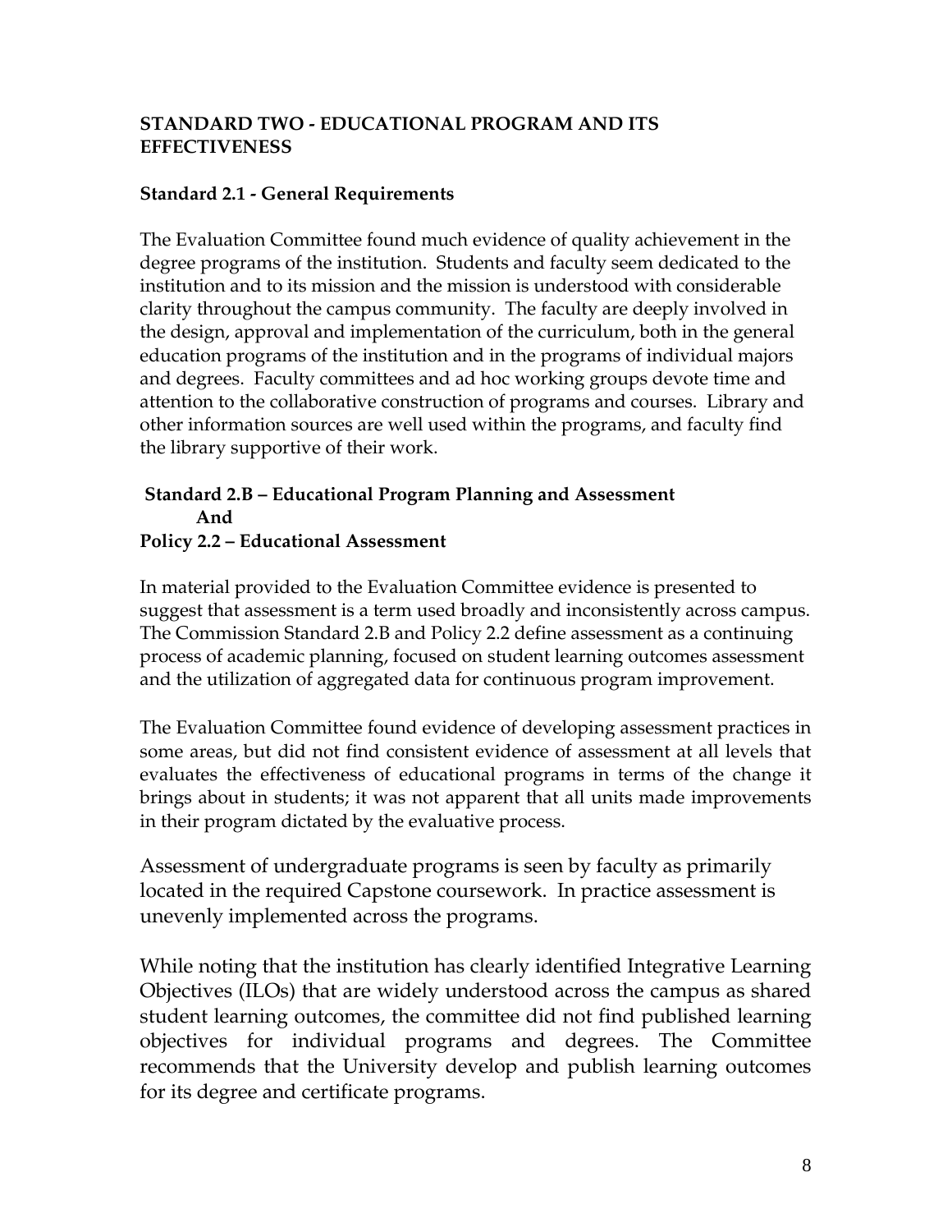## STANDARD TWO - EDUCATIONAL PROGRAM AND ITS EFFECTIVENESS

### Standard 2.1 - General Requirements

The Evaluation Committee found much evidence of quality achievement in the degree programs of the institution. Students and faculty seem dedicated to the institution and to its mission and the mission is understood with considerable clarity throughout the campus community. The faculty are deeply involved in the design, approval and implementation of the curriculum, both in the general education programs of the institution and in the programs of individual majors and degrees. Faculty committees and ad hoc working groups devote time and attention to the collaborative construction of programs and courses. Library and other information sources are well used within the programs, and faculty find the library supportive of their work.

### Standard 2.B – Educational Program Planning and Assessment And Policy 2.2 – Educational Assessment

In material provided to the Evaluation Committee evidence is presented to suggest that assessment is a term used broadly and inconsistently across campus. The Commission Standard 2.B and Policy 2.2 define assessment as a continuing process of academic planning, focused on student learning outcomes assessment and the utilization of aggregated data for continuous program improvement.

The Evaluation Committee found evidence of developing assessment practices in some areas, but did not find consistent evidence of assessment at all levels that evaluates the effectiveness of educational programs in terms of the change it brings about in students; it was not apparent that all units made improvements in their program dictated by the evaluative process.

Assessment of undergraduate programs is seen by faculty as primarily located in the required Capstone coursework. In practice assessment is unevenly implemented across the programs.

While noting that the institution has clearly identified Integrative Learning Objectives (ILOs) that are widely understood across the campus as shared student learning outcomes, the committee did not find published learning objectives for individual programs and degrees. The Committee recommends that the University develop and publish learning outcomes for its degree and certificate programs.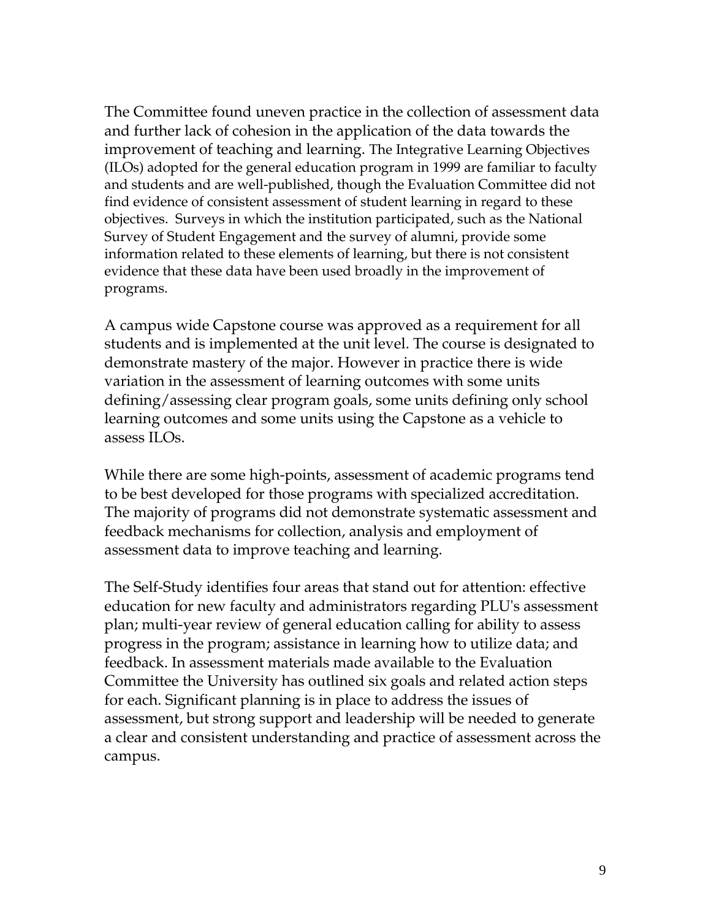The Committee found uneven practice in the collection of assessment data and further lack of cohesion in the application of the data towards the improvement of teaching and learning. The Integrative Learning Objectives (ILOs) adopted for the general education program in 1999 are familiar to faculty and students and are well-published, though the Evaluation Committee did not find evidence of consistent assessment of student learning in regard to these objectives. Surveys in which the institution participated, such as the National Survey of Student Engagement and the survey of alumni, provide some information related to these elements of learning, but there is not consistent evidence that these data have been used broadly in the improvement of programs.

A campus wide Capstone course was approved as a requirement for all students and is implemented at the unit level. The course is designated to demonstrate mastery of the major. However in practice there is wide variation in the assessment of learning outcomes with some units defining/assessing clear program goals, some units defining only school learning outcomes and some units using the Capstone as a vehicle to assess ILOs.

While there are some high-points, assessment of academic programs tend to be best developed for those programs with specialized accreditation. The majority of programs did not demonstrate systematic assessment and feedback mechanisms for collection, analysis and employment of assessment data to improve teaching and learning.

The Self-Study identifies four areas that stand out for attention: effective education for new faculty and administrators regarding PLU's assessment plan; multi-year review of general education calling for ability to assess progress in the program; assistance in learning how to utilize data; and feedback. In assessment materials made available to the Evaluation Committee the University has outlined six goals and related action steps for each. Significant planning is in place to address the issues of assessment, but strong support and leadership will be needed to generate a clear and consistent understanding and practice of assessment across the campus.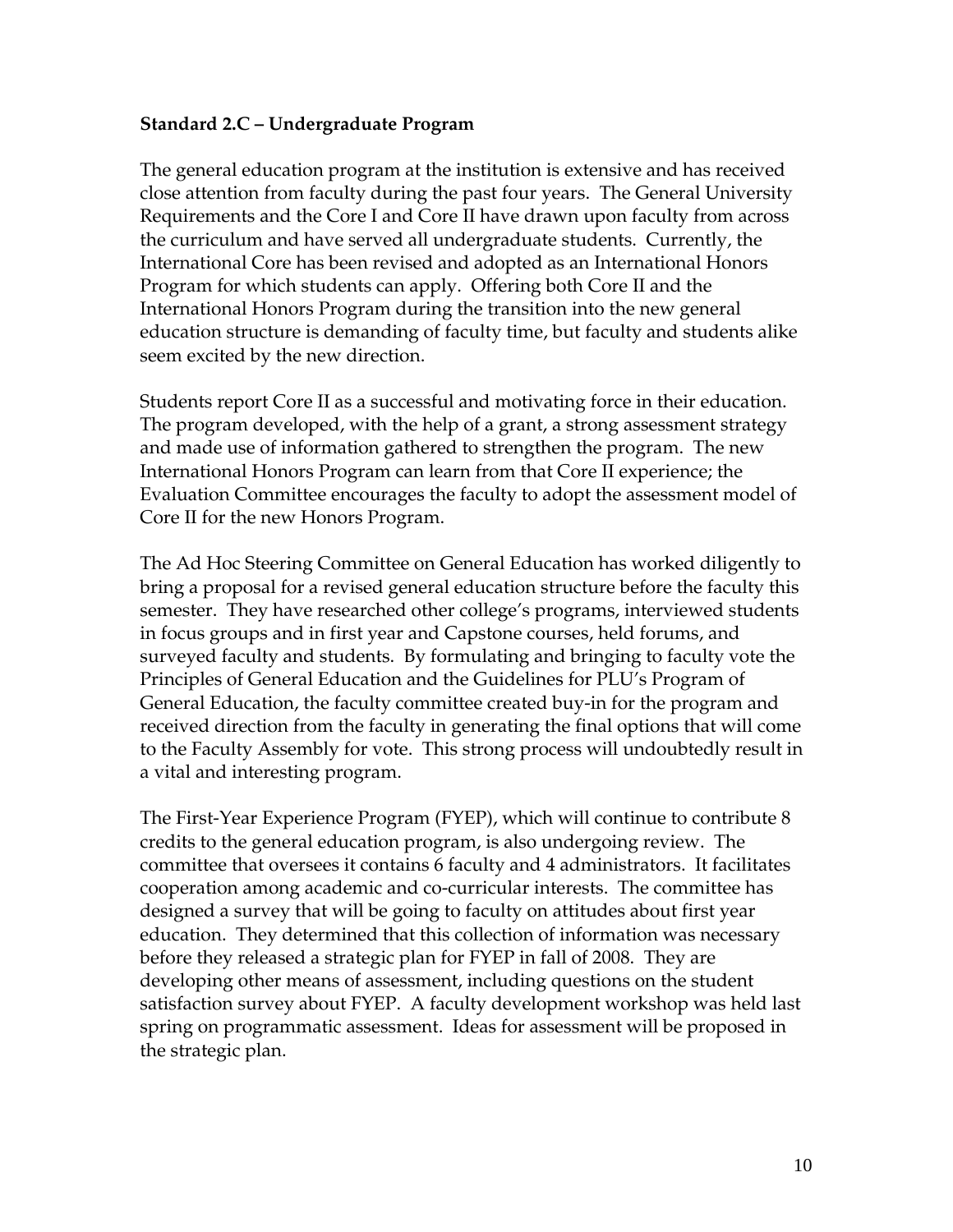**Standard 2.C – Undergraduate Program**

The general education program at the institution is extensive and has received close attention from faculty during the past four years. The General University Requirements and the Core I and Core II have drawn upon faculty from across the curriculum and have served all undergraduate students. Currently, the International Core has been revised and adopted as an International Honors Program for which students can apply. Offering both Core II and the International Honors Program during the transition into the new general education structure is demanding of faculty time, but faculty and students alike seem excited by the new direction.

Students report Core II as a successful and motivating force in their education. The program developed, with the help of a grant, a strong assessment strategy and made use of information gathered to strengthen the program. The new International Honors Program can learn from that Core II experience; the Evaluation Committee encourages the faculty to adopt the assessment model of Core II for the new Honors Program.

The Ad Hoc Steering Committee on General Education has worked diligently to bring a proposal for a revised general education structure before the faculty this semester. They have researched other college's programs, interviewed students in focus groups and in first year and Capstone courses, held forums, and surveyed faculty and students. By formulating and bringing to faculty vote the Principles of General Education and the Guidelines for PLU's Program of General Education, the faculty committee created buy-in for the program and received direction from the faculty in generating the final options that will come to the Faculty Assembly for vote. This strong process will undoubtedly result in a vital and interesting program.

The First-Year Experience Program (FYEP), which will continue to contribute 8 credits to the general education program, is also undergoing review. The committee that oversees it contains 6 faculty and 4 administrators. It facilitates cooperation among academic and co-curricular interests. The committee has designed a survey that will be going to faculty on attitudes about first year education. They determined that this collection of information was necessary before they released a strategic plan for FYEP in fall of 2008. They are developing other means of assessment, including questions on the student satisfaction survey about FYEP. A faculty development workshop was held last spring on programmatic assessment. Ideas for assessment will be proposed in the strategic plan.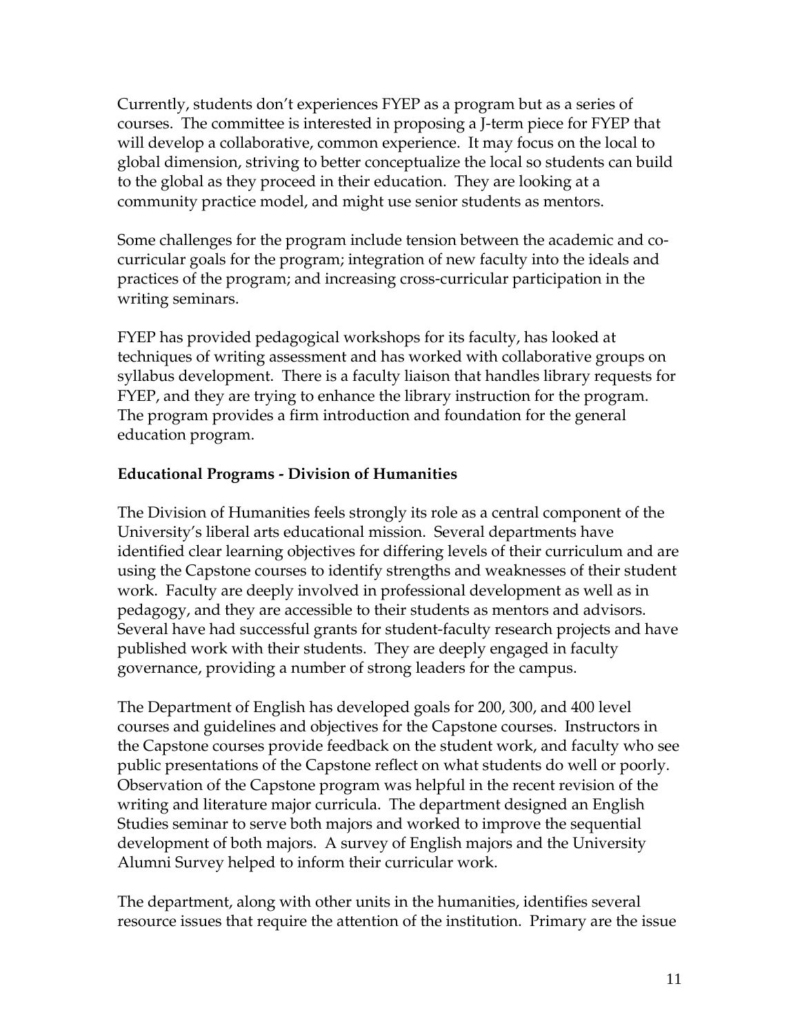Currently, students don't experiences FYEP as a program but as a series of courses. The committee is interested in proposing a J-term piece for FYEP that will develop a collaborative, common experience. It may focus on the local to global dimension, striving to better conceptualize the local so students can build to the global as they proceed in their education. They are looking at a community practice model, and might use senior students as mentors.

Some challenges for the program include tension between the academic and co-curricular goals for the program; integration of new faculty into the ideals and practices of the program; and increasing cross-curricular participation in the writing seminars.

FYEP has provided pedagogical workshops for its faculty, has looked at techniques of writing assessment and has worked with collaborative groups on syllabus development. There is a faculty liaison that handles library requests for FYEP, and they are trying to enhance the library instruction for the program. The program provides a firm introduction and foundation for the general education program.

**Educational Programs - Division of Humanities**

The Division of Humanities feels strongly its role as a central component of the University's liberal arts educational mission. Several departments have identified clear learning objectives for differing levels of their curriculum and are using the Capstone courses to identify strengths and weaknesses of their student work. Faculty are deeply involved in professional development as well as in pedagogy, and they are accessible to their students as mentors and advisors. Several have had successful grants for student-faculty research projects and have published work with their students. They are deeply engaged in faculty governance, providing a number of strong leaders for the campus.

The Department of English has developed goals for 200, 300, and 400 level courses and guidelines and objectives for the Capstone courses. Instructors in the Capstone courses provide feedback on the student work, and faculty who see public presentations of the Capstone reflect on what students do well or poorly. Observation of the Capstone program was helpful in the recent revision of the writing and literature major curricula. The department designed an English Studies seminar to serve both majors and worked to improve the sequential development of both majors. A survey of English majors and the University Alumni Survey helped to inform their curricular work.

The department, along with other units in the humanities, identifies several resource issues that require the attention of the institution. Primary are the issue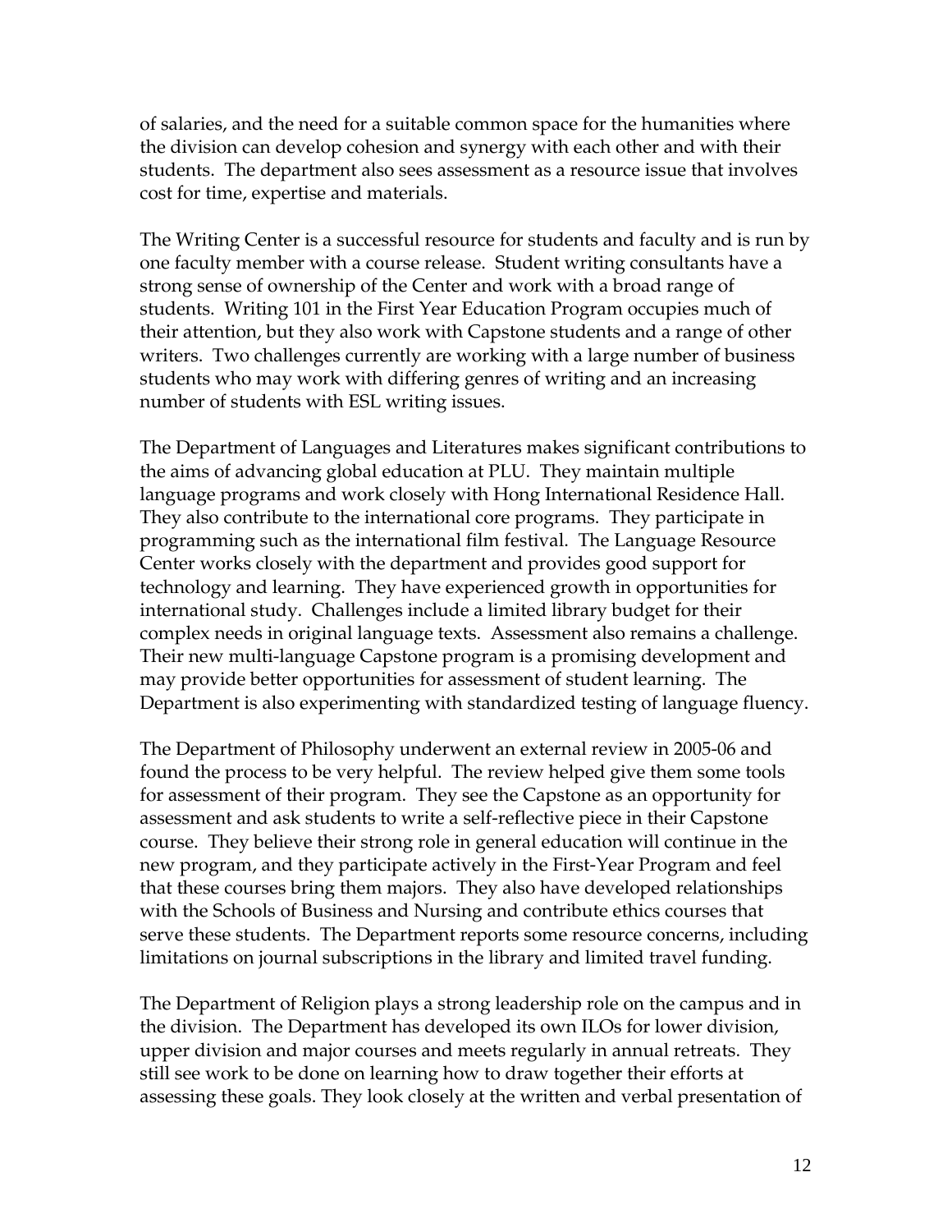of salaries, and the need for a suitable common space for the humanities where the division can develop cohesion and synergy with each other and with their students. The department also sees assessment as a resource issue that involves cost for time, expertise and materials.

The Writing Center is a successful resource for students and faculty and is run by one faculty member with a course release. Student writing consultants have a strong sense of ownership of the Center and work with a broad range of students. Writing 101 in the First Year Education Program occupies much of their attention, but they also work with Capstone students and a range of other writers. Two challenges currently are working with a large number of business students who may work with differing genres of writing and an increasing number of students with ESL writing issues.

The Department of Languages and Literatures makes significant contributions to the aims of advancing global education at PLU. They maintain multiple language programs and work closely with Hong International Residence Hall. They also contribute to the international core programs. They participate in programming such as the international film festival. The Language Resource Center works closely with the department and provides good support for technology and learning. They have experienced growth in opportunities for international study. Challenges include a limited library budget for their complex needs in original language texts. Assessment also remains a challenge. Their new multi-language Capstone program is a promising development and may provide better opportunities for assessment of student learning. The Department is also experimenting with standardized testing of language fluency.

The Department of Philosophy underwent an external review in 2005-06 and found the process to be very helpful. The review helped give them some tools for assessment of their program. They see the Capstone as an opportunity for assessment and ask students to write a self-reflective piece in their Capstone course. They believe their strong role in general education will continue in the new program, and they participate actively in the First-Year Program and feel that these courses bring them majors. They also have developed relationships with the Schools of Business and Nursing and contribute ethics courses that serve these students. The Department reports some resource concerns, including limitations on journal subscriptions in the library and limited travel funding.

The Department of Religion plays a strong leadership role on the campus and in the division. The Department has developed its own ILOs for lower division, upper division and major courses and meets regularly in annual retreats. They still see work to be done on learning how to draw together their efforts at assessing these goals. They look closely at the written and verbal presentation of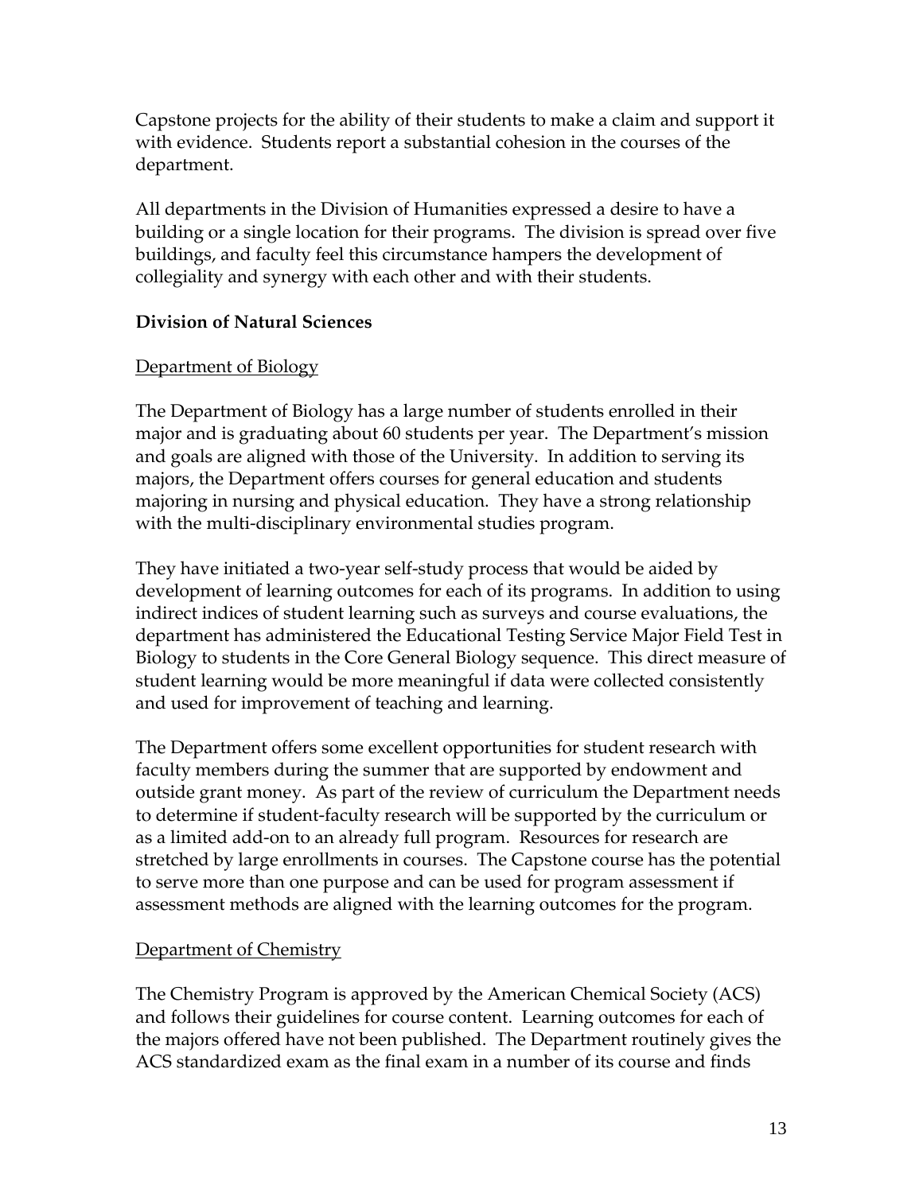Capstone projects for the ability of their students to make a claim and support it with evidence. Students report a substantial cohesion in the courses of the department.

All departments in the Division of Humanities expressed a desire to have a building or a single location for their programs. The division is spread over five buildings, and faculty feel this circumstance hampers the development of collegiality and synergy with each other and with their students.

**Division of Natural Sciences**

Department of Biology

The Department of Biology has a large number of students enrolled in their major and is graduating about 60 students per year. The Department's mission and goals are aligned with those of the University. In addition to serving its majors, the Department offers courses for general education and students majoring in nursing and physical education. They have a strong relationship with the multi-disciplinary environmental studies program.

They have initiated a two-year self-study process that would be aided by development of learning outcomes for each of its programs. In addition to using indirect indices of student learning such as surveys and course evaluations, the department has administered the Educational Testing Service Major Field Test in Biology to students in the Core General Biology sequence. This direct measure of student learning would be more meaningful if data were collected consistently and used for improvement of teaching and learning.

The Department offers some excellent opportunities for student research with faculty members during the summer that are supported by endowment and outside grant money. As part of the review of curriculum the Department needs to determine if student-faculty research will be supported by the curriculum or as a limited add-on to an already full program. Resources for research are stretched by large enrollments in courses. The Capstone course has the potential to serve more than one purpose and can be used for program assessment if assessment methods are aligned with the learning outcomes for the program.

Department of Chemistry

The Chemistry Program is approved by the American Chemical Society (ACS) and follows their guidelines for course content. Learning outcomes for each of the majors offered have not been published. The Department routinely gives the ACS standardized exam as the final exam in a number of its course and finds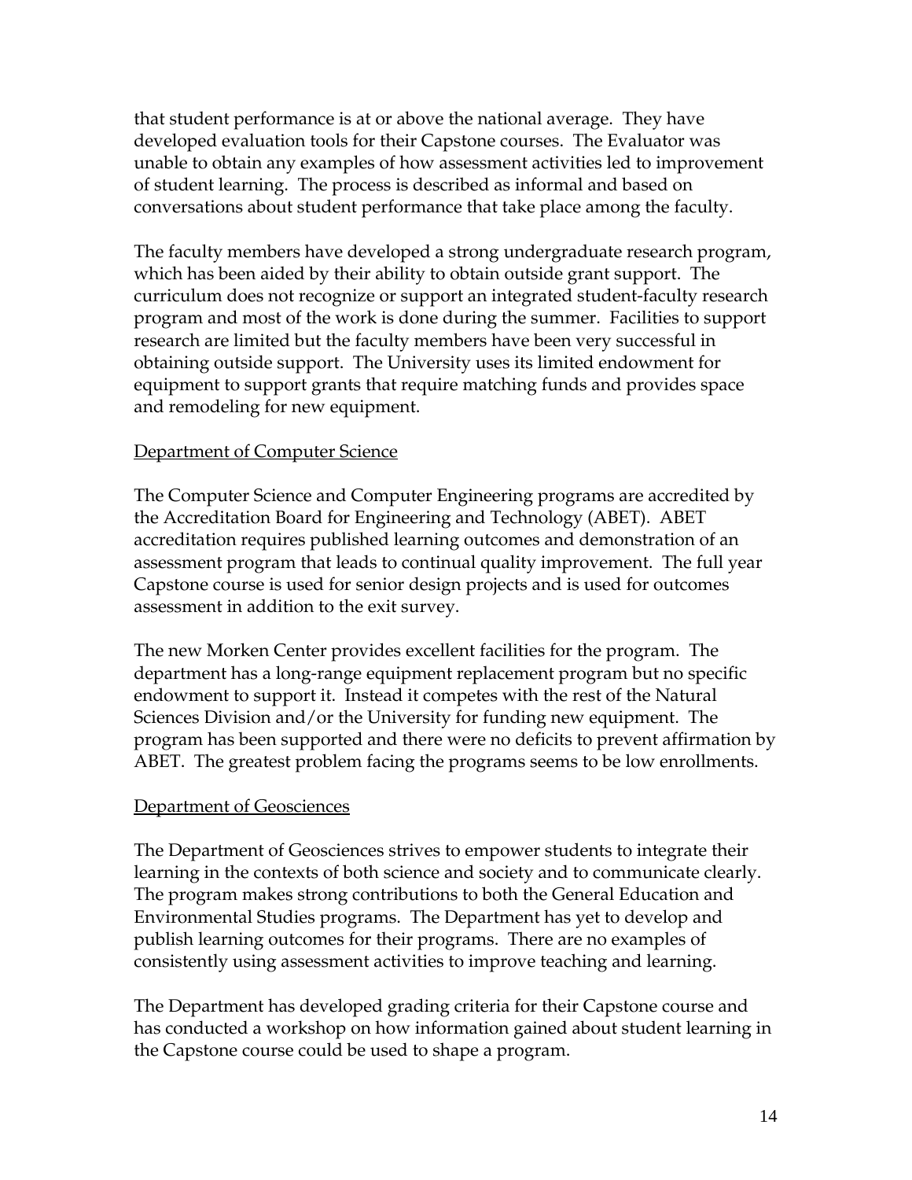that student performance is at or above the national average. They have developed evaluation tools for their Capstone courses. The Evaluator was unable to obtain any examples of how assessment activities led to improvement of student learning. The process is described as informal and based on conversations about student performance that take place among the faculty.

The faculty members have developed a strong undergraduate research program, which has been aided by their ability to obtain outside grant support. The curriculum does not recognize or support an integrated student-faculty research program and most of the work is done during the summer. Facilities to support research are limited but the faculty members have been very successful in obtaining outside support. The University uses its limited endowment for equipment to support grants that require matching funds and provides space and remodeling for new equipment.

<u>Department of Computer Science</u>

The Computer Science and Computer Engineering programs are accredited by the Accreditation Board for Engineering and Technology (ABET). ABET accreditation requires published learning outcomes and demonstration of an assessment program that leads to continual quality improvement. The full year Capstone course is used for senior design projects and is used for outcomes assessment in addition to the exit survey.

The new Morken Center provides excellent facilities for the program. The department has a long-range equipment replacement program but no specific endowment to support it. Instead it competes with the rest of the Natural Sciences Division and/or the University for funding new equipment. The program has been supported and there were no deficits to prevent affirmation by ABET. The greatest problem facing the programs seems to be low enrollments.

<u>Department of Geosciences</u>

The Department of Geosciences strives to empower students to integrate their learning in the contexts of both science and society and to communicate clearly. The program makes strong contributions to both the General Education and Environmental Studies programs. The Department has yet to develop and publish learning outcomes for their programs. There are no examples of consistently using assessment activities to improve teaching and learning.

The Department has developed grading criteria for their Capstone course and has conducted a workshop on how information gained about student learning in the Capstone course could be used to shape a program.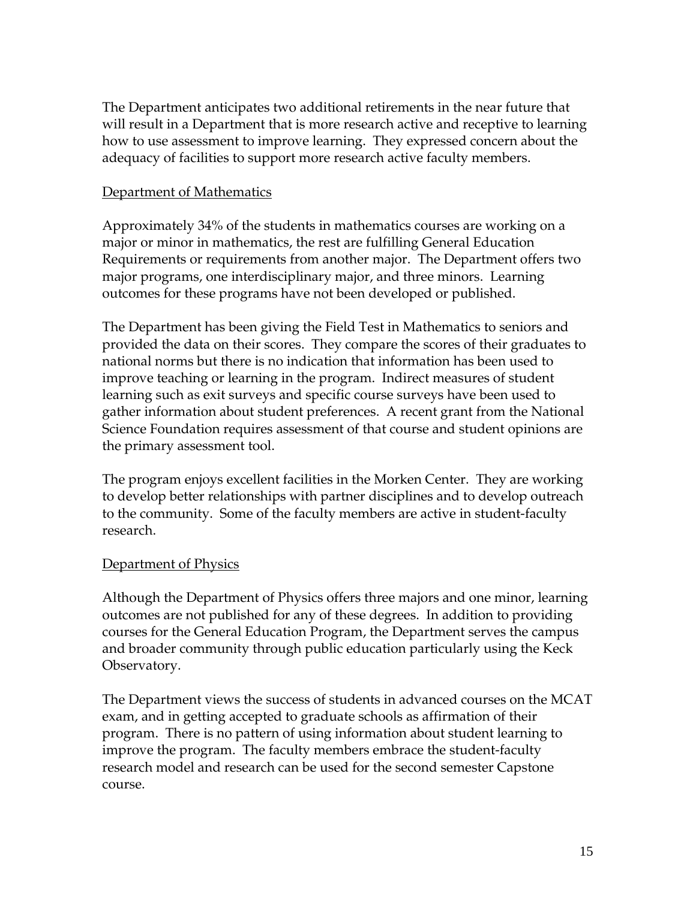The Department anticipates two additional retirements in the near future that will result in a Department that is more research active and receptive to learning how to use assessment to improve learning. They expressed concern about the adequacy of facilities to support more research active faculty members.

## Department of Mathematics

Approximately 34% of the students in mathematics courses are working on a major or minor in mathematics, the rest are fulfilling General Education Requirements or requirements from another major. The Department offers two major programs, one interdisciplinary major, and three minors. Learning outcomes for these programs have not been developed or published.

The Department has been giving the Field Test in Mathematics to seniors and provided the data on their scores. They compare the scores of their graduates to national norms but there is no indication that information has been used to improve teaching or learning in the program. Indirect measures of student learning such as exit surveys and specific course surveys have been used to gather information about student preferences. A recent grant from the National Science Foundation requires assessment of that course and student opinions are the primary assessment tool.

The program enjoys excellent facilities in the Morken Center. They are working to develop better relationships with partner disciplines and to develop outreach to the community. Some of the faculty members are active in student-faculty research.

## Department of Physics

Although the Department of Physics offers three majors and one minor, learning outcomes are not published for any of these degrees. In addition to providing courses for the General Education Program, the Department serves the campus and broader community through public education particularly using the Keck Observatory.

The Department views the success of students in advanced courses on the MCAT exam, and in getting accepted to graduate schools as affirmation of their program. There is no pattern of using information about student learning to improve the program. The faculty members embrace the student-faculty research model and research can be used for the second semester Capstone course.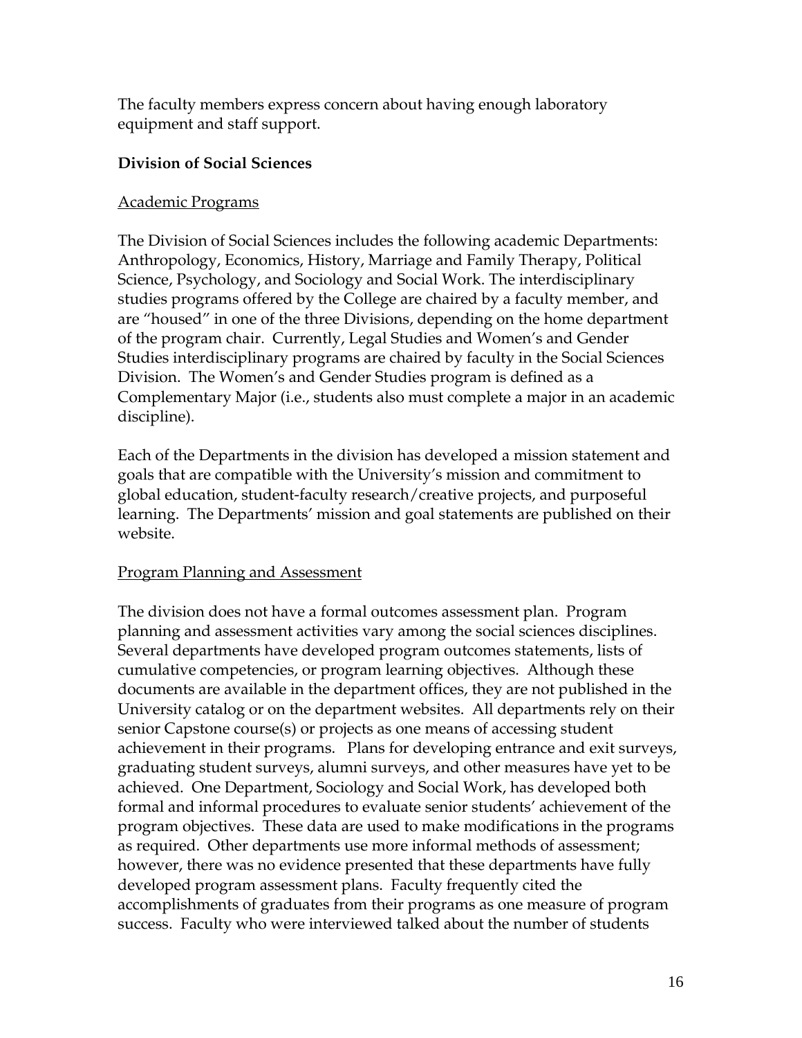The faculty members express concern about having enough laboratory equipment and staff support.

**Division of Social Sciences**

Academic Programs

The Division of Social Sciences includes the following academic Departments: Anthropology, Economics, History, Marriage and Family Therapy, Political Science, Psychology, and Sociology and Social Work. The interdisciplinary studies programs offered by the College are chaired by a faculty member, and are "housed" in one of the three Divisions, depending on the home department of the program chair. Currently, Legal Studies and Women's and Gender Studies interdisciplinary programs are chaired by faculty in the Social Sciences Division. The Women's and Gender Studies program is defined as a Complementary Major (i.e., students also must complete a major in an academic discipline).

Each of the Departments in the division has developed a mission statement and goals that are compatible with the University's mission and commitment to global education, student-faculty research/creative projects, and purposeful learning. The Departments' mission and goal statements are published on their website.

Program Planning and Assessment

The division does not have a formal outcomes assessment plan. Program planning and assessment activities vary among the social sciences disciplines. Several departments have developed program outcomes statements, lists of cumulative competencies, or program learning objectives. Although these documents are available in the department offices, they are not published in the University catalog or on the department websites. All departments rely on their senior Capstone course(s) or projects as one means of accessing student achievement in their programs. Plans for developing entrance and exit surveys, graduating student surveys, alumni surveys, and other measures have yet to be achieved. One Department, Sociology and Social Work, has developed both formal and informal procedures to evaluate senior students' achievement of the program objectives. These data are used to make modifications in the programs as required. Other departments use more informal methods of assessment; however, there was no evidence presented that these departments have fully developed program assessment plans. Faculty frequently cited the accomplishments of graduates from their programs as one measure of program success. Faculty who were interviewed talked about the number of students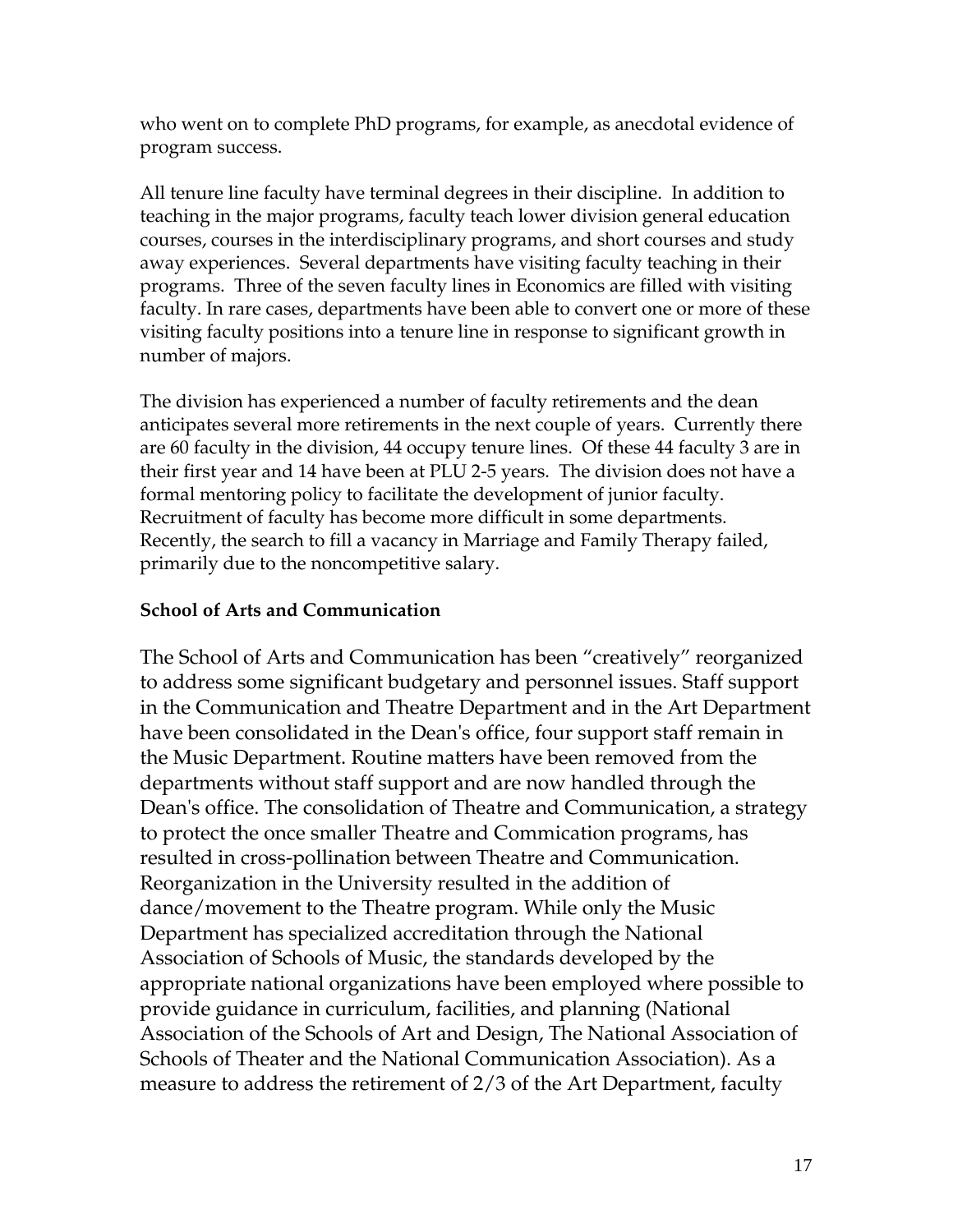who went on to complete PhD programs, for example, as anecdotal evidence of program success.

All tenure line faculty have terminal degrees in their discipline. In addition to teaching in the major programs, faculty teach lower division general education courses, courses in the interdisciplinary programs, and short courses and study away experiences. Several departments have visiting faculty teaching in their programs. Three of the seven faculty lines in Economics are filled with visiting faculty. In rare cases, departments have been able to convert one or more of these visiting faculty positions into a tenure line in response to significant growth in number of majors.

The division has experienced a number of faculty retirements and the dean anticipates several more retirements in the next couple of years. Currently there are 60 faculty in the division, 44 occupy tenure lines. Of these 44 faculty 3 are in their first year and 14 have been at PLU 2-5 years. The division does not have a formal mentoring policy to facilitate the development of junior faculty. Recruitment of faculty has become more difficult in some departments. Recently, the search to fill a vacancy in Marriage and Family Therapy failed, primarily due to the noncompetitive salary.

**School of Arts and Communication**

The School of Arts and Communication has been "creatively" reorganized to address some significant budgetary and personnel issues. Staff support in the Communication and Theatre Department and in the Art Department have been consolidated in the Dean's office, four support staff remain in the Music Department. Routine matters have been removed from the departments without staff support and are now handled through the Dean's office. The consolidation of Theatre and Communication, a strategy to protect the once smaller Theatre and Commication programs, has resulted in cross-pollination between Theatre and Communication. Reorganization in the University resulted in the addition of dance/movement to the Theatre program. While only the Music Department has specialized accreditation through the National Association of Schools of Music, the standards developed by the appropriate national organizations have been employed where possible to provide guidance in curriculum, facilities, and planning (National Association of the Schools of Art and Design, The National Association of Schools of Theater and the National Communication Association). As a measure to address the retirement of 2/3 of the Art Department, faculty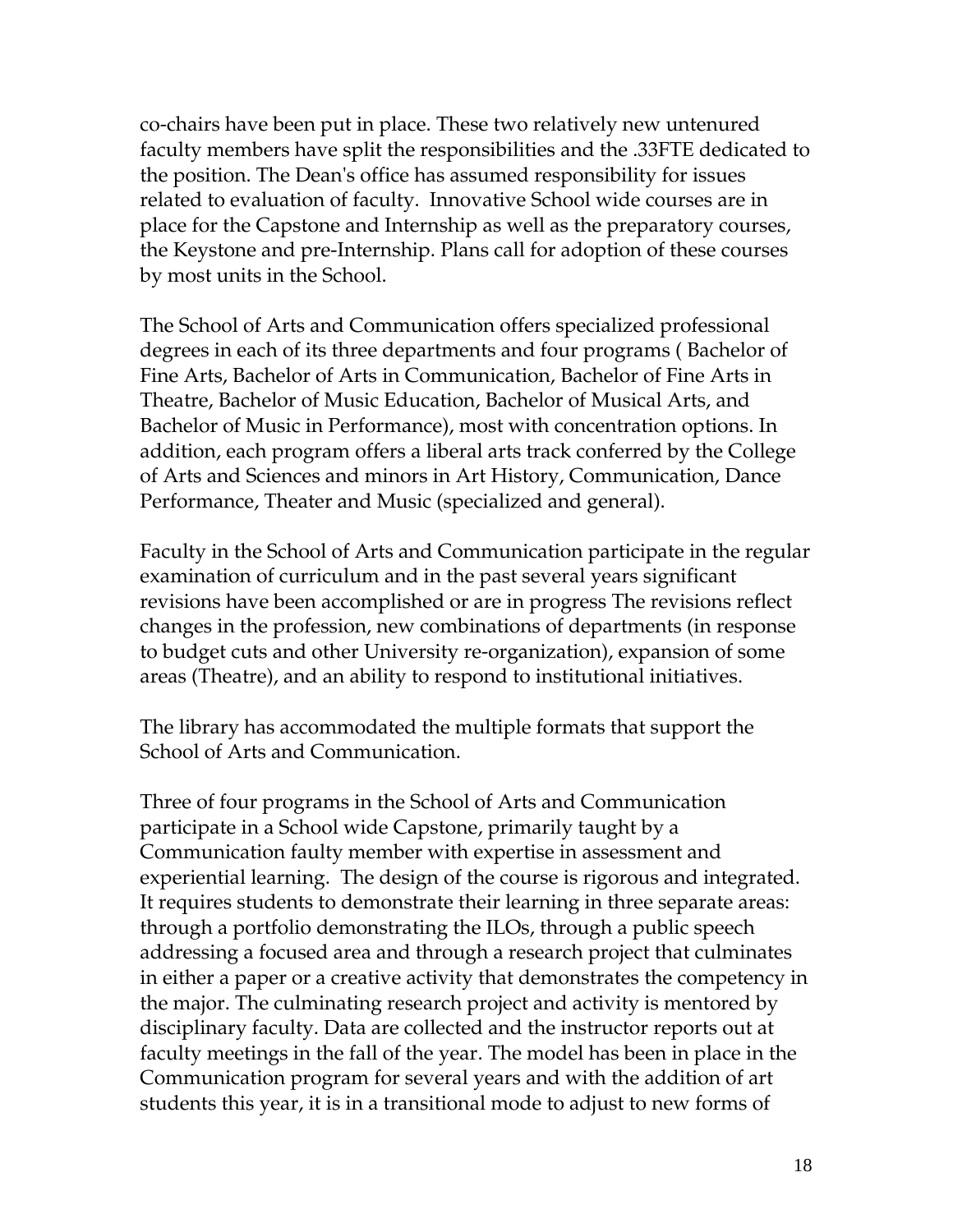co-chairs have been put in place. These two relatively new untenured faculty members have split the responsibilities and the .33FTE dedicated to the position. The Dean's office has assumed responsibility for issues related to evaluation of faculty. Innovative School wide courses are in place for the Capstone and Internship as well as the preparatory courses, the Keystone and pre-Internship. Plans call for adoption of these courses by most units in the School.

The School of Arts and Communication offers specialized professional degrees in each of its three departments and four programs ( Bachelor of Fine Arts, Bachelor of Arts in Communication, Bachelor of Fine Arts in Theatre, Bachelor of Music Education, Bachelor of Musical Arts, and Bachelor of Music in Performance), most with concentration options. In addition, each program offers a liberal arts track conferred by the College of Arts and Sciences and minors in Art History, Communication, Dance Performance, Theater and Music (specialized and general).

Faculty in the School of Arts and Communication participate in the regular examination of curriculum and in the past several years significant revisions have been accomplished or are in progress The revisions reflect changes in the profession, new combinations of departments (in response to budget cuts and other University re-organization), expansion of some areas (Theatre), and an ability to respond to institutional initiatives.

The library has accommodated the multiple formats that support the School of Arts and Communication.

Three of four programs in the School of Arts and Communication participate in a School wide Capstone, primarily taught by a Communication faulty member with expertise in assessment and experiential learning. The design of the course is rigorous and integrated. It requires students to demonstrate their learning in three separate areas: through a portfolio demonstrating the ILOs, through a public speech addressing a focused area and through a research project that culminates in either a paper or a creative activity that demonstrates the competency in the major. The culminating research project and activity is mentored by disciplinary faculty. Data are collected and the instructor reports out at faculty meetings in the fall of the year. The model has been in place in the Communication program for several years and with the addition of art students this year, it is in a transitional mode to adjust to new forms of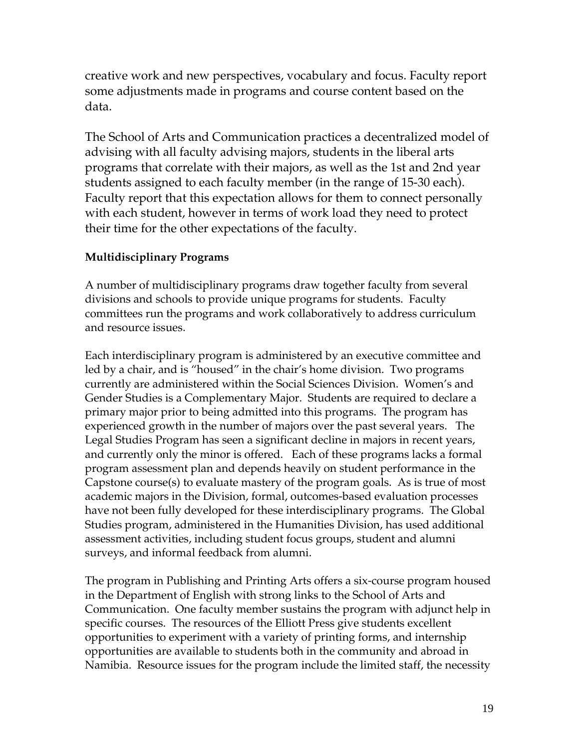creative work and new perspectives, vocabulary and focus. Faculty report some adjustments made in programs and course content based on the data.

The School of Arts and Communication practices a decentralized model of advising with all faculty advising majors, students in the liberal arts programs that correlate with their majors, as well as the 1st and 2nd year students assigned to each faculty member (in the range of 15-30 each). Faculty report that this expectation allows for them to connect personally with each student, however in terms of work load they need to protect their time for the other expectations of the faculty.

**Multidisciplinary Programs**

A number of multidisciplinary programs draw together faculty from several divisions and schools to provide unique programs for students. Faculty committees run the programs and work collaboratively to address curriculum and resource issues.

Each interdisciplinary program is administered by an executive committee and led by a chair, and is "housed" in the chair's home division. Two programs currently are administered within the Social Sciences Division. Women's and Gender Studies is a Complementary Major. Students are required to declare a primary major prior to being admitted into this programs. The program has experienced growth in the number of majors over the past several years. The Legal Studies Program has seen a significant decline in majors in recent years, and currently only the minor is offered. Each of these programs lacks a formal program assessment plan and depends heavily on student performance in the Capstone course(s) to evaluate mastery of the program goals. As is true of most academic majors in the Division, formal, outcomes-based evaluation processes have not been fully developed for these interdisciplinary programs. The Global Studies program, administered in the Humanities Division, has used additional assessment activities, including student focus groups, student and alumni surveys, and informal feedback from alumni.

The program in Publishing and Printing Arts offers a six-course program housed in the Department of English with strong links to the School of Arts and Communication. One faculty member sustains the program with adjunct help in specific courses. The resources of the Elliott Press give students excellent opportunities to experiment with a variety of printing forms, and internship opportunities are available to students both in the community and abroad in Namibia. Resource issues for the program include the limited staff, the necessity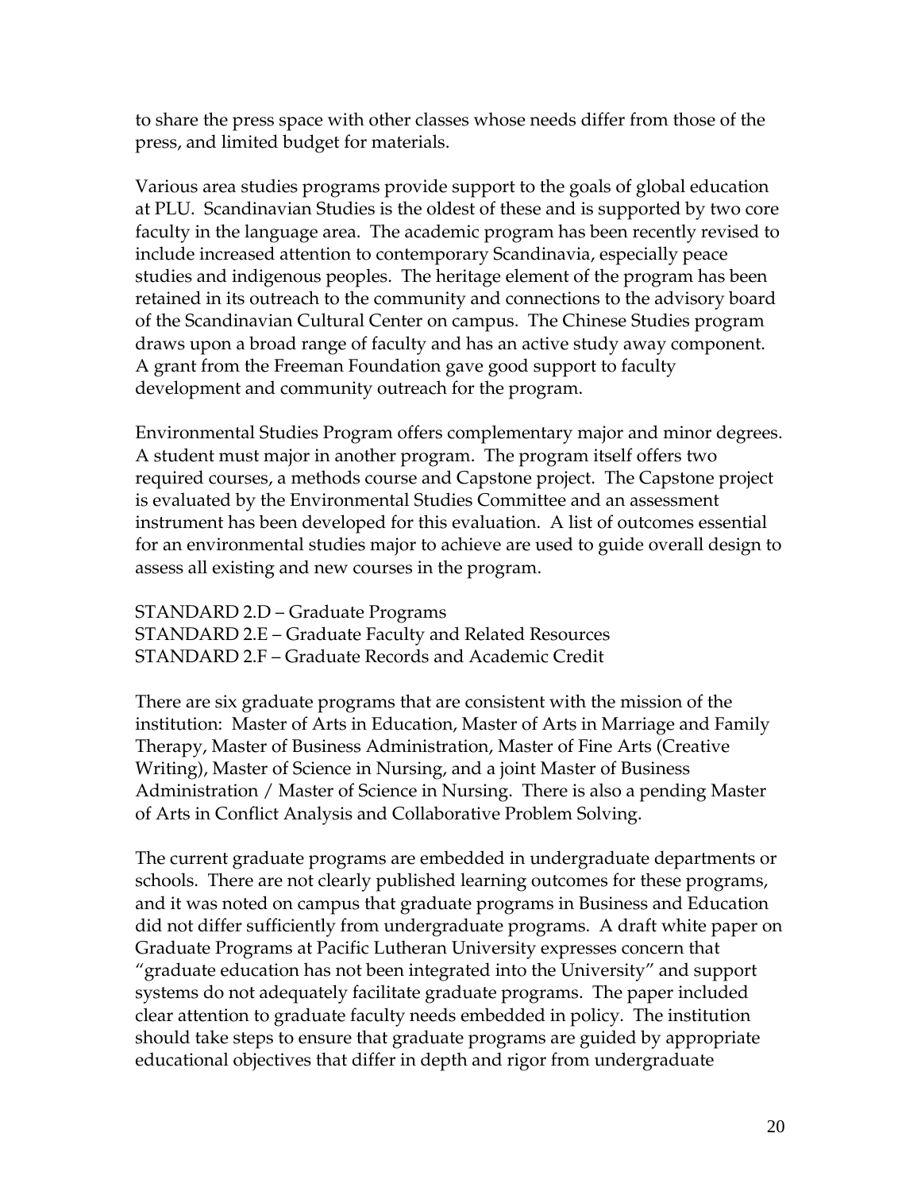to share the press space with other classes whose needs differ from those of the press, and limited budget for materials.

Various area studies programs provide support to the goals of global education at PLU. Scandinavian Studies is the oldest of these and is supported by two core faculty in the language area. The academic program has been recently revised to include increased attention to contemporary Scandinavia, especially peace studies and indigenous peoples. The heritage element of the program has been retained in its outreach to the community and connections to the advisory board of the Scandinavian Cultural Center on campus. The Chinese Studies program draws upon a broad range of faculty and has an active study away component. A grant from the Freeman Foundation gave good support to faculty development and community outreach for the program.

Environmental Studies Program offers complementary major and minor degrees. A student must major in another program. The program itself offers two required courses, a methods course and Capstone project. The Capstone project is evaluated by the Environmental Studies Committee and an assessment instrument has been developed for this evaluation. A list of outcomes essential for an environmental studies major to achieve are used to guide overall design to assess all existing and new courses in the program.

STANDARD 2.D – Graduate Programs
STANDARD 2.E – Graduate Faculty and Related Resources
STANDARD 2.F – Graduate Records and Academic Credit

There are six graduate programs that are consistent with the mission of the institution: Master of Arts in Education, Master of Arts in Marriage and Family Therapy, Master of Business Administration, Master of Fine Arts (Creative Writing), Master of Science in Nursing, and a joint Master of Business Administration / Master of Science in Nursing. There is also a pending Master of Arts in Conflict Analysis and Collaborative Problem Solving.

The current graduate programs are embedded in undergraduate departments or schools. There are not clearly published learning outcomes for these programs, and it was noted on campus that graduate programs in Business and Education did not differ sufficiently from undergraduate programs. A draft white paper on Graduate Programs at Pacific Lutheran University expresses concern that "graduate education has not been integrated into the University" and support systems do not adequately facilitate graduate programs. The paper included clear attention to graduate faculty needs embedded in policy. The institution should take steps to ensure that graduate programs are guided by appropriate educational objectives that differ in depth and rigor from undergraduate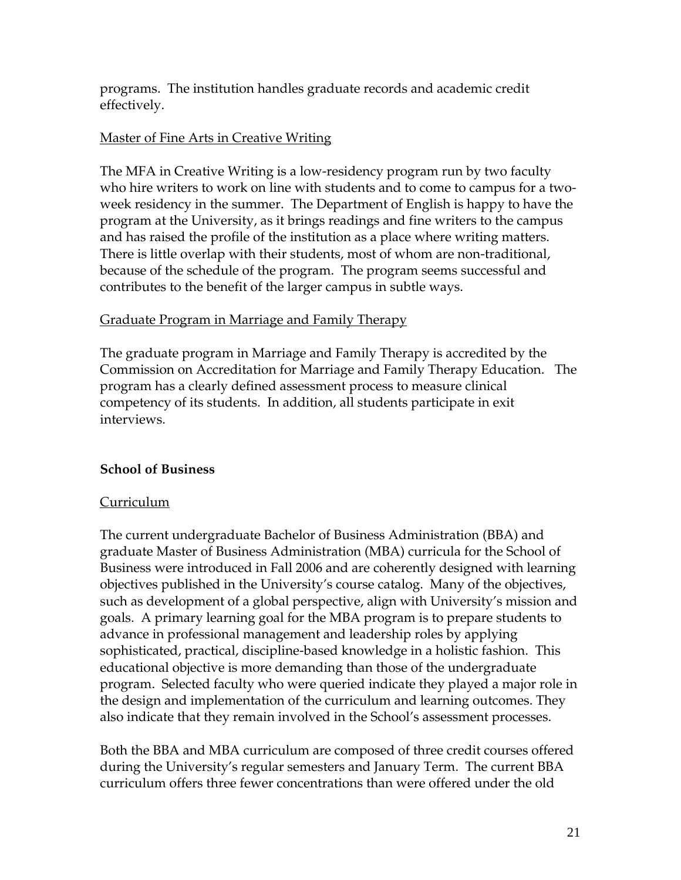programs. The institution handles graduate records and academic credit effectively.

Master of Fine Arts in Creative Writing

The MFA in Creative Writing is a low-residency program run by two faculty who hire writers to work on line with students and to come to campus for a two-week residency in the summer. The Department of English is happy to have the program at the University, as it brings readings and fine writers to the campus and has raised the profile of the institution as a place where writing matters. There is little overlap with their students, most of whom are non-traditional, because of the schedule of the program. The program seems successful and contributes to the benefit of the larger campus in subtle ways.

Graduate Program in Marriage and Family Therapy

The graduate program in Marriage and Family Therapy is accredited by the Commission on Accreditation for Marriage and Family Therapy Education. The program has a clearly defined assessment process to measure clinical competency of its students. In addition, all students participate in exit interviews.

**School of Business**

Curriculum

The current undergraduate Bachelor of Business Administration (BBA) and graduate Master of Business Administration (MBA) curricula for the School of Business were introduced in Fall 2006 and are coherently designed with learning objectives published in the University's course catalog. Many of the objectives, such as development of a global perspective, align with University's mission and goals. A primary learning goal for the MBA program is to prepare students to advance in professional management and leadership roles by applying sophisticated, practical, discipline-based knowledge in a holistic fashion. This educational objective is more demanding than those of the undergraduate program. Selected faculty who were queried indicate they played a major role in the design and implementation of the curriculum and learning outcomes. They also indicate that they remain involved in the School's assessment processes.

Both the BBA and MBA curriculum are composed of three credit courses offered during the University's regular semesters and January Term. The current BBA curriculum offers three fewer concentrations than were offered under the old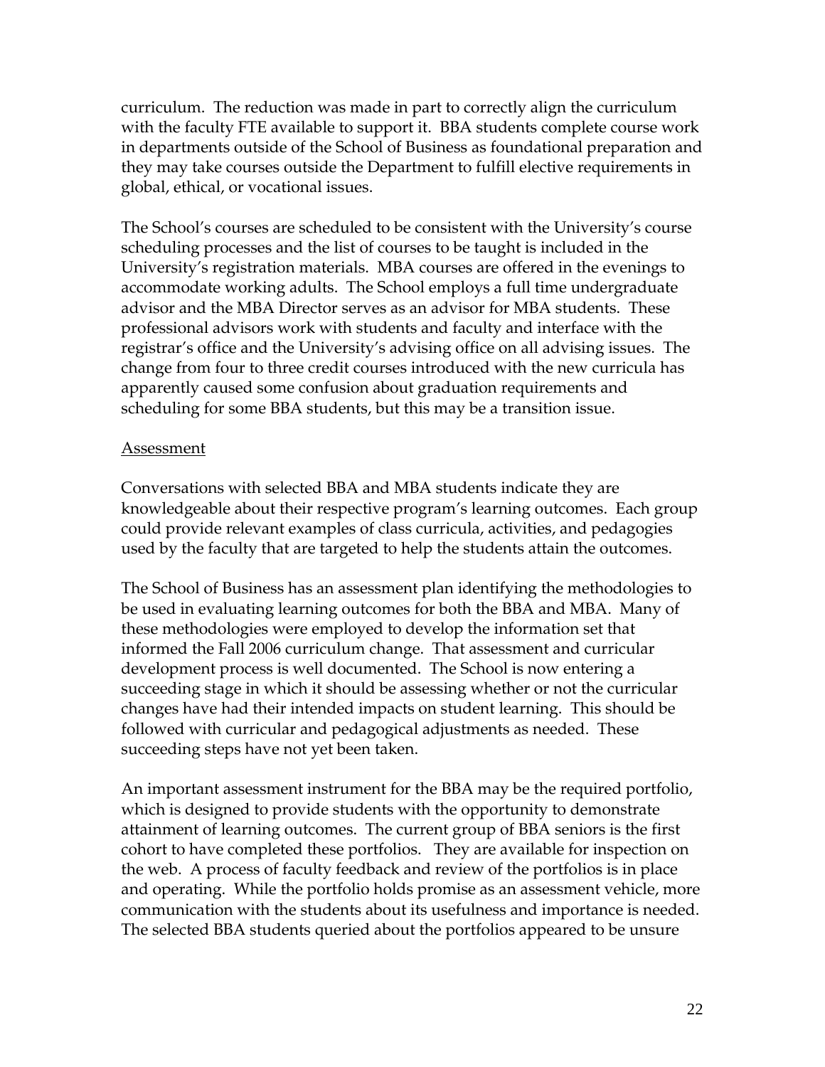curriculum. The reduction was made in part to correctly align the curriculum with the faculty FTE available to support it. BBA students complete course work in departments outside of the School of Business as foundational preparation and they may take courses outside the Department to fulfill elective requirements in global, ethical, or vocational issues.

The School's courses are scheduled to be consistent with the University's course scheduling processes and the list of courses to be taught is included in the University's registration materials. MBA courses are offered in the evenings to accommodate working adults. The School employs a full time undergraduate advisor and the MBA Director serves as an advisor for MBA students. These professional advisors work with students and faculty and interface with the registrar's office and the University's advising office on all advising issues. The change from four to three credit courses introduced with the new curricula has apparently caused some confusion about graduation requirements and scheduling for some BBA students, but this may be a transition issue.

<u>Assessment</u>

Conversations with selected BBA and MBA students indicate they are knowledgeable about their respective program's learning outcomes. Each group could provide relevant examples of class curricula, activities, and pedagogies used by the faculty that are targeted to help the students attain the outcomes.

The School of Business has an assessment plan identifying the methodologies to be used in evaluating learning outcomes for both the BBA and MBA. Many of these methodologies were employed to develop the information set that informed the Fall 2006 curriculum change. That assessment and curricular development process is well documented. The School is now entering a succeeding stage in which it should be assessing whether or not the curricular changes have had their intended impacts on student learning. This should be followed with curricular and pedagogical adjustments as needed. These succeeding steps have not yet been taken.

An important assessment instrument for the BBA may be the required portfolio, which is designed to provide students with the opportunity to demonstrate attainment of learning outcomes. The current group of BBA seniors is the first cohort to have completed these portfolios. They are available for inspection on the web. A process of faculty feedback and review of the portfolios is in place and operating. While the portfolio holds promise as an assessment vehicle, more communication with the students about its usefulness and importance is needed. The selected BBA students queried about the portfolios appeared to be unsure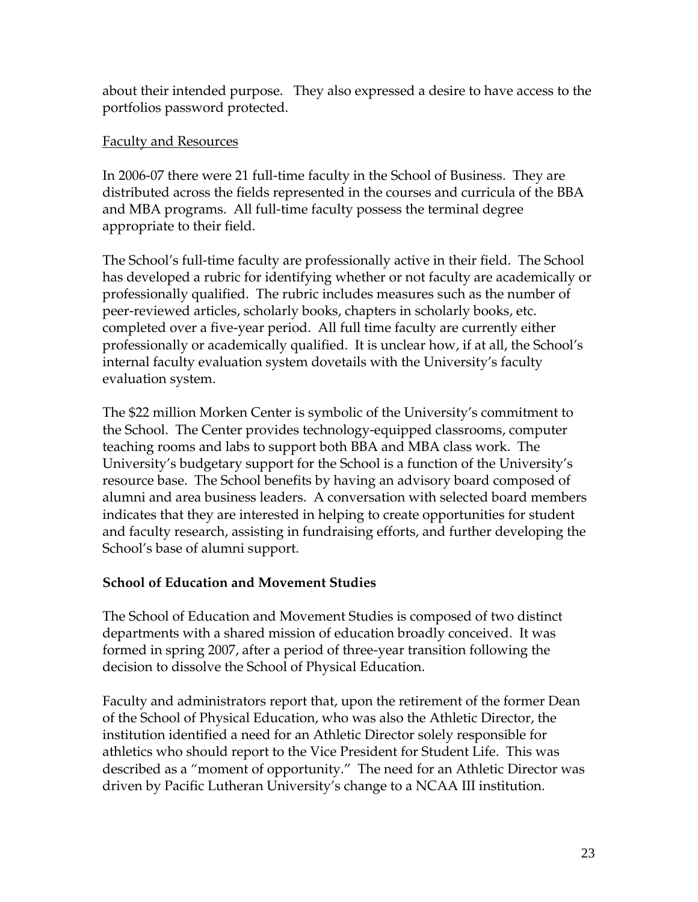about their intended purpose. They also expressed a desire to have access to the portfolios password protected.

Faculty and Resources

In 2006-07 there were 21 full-time faculty in the School of Business. They are distributed across the fields represented in the courses and curricula of the BBA and MBA programs. All full-time faculty possess the terminal degree appropriate to their field.

The School's full-time faculty are professionally active in their field. The School has developed a rubric for identifying whether or not faculty are academically or professionally qualified. The rubric includes measures such as the number of peer-reviewed articles, scholarly books, chapters in scholarly books, etc. completed over a five-year period. All full time faculty are currently either professionally or academically qualified. It is unclear how, if at all, the School's internal faculty evaluation system dovetails with the University's faculty evaluation system.

The $22 million Morken Center is symbolic of the University's commitment to the School. The Center provides technology-equipped classrooms, computer teaching rooms and labs to support both BBA and MBA class work. The University's budgetary support for the School is a function of the University's resource base. The School benefits by having an advisory board composed of alumni and area business leaders. A conversation with selected board members indicates that they are interested in helping to create opportunities for student and faculty research, assisting in fundraising efforts, and further developing the School's base of alumni support.

**School of Education and Movement Studies**

The School of Education and Movement Studies is composed of two distinct departments with a shared mission of education broadly conceived. It was formed in spring 2007, after a period of three-year transition following the decision to dissolve the School of Physical Education.

Faculty and administrators report that, upon the retirement of the former Dean of the School of Physical Education, who was also the Athletic Director, the institution identified a need for an Athletic Director solely responsible for athletics who should report to the Vice President for Student Life. This was described as a "moment of opportunity." The need for an Athletic Director was driven by Pacific Lutheran University's change to a NCAA III institution.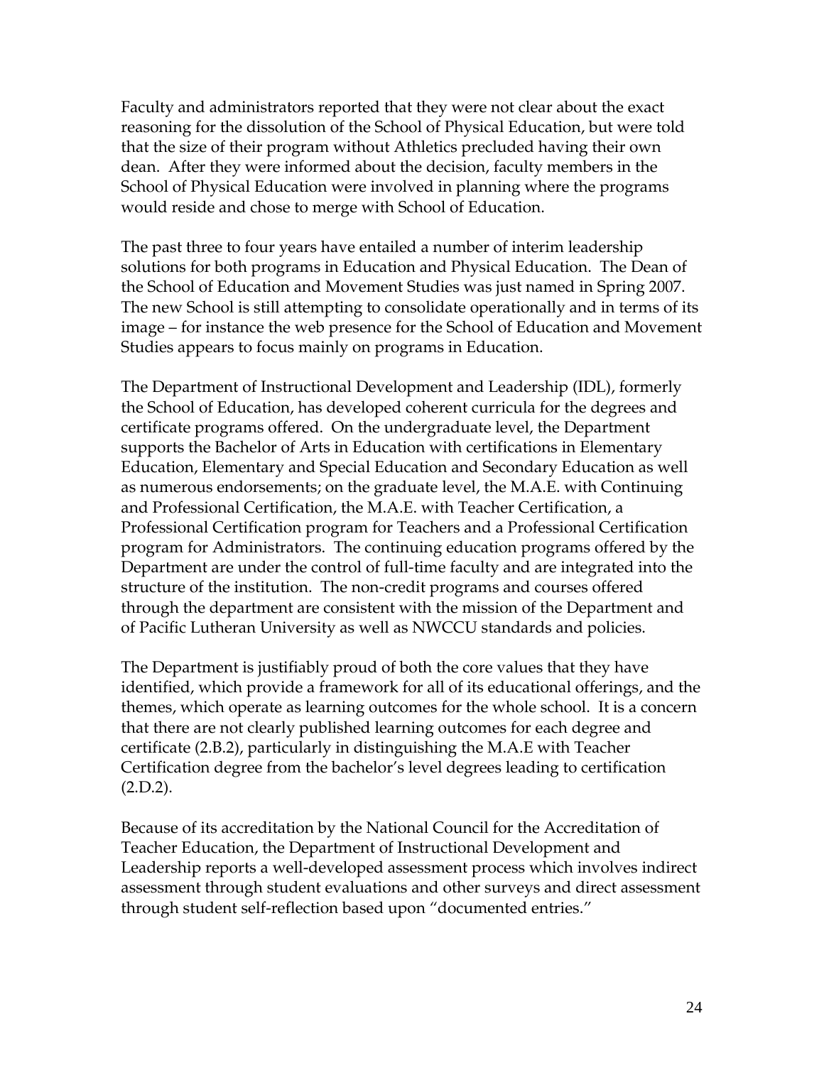Faculty and administrators reported that they were not clear about the exact reasoning for the dissolution of the School of Physical Education, but were told that the size of their program without Athletics precluded having their own dean. After they were informed about the decision, faculty members in the School of Physical Education were involved in planning where the programs would reside and chose to merge with School of Education.

The past three to four years have entailed a number of interim leadership solutions for both programs in Education and Physical Education. The Dean of the School of Education and Movement Studies was just named in Spring 2007. The new School is still attempting to consolidate operationally and in terms of its image – for instance the web presence for the School of Education and Movement Studies appears to focus mainly on programs in Education.

The Department of Instructional Development and Leadership (IDL), formerly the School of Education, has developed coherent curricula for the degrees and certificate programs offered. On the undergraduate level, the Department supports the Bachelor of Arts in Education with certifications in Elementary Education, Elementary and Special Education and Secondary Education as well as numerous endorsements; on the graduate level, the M.A.E. with Continuing and Professional Certification, the M.A.E. with Teacher Certification, a Professional Certification program for Teachers and a Professional Certification program for Administrators. The continuing education programs offered by the Department are under the control of full-time faculty and are integrated into the structure of the institution. The non-credit programs and courses offered through the department are consistent with the mission of the Department and of Pacific Lutheran University as well as NWCCU standards and policies.

The Department is justifiably proud of both the core values that they have identified, which provide a framework for all of its educational offerings, and the themes, which operate as learning outcomes for the whole school. It is a concern that there are not clearly published learning outcomes for each degree and certificate (2.B.2), particularly in distinguishing the M.A.E with Teacher Certification degree from the bachelor's level degrees leading to certification (2.D.2).

Because of its accreditation by the National Council for the Accreditation of Teacher Education, the Department of Instructional Development and Leadership reports a well-developed assessment process which involves indirect assessment through student evaluations and other surveys and direct assessment through student self-reflection based upon "documented entries."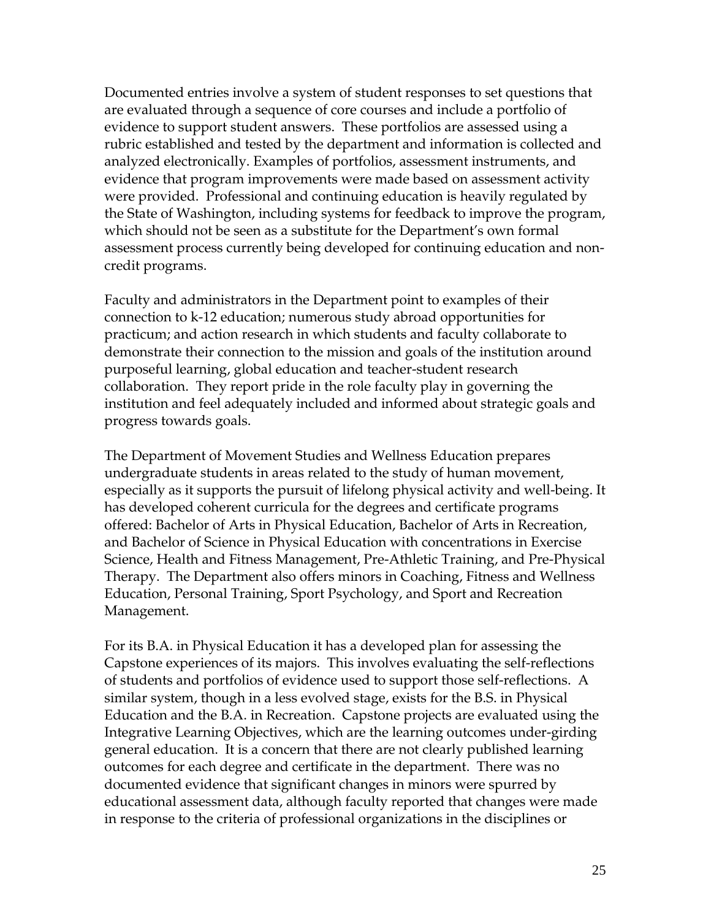Documented entries involve a system of student responses to set questions that are evaluated through a sequence of core courses and include a portfolio of evidence to support student answers. These portfolios are assessed using a rubric established and tested by the department and information is collected and analyzed electronically. Examples of portfolios, assessment instruments, and evidence that program improvements were made based on assessment activity were provided. Professional and continuing education is heavily regulated by the State of Washington, including systems for feedback to improve the program, which should not be seen as a substitute for the Department's own formal assessment process currently being developed for continuing education and non-credit programs.

Faculty and administrators in the Department point to examples of their connection to k-12 education; numerous study abroad opportunities for practicum; and action research in which students and faculty collaborate to demonstrate their connection to the mission and goals of the institution around purposeful learning, global education and teacher-student research collaboration. They report pride in the role faculty play in governing the institution and feel adequately included and informed about strategic goals and progress towards goals.

The Department of Movement Studies and Wellness Education prepares undergraduate students in areas related to the study of human movement, especially as it supports the pursuit of lifelong physical activity and well-being. It has developed coherent curricula for the degrees and certificate programs offered: Bachelor of Arts in Physical Education, Bachelor of Arts in Recreation, and Bachelor of Science in Physical Education with concentrations in Exercise Science, Health and Fitness Management, Pre-Athletic Training, and Pre-Physical Therapy. The Department also offers minors in Coaching, Fitness and Wellness Education, Personal Training, Sport Psychology, and Sport and Recreation Management.

For its B.A. in Physical Education it has a developed plan for assessing the Capstone experiences of its majors. This involves evaluating the self-reflections of students and portfolios of evidence used to support those self-reflections. A similar system, though in a less evolved stage, exists for the B.S. in Physical Education and the B.A. in Recreation. Capstone projects are evaluated using the Integrative Learning Objectives, which are the learning outcomes under-girding general education. It is a concern that there are not clearly published learning outcomes for each degree and certificate in the department. There was no documented evidence that significant changes in minors were spurred by educational assessment data, although faculty reported that changes were made in response to the criteria of professional organizations in the disciplines or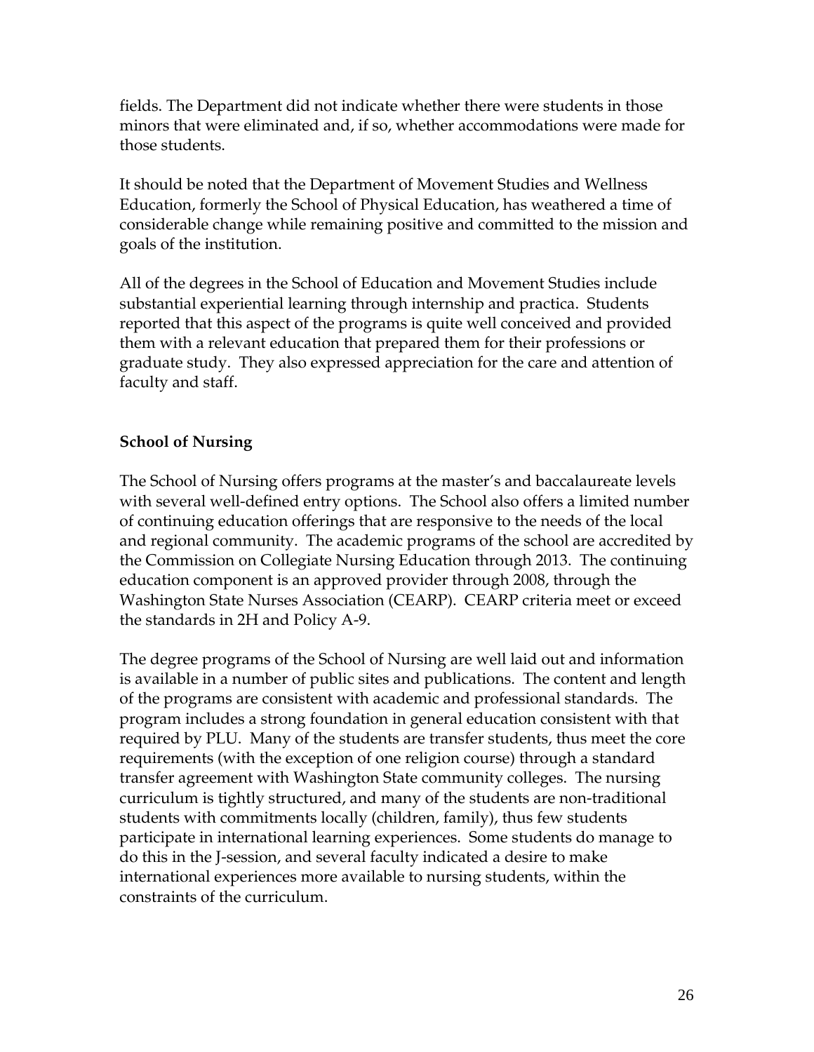fields. The Department did not indicate whether there were students in those minors that were eliminated and, if so, whether accommodations were made for those students.

It should be noted that the Department of Movement Studies and Wellness Education, formerly the School of Physical Education, has weathered a time of considerable change while remaining positive and committed to the mission and goals of the institution.

All of the degrees in the School of Education and Movement Studies include substantial experiential learning through internship and practica. Students reported that this aspect of the programs is quite well conceived and provided them with a relevant education that prepared them for their professions or graduate study. They also expressed appreciation for the care and attention of faculty and staff.

**School of Nursing**

The School of Nursing offers programs at the master's and baccalaureate levels with several well-defined entry options. The School also offers a limited number of continuing education offerings that are responsive to the needs of the local and regional community. The academic programs of the school are accredited by the Commission on Collegiate Nursing Education through 2013. The continuing education component is an approved provider through 2008, through the Washington State Nurses Association (CEARP). CEARP criteria meet or exceed the standards in 2H and Policy A-9.

The degree programs of the School of Nursing are well laid out and information is available in a number of public sites and publications. The content and length of the programs are consistent with academic and professional standards. The program includes a strong foundation in general education consistent with that required by PLU. Many of the students are transfer students, thus meet the core requirements (with the exception of one religion course) through a standard transfer agreement with Washington State community colleges. The nursing curriculum is tightly structured, and many of the students are non-traditional students with commitments locally (children, family), thus few students participate in international learning experiences. Some students do manage to do this in the J-session, and several faculty indicated a desire to make international experiences more available to nursing students, within the constraints of the curriculum.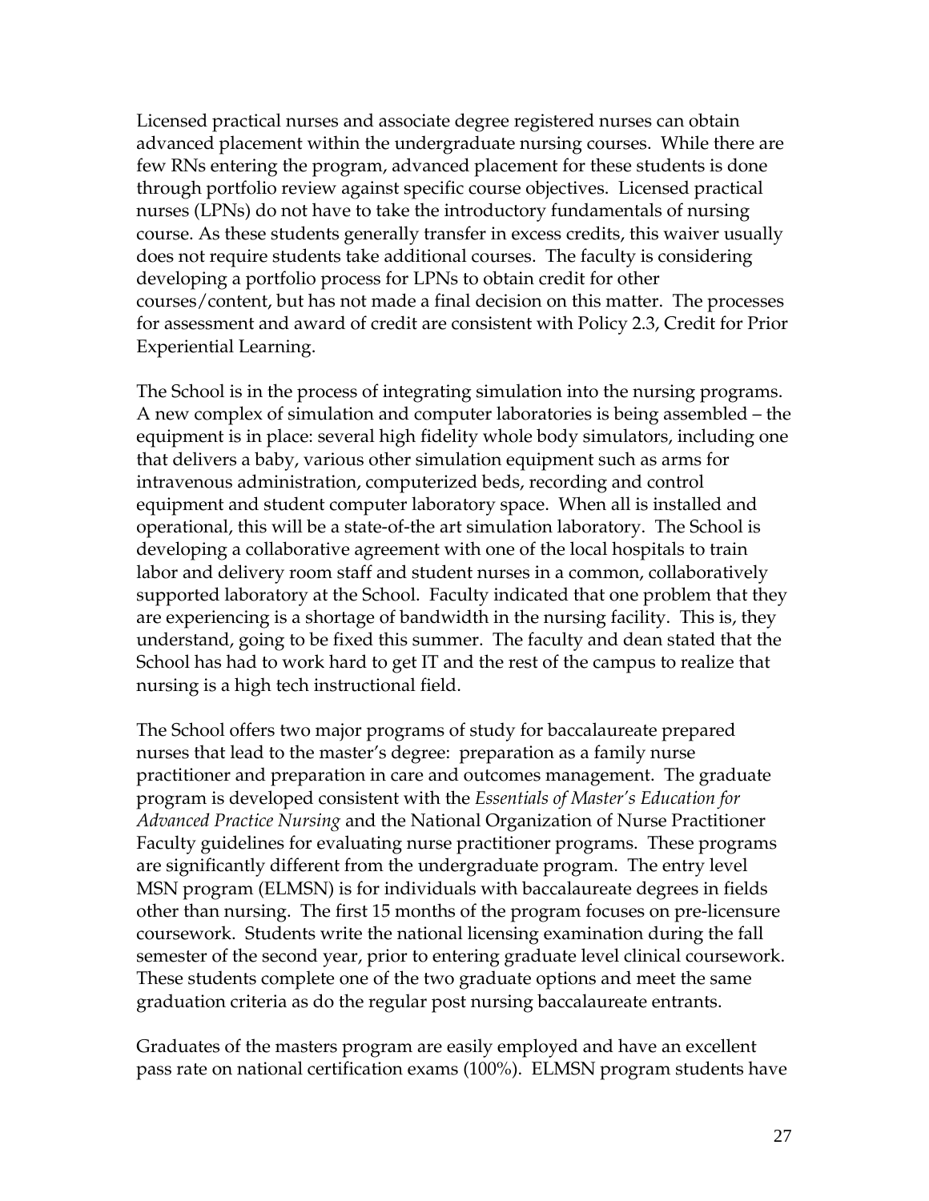Licensed practical nurses and associate degree registered nurses can obtain advanced placement within the undergraduate nursing courses. While there are few RNs entering the program, advanced placement for these students is done through portfolio review against specific course objectives. Licensed practical nurses (LPNs) do not have to take the introductory fundamentals of nursing course. As these students generally transfer in excess credits, this waiver usually does not require students take additional courses. The faculty is considering developing a portfolio process for LPNs to obtain credit for other courses/content, but has not made a final decision on this matter. The processes for assessment and award of credit are consistent with Policy 2.3, Credit for Prior Experiential Learning.

The School is in the process of integrating simulation into the nursing programs. A new complex of simulation and computer laboratories is being assembled – the equipment is in place: several high fidelity whole body simulators, including one that delivers a baby, various other simulation equipment such as arms for intravenous administration, computerized beds, recording and control equipment and student computer laboratory space. When all is installed and operational, this will be a state-of-the art simulation laboratory. The School is developing a collaborative agreement with one of the local hospitals to train labor and delivery room staff and student nurses in a common, collaboratively supported laboratory at the School. Faculty indicated that one problem that they are experiencing is a shortage of bandwidth in the nursing facility. This is, they understand, going to be fixed this summer. The faculty and dean stated that the School has had to work hard to get IT and the rest of the campus to realize that nursing is a high tech instructional field.

The School offers two major programs of study for baccalaureate prepared nurses that lead to the master's degree: preparation as a family nurse practitioner and preparation in care and outcomes management. The graduate program is developed consistent with the *Essentials of Master's Education for Advanced Practice Nursing* and the National Organization of Nurse Practitioner Faculty guidelines for evaluating nurse practitioner programs. These programs are significantly different from the undergraduate program. The entry level MSN program (ELMSN) is for individuals with baccalaureate degrees in fields other than nursing. The first 15 months of the program focuses on pre-licensure coursework. Students write the national licensing examination during the fall semester of the second year, prior to entering graduate level clinical coursework. These students complete one of the two graduate options and meet the same graduation criteria as do the regular post nursing baccalaureate entrants.

Graduates of the masters program are easily employed and have an excellent pass rate on national certification exams (100%). ELMSN program students have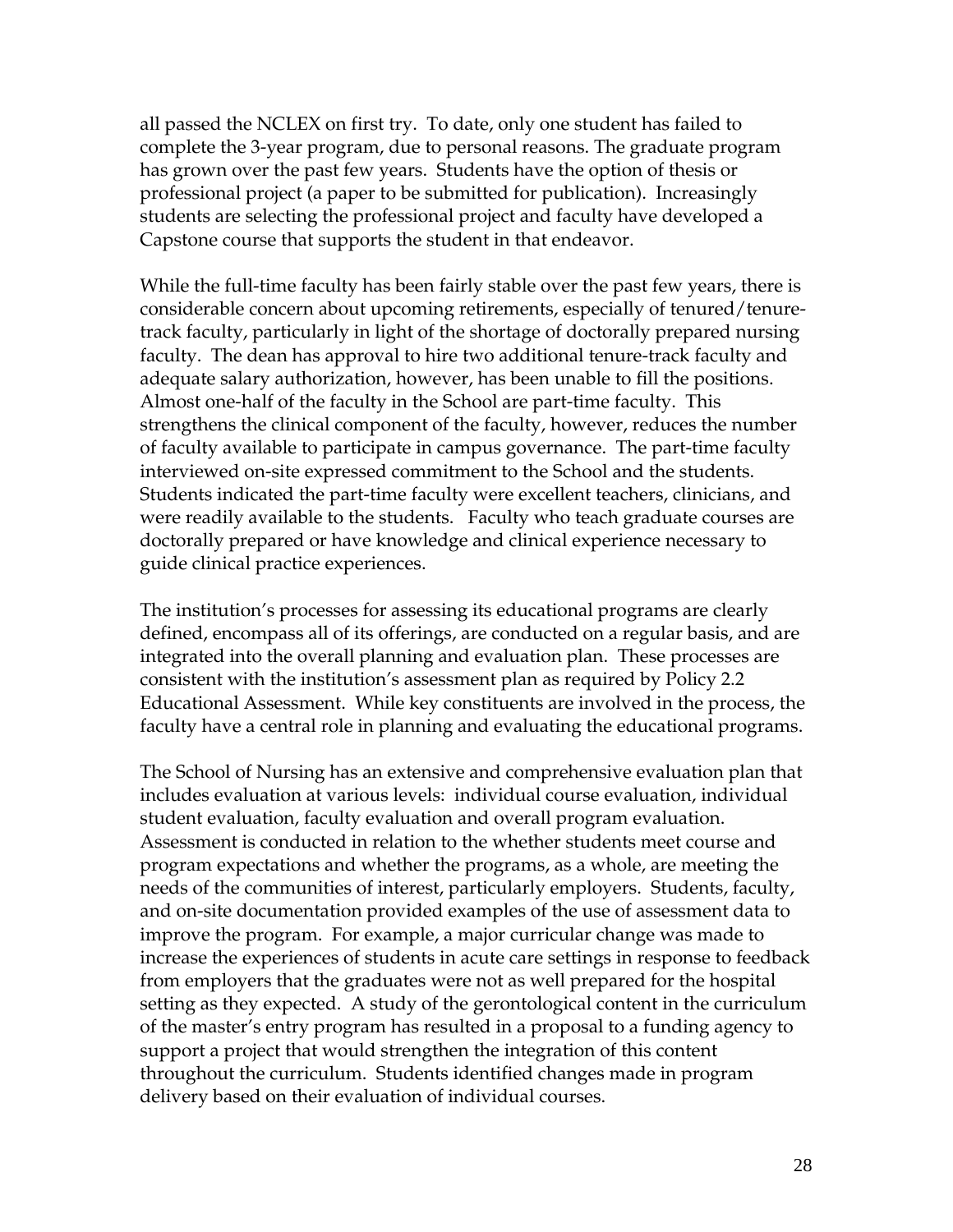all passed the NCLEX on first try. To date, only one student has failed to complete the 3-year program, due to personal reasons. The graduate program has grown over the past few years. Students have the option of thesis or professional project (a paper to be submitted for publication). Increasingly students are selecting the professional project and faculty have developed a Capstone course that supports the student in that endeavor.

While the full-time faculty has been fairly stable over the past few years, there is considerable concern about upcoming retirements, especially of tenured/tenure-track faculty, particularly in light of the shortage of doctorally prepared nursing faculty. The dean has approval to hire two additional tenure-track faculty and adequate salary authorization, however, has been unable to fill the positions. Almost one-half of the faculty in the School are part-time faculty. This strengthens the clinical component of the faculty, however, reduces the number of faculty available to participate in campus governance. The part-time faculty interviewed on-site expressed commitment to the School and the students. Students indicated the part-time faculty were excellent teachers, clinicians, and were readily available to the students. Faculty who teach graduate courses are doctorally prepared or have knowledge and clinical experience necessary to guide clinical practice experiences.

The institution's processes for assessing its educational programs are clearly defined, encompass all of its offerings, are conducted on a regular basis, and are integrated into the overall planning and evaluation plan. These processes are consistent with the institution's assessment plan as required by Policy 2.2 Educational Assessment. While key constituents are involved in the process, the faculty have a central role in planning and evaluating the educational programs.

The School of Nursing has an extensive and comprehensive evaluation plan that includes evaluation at various levels: individual course evaluation, individual student evaluation, faculty evaluation and overall program evaluation. Assessment is conducted in relation to the whether students meet course and program expectations and whether the programs, as a whole, are meeting the needs of the communities of interest, particularly employers. Students, faculty, and on-site documentation provided examples of the use of assessment data to improve the program. For example, a major curricular change was made to increase the experiences of students in acute care settings in response to feedback from employers that the graduates were not as well prepared for the hospital setting as they expected. A study of the gerontological content in the curriculum of the master's entry program has resulted in a proposal to a funding agency to support a project that would strengthen the integration of this content throughout the curriculum. Students identified changes made in program delivery based on their evaluation of individual courses.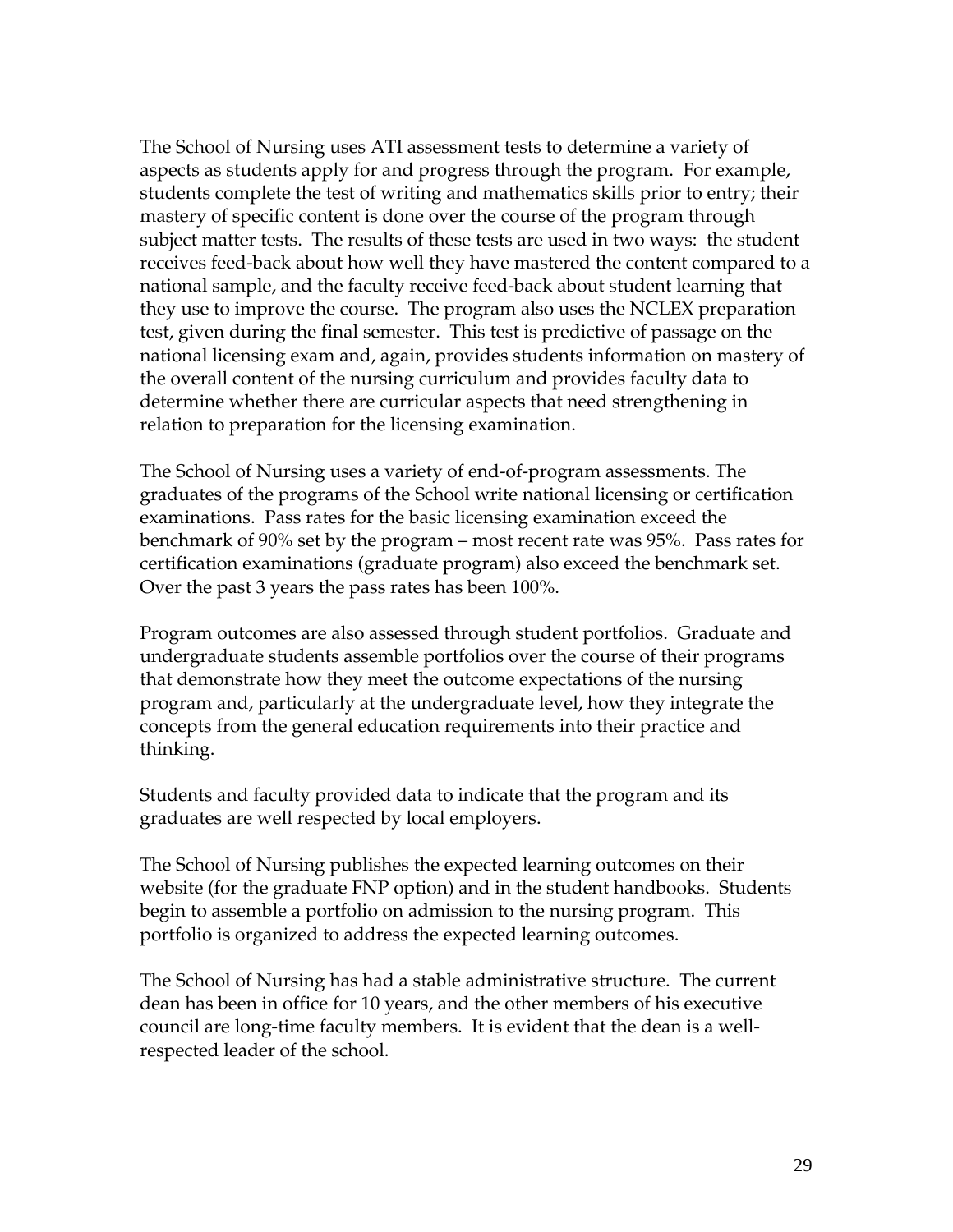The School of Nursing uses ATI assessment tests to determine a variety of aspects as students apply for and progress through the program. For example, students complete the test of writing and mathematics skills prior to entry; their mastery of specific content is done over the course of the program through subject matter tests. The results of these tests are used in two ways: the student receives feed-back about how well they have mastered the content compared to a national sample, and the faculty receive feed-back about student learning that they use to improve the course. The program also uses the NCLEX preparation test, given during the final semester. This test is predictive of passage on the national licensing exam and, again, provides students information on mastery of the overall content of the nursing curriculum and provides faculty data to determine whether there are curricular aspects that need strengthening in relation to preparation for the licensing examination.

The School of Nursing uses a variety of end-of-program assessments. The graduates of the programs of the School write national licensing or certification examinations. Pass rates for the basic licensing examination exceed the benchmark of 90% set by the program – most recent rate was 95%. Pass rates for certification examinations (graduate program) also exceed the benchmark set. Over the past 3 years the pass rates has been 100%.

Program outcomes are also assessed through student portfolios. Graduate and undergraduate students assemble portfolios over the course of their programs that demonstrate how they meet the outcome expectations of the nursing program and, particularly at the undergraduate level, how they integrate the concepts from the general education requirements into their practice and thinking.

Students and faculty provided data to indicate that the program and its graduates are well respected by local employers.

The School of Nursing publishes the expected learning outcomes on their website (for the graduate FNP option) and in the student handbooks. Students begin to assemble a portfolio on admission to the nursing program. This portfolio is organized to address the expected learning outcomes.

The School of Nursing has had a stable administrative structure. The current dean has been in office for 10 years, and the other members of his executive council are long-time faculty members. It is evident that the dean is a well-respected leader of the school.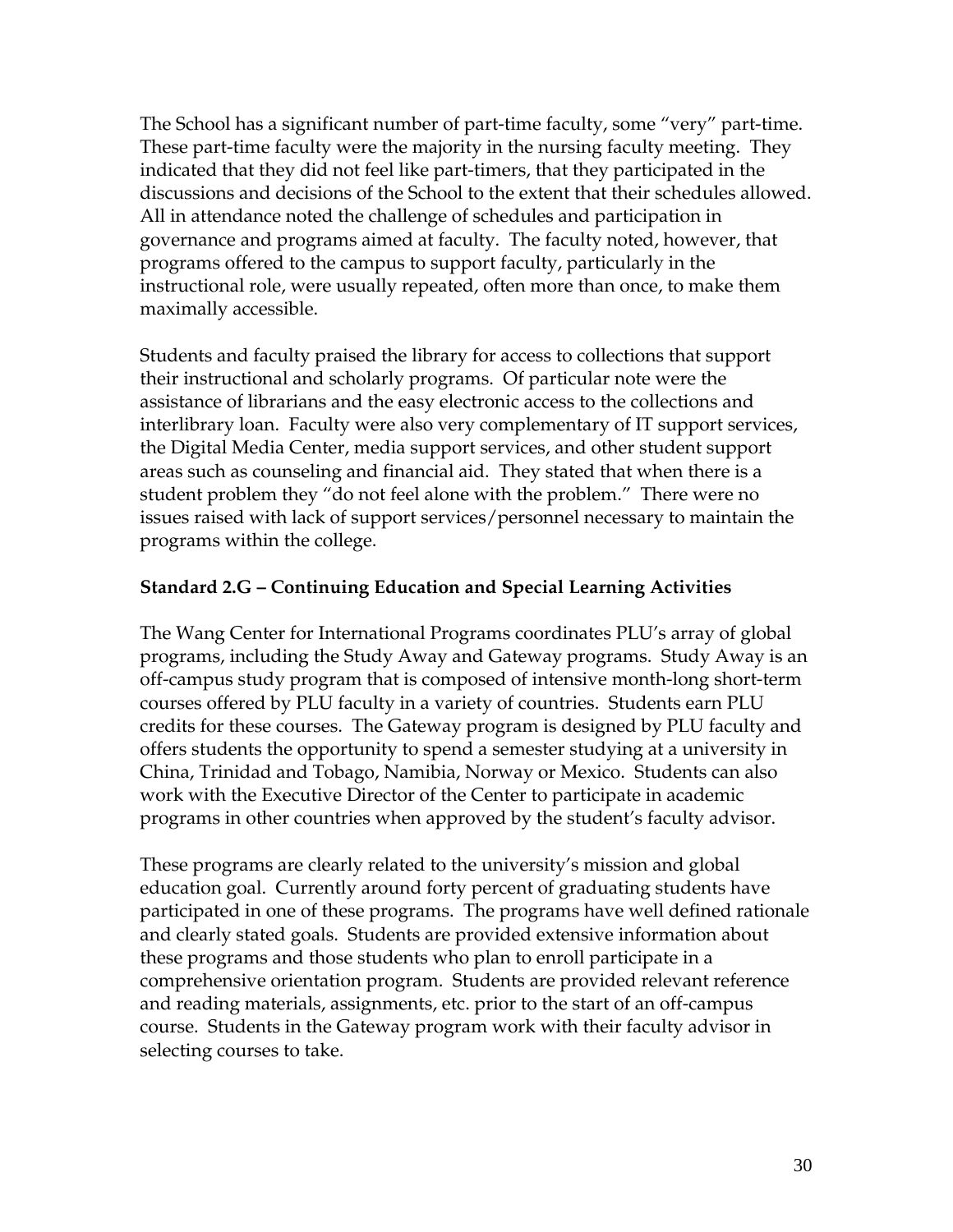The School has a significant number of part-time faculty, some "very" part-time. These part-time faculty were the majority in the nursing faculty meeting. They indicated that they did not feel like part-timers, that they participated in the discussions and decisions of the School to the extent that their schedules allowed. All in attendance noted the challenge of schedules and participation in governance and programs aimed at faculty. The faculty noted, however, that programs offered to the campus to support faculty, particularly in the instructional role, were usually repeated, often more than once, to make them maximally accessible.

Students and faculty praised the library for access to collections that support their instructional and scholarly programs. Of particular note were the assistance of librarians and the easy electronic access to the collections and interlibrary loan. Faculty were also very complementary of IT support services, the Digital Media Center, media support services, and other student support areas such as counseling and financial aid. They stated that when there is a student problem they "do not feel alone with the problem." There were no issues raised with lack of support services/personnel necessary to maintain the programs within the college.

**Standard 2.G – Continuing Education and Special Learning Activities**

The Wang Center for International Programs coordinates PLU's array of global programs, including the Study Away and Gateway programs. Study Away is an off-campus study program that is composed of intensive month-long short-term courses offered by PLU faculty in a variety of countries. Students earn PLU credits for these courses. The Gateway program is designed by PLU faculty and offers students the opportunity to spend a semester studying at a university in China, Trinidad and Tobago, Namibia, Norway or Mexico. Students can also work with the Executive Director of the Center to participate in academic programs in other countries when approved by the student's faculty advisor.

These programs are clearly related to the university's mission and global education goal. Currently around forty percent of graduating students have participated in one of these programs. The programs have well defined rationale and clearly stated goals. Students are provided extensive information about these programs and those students who plan to enroll participate in a comprehensive orientation program. Students are provided relevant reference and reading materials, assignments, etc. prior to the start of an off-campus course. Students in the Gateway program work with their faculty advisor in selecting courses to take.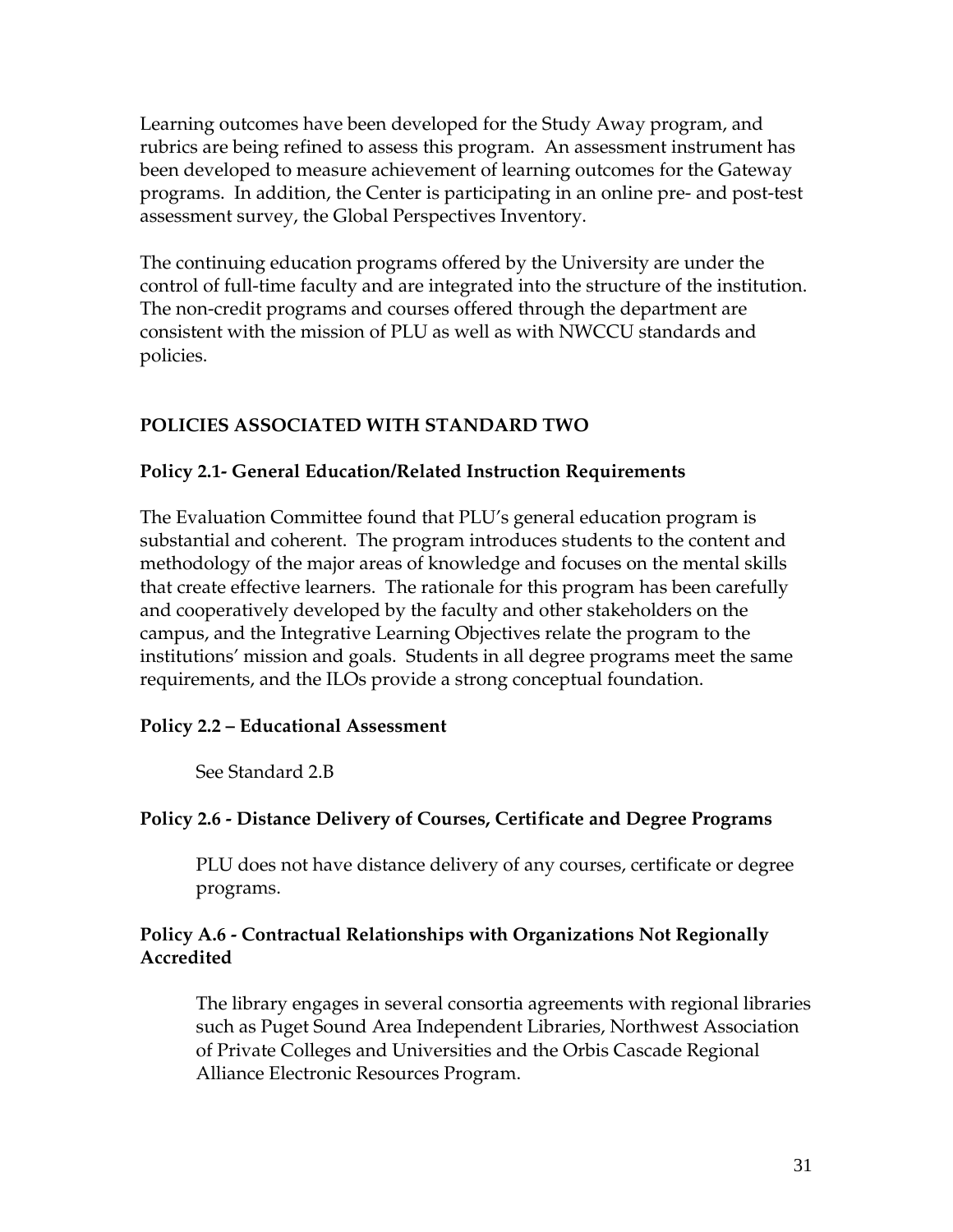Learning outcomes have been developed for the Study Away program, and rubrics are being refined to assess this program. An assessment instrument has been developed to measure achievement of learning outcomes for the Gateway programs. In addition, the Center is participating in an online pre- and post-test assessment survey, the Global Perspectives Inventory.

The continuing education programs offered by the University are under the control of full-time faculty and are integrated into the structure of the institution. The non-credit programs and courses offered through the department are consistent with the mission of PLU as well as with NWCCU standards and policies.

## POLICIES ASSOCIATED WITH STANDARD TWO

### Policy 2.1- General Education/Related Instruction Requirements

The Evaluation Committee found that PLU's general education program is substantial and coherent. The program introduces students to the content and methodology of the major areas of knowledge and focuses on the mental skills that create effective learners. The rationale for this program has been carefully and cooperatively developed by the faculty and other stakeholders on the campus, and the Integrative Learning Objectives relate the program to the institutions' mission and goals. Students in all degree programs meet the same requirements, and the ILOs provide a strong conceptual foundation.

### Policy 2.2 – Educational Assessment

See Standard 2.B

### Policy 2.6 - Distance Delivery of Courses, Certificate and Degree Programs

PLU does not have distance delivery of any courses, certificate or degree programs.

### Policy A.6 - Contractual Relationships with Organizations Not Regionally Accredited

The library engages in several consortia agreements with regional libraries such as Puget Sound Area Independent Libraries, Northwest Association of Private Colleges and Universities and the Orbis Cascade Regional Alliance Electronic Resources Program.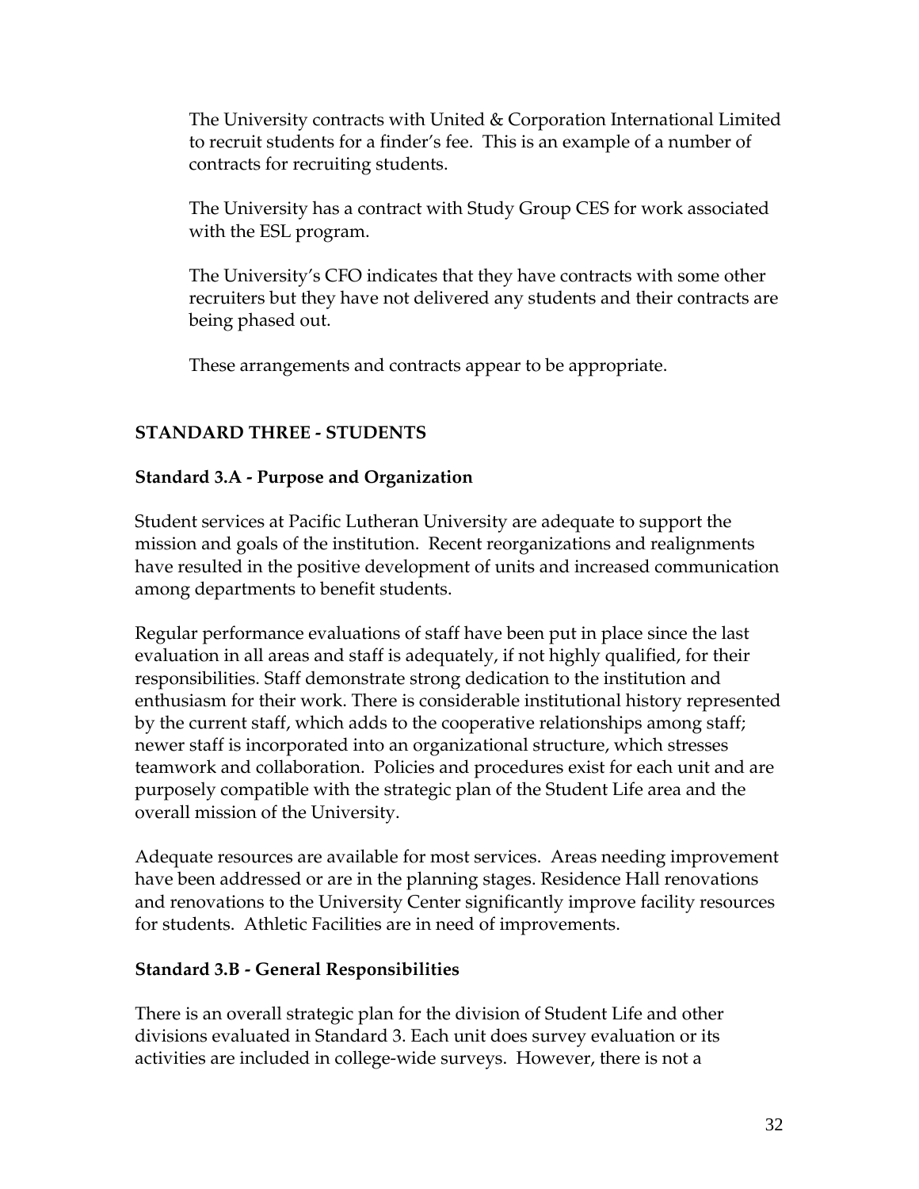The University contracts with United & Corporation International Limited to recruit students for a finder's fee. This is an example of a number of contracts for recruiting students.

The University has a contract with Study Group CES for work associated with the ESL program.

The University's CFO indicates that they have contracts with some other recruiters but they have not delivered any students and their contracts are being phased out.

These arrangements and contracts appear to be appropriate.

## STANDARD THREE - STUDENTS

### Standard 3.A - Purpose and Organization

Student services at Pacific Lutheran University are adequate to support the mission and goals of the institution. Recent reorganizations and realignments have resulted in the positive development of units and increased communication among departments to benefit students.

Regular performance evaluations of staff have been put in place since the last evaluation in all areas and staff is adequately, if not highly qualified, for their responsibilities. Staff demonstrate strong dedication to the institution and enthusiasm for their work. There is considerable institutional history represented by the current staff, which adds to the cooperative relationships among staff; newer staff is incorporated into an organizational structure, which stresses teamwork and collaboration. Policies and procedures exist for each unit and are purposely compatible with the strategic plan of the Student Life area and the overall mission of the University.

Adequate resources are available for most services. Areas needing improvement have been addressed or are in the planning stages. Residence Hall renovations and renovations to the University Center significantly improve facility resources for students. Athletic Facilities are in need of improvements.

### Standard 3.B - General Responsibilities

There is an overall strategic plan for the division of Student Life and other divisions evaluated in Standard 3. Each unit does survey evaluation or its activities are included in college-wide surveys. However, there is not a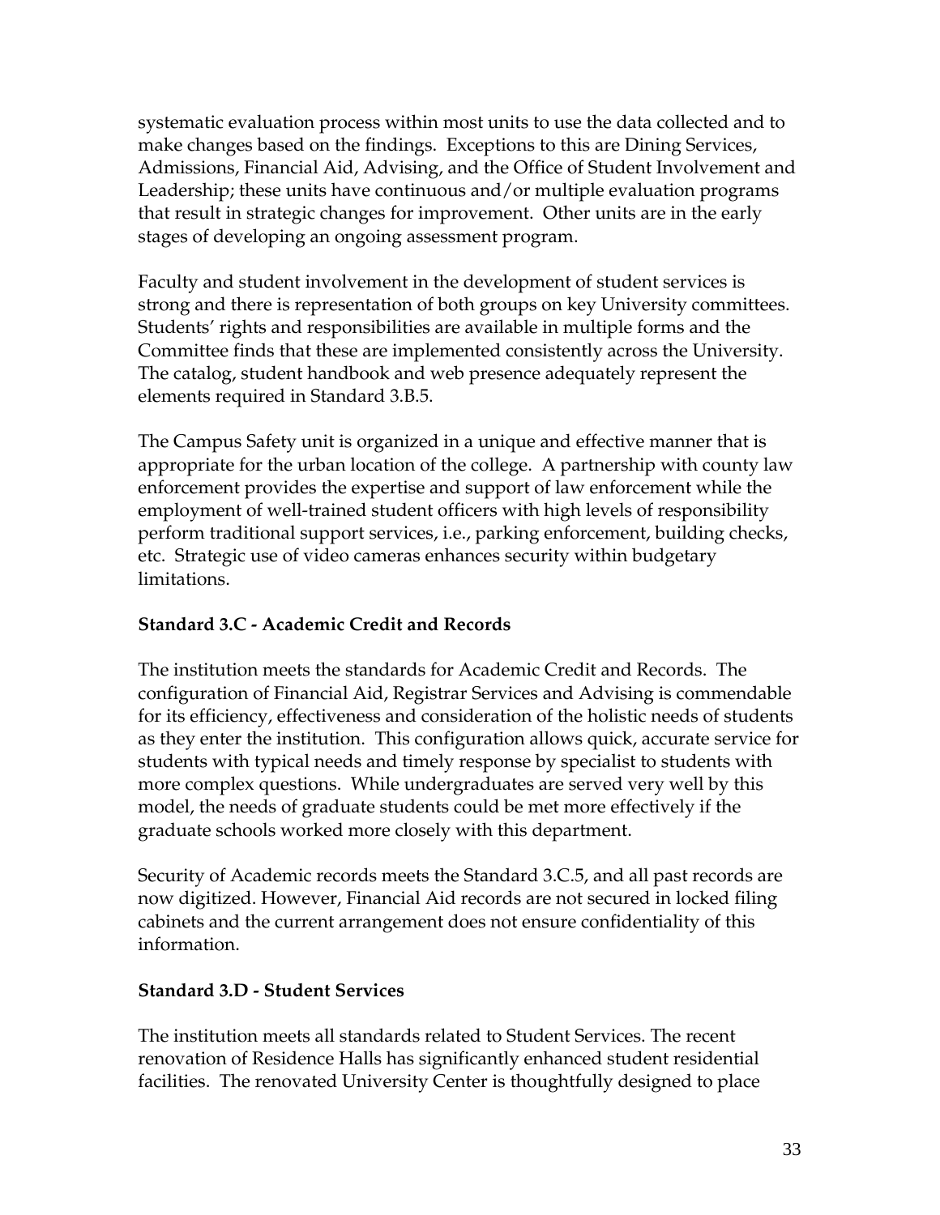systematic evaluation process within most units to use the data collected and to make changes based on the findings. Exceptions to this are Dining Services, Admissions, Financial Aid, Advising, and the Office of Student Involvement and Leadership; these units have continuous and/or multiple evaluation programs that result in strategic changes for improvement. Other units are in the early stages of developing an ongoing assessment program.

Faculty and student involvement in the development of student services is strong and there is representation of both groups on key University committees. Students' rights and responsibilities are available in multiple forms and the Committee finds that these are implemented consistently across the University. The catalog, student handbook and web presence adequately represent the elements required in Standard 3.B.5.

The Campus Safety unit is organized in a unique and effective manner that is appropriate for the urban location of the college. A partnership with county law enforcement provides the expertise and support of law enforcement while the employment of well-trained student officers with high levels of responsibility perform traditional support services, i.e., parking enforcement, building checks, etc. Strategic use of video cameras enhances security within budgetary limitations.

**Standard 3.C - Academic Credit and Records**

The institution meets the standards for Academic Credit and Records. The configuration of Financial Aid, Registrar Services and Advising is commendable for its efficiency, effectiveness and consideration of the holistic needs of students as they enter the institution. This configuration allows quick, accurate service for students with typical needs and timely response by specialist to students with more complex questions. While undergraduates are served very well by this model, the needs of graduate students could be met more effectively if the graduate schools worked more closely with this department.

Security of Academic records meets the Standard 3.C.5, and all past records are now digitized. However, Financial Aid records are not secured in locked filing cabinets and the current arrangement does not ensure confidentiality of this information.

**Standard 3.D - Student Services**

The institution meets all standards related to Student Services. The recent renovation of Residence Halls has significantly enhanced student residential facilities. The renovated University Center is thoughtfully designed to place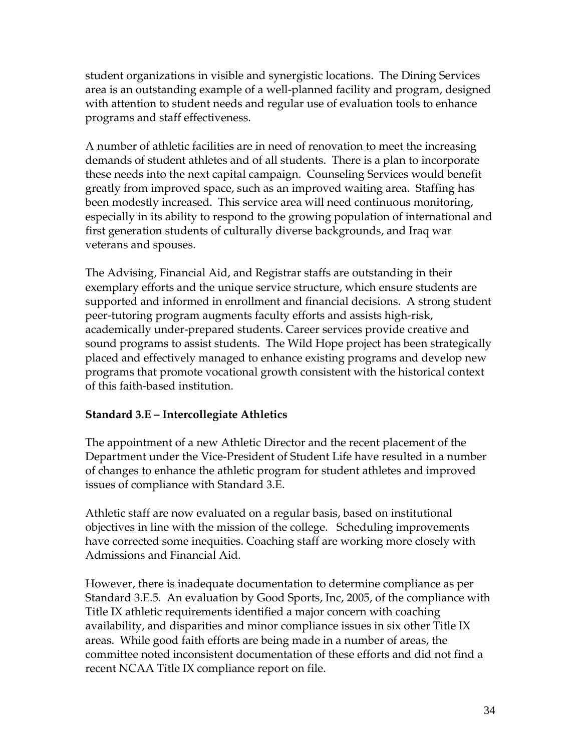student organizations in visible and synergistic locations. The Dining Services area is an outstanding example of a well-planned facility and program, designed with attention to student needs and regular use of evaluation tools to enhance programs and staff effectiveness.

A number of athletic facilities are in need of renovation to meet the increasing demands of student athletes and of all students. There is a plan to incorporate these needs into the next capital campaign. Counseling Services would benefit greatly from improved space, such as an improved waiting area. Staffing has been modestly increased. This service area will need continuous monitoring, especially in its ability to respond to the growing population of international and first generation students of culturally diverse backgrounds, and Iraq war veterans and spouses.

The Advising, Financial Aid, and Registrar staffs are outstanding in their exemplary efforts and the unique service structure, which ensure students are supported and informed in enrollment and financial decisions. A strong student peer-tutoring program augments faculty efforts and assists high-risk, academically under-prepared students. Career services provide creative and sound programs to assist students. The Wild Hope project has been strategically placed and effectively managed to enhance existing programs and develop new programs that promote vocational growth consistent with the historical context of this faith-based institution.

**Standard 3.E – Intercollegiate Athletics**

The appointment of a new Athletic Director and the recent placement of the Department under the Vice-President of Student Life have resulted in a number of changes to enhance the athletic program for student athletes and improved issues of compliance with Standard 3.E.

Athletic staff are now evaluated on a regular basis, based on institutional objectives in line with the mission of the college. Scheduling improvements have corrected some inequities. Coaching staff are working more closely with Admissions and Financial Aid.

However, there is inadequate documentation to determine compliance as per Standard 3.E.5. An evaluation by Good Sports, Inc, 2005, of the compliance with Title IX athletic requirements identified a major concern with coaching availability, and disparities and minor compliance issues in six other Title IX areas. While good faith efforts are being made in a number of areas, the committee noted inconsistent documentation of these efforts and did not find a recent NCAA Title IX compliance report on file.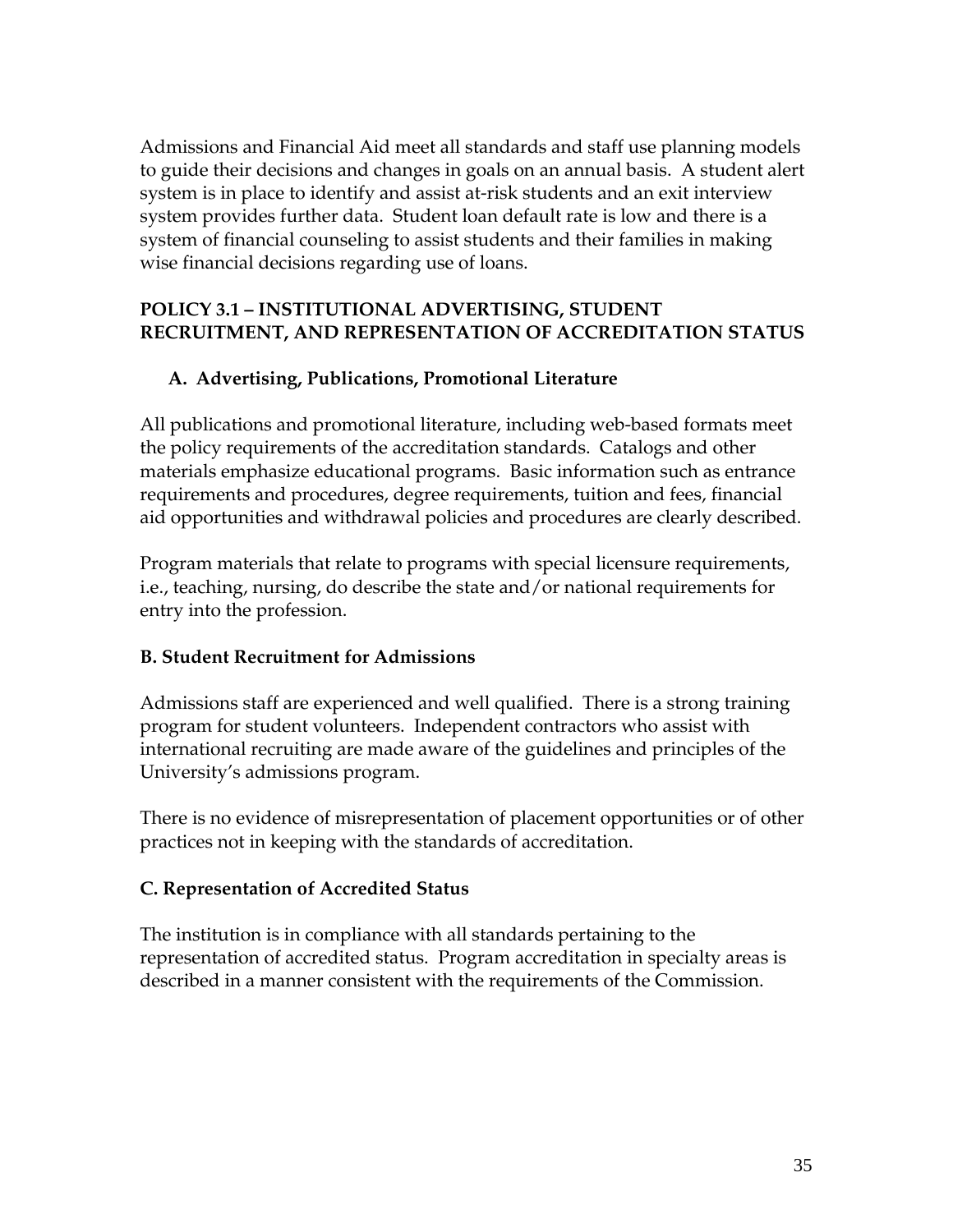Admissions and Financial Aid meet all standards and staff use planning models to guide their decisions and changes in goals on an annual basis. A student alert system is in place to identify and assist at-risk students and an exit interview system provides further data. Student loan default rate is low and there is a system of financial counseling to assist students and their families in making wise financial decisions regarding use of loans.

## POLICY 3.1 – INSTITUTIONAL ADVERTISING, STUDENT RECRUITMENT, AND REPRESENTATION OF ACCREDITATION STATUS

### A. Advertising, Publications, Promotional Literature

All publications and promotional literature, including web-based formats meet the policy requirements of the accreditation standards. Catalogs and other materials emphasize educational programs. Basic information such as entrance requirements and procedures, degree requirements, tuition and fees, financial aid opportunities and withdrawal policies and procedures are clearly described.

Program materials that relate to programs with special licensure requirements, i.e., teaching, nursing, do describe the state and/or national requirements for entry into the profession.

### B. Student Recruitment for Admissions

Admissions staff are experienced and well qualified. There is a strong training program for student volunteers. Independent contractors who assist with international recruiting are made aware of the guidelines and principles of the University's admissions program.

There is no evidence of misrepresentation of placement opportunities or of other practices not in keeping with the standards of accreditation.

### C. Representation of Accredited Status

The institution is in compliance with all standards pertaining to the representation of accredited status. Program accreditation in specialty areas is described in a manner consistent with the requirements of the Commission.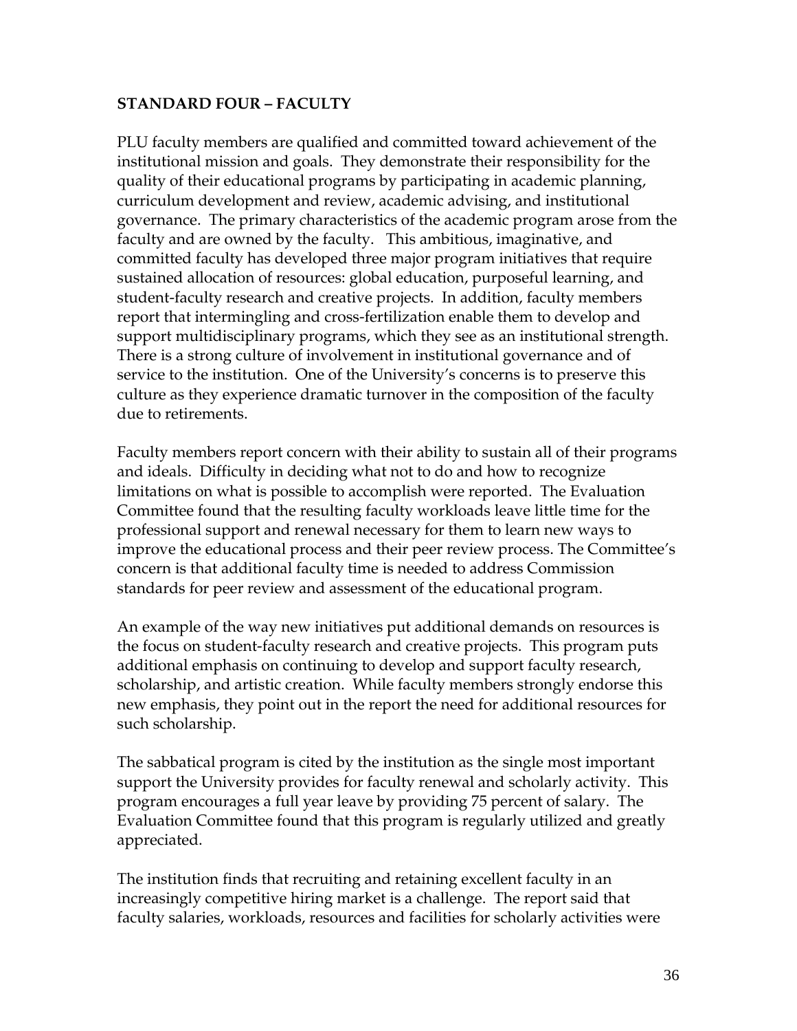## STANDARD FOUR – FACULTY

PLU faculty members are qualified and committed toward achievement of the institutional mission and goals. They demonstrate their responsibility for the quality of their educational programs by participating in academic planning, curriculum development and review, academic advising, and institutional governance. The primary characteristics of the academic program arose from the faculty and are owned by the faculty. This ambitious, imaginative, and committed faculty has developed three major program initiatives that require sustained allocation of resources: global education, purposeful learning, and student-faculty research and creative projects. In addition, faculty members report that intermingling and cross-fertilization enable them to develop and support multidisciplinary programs, which they see as an institutional strength. There is a strong culture of involvement in institutional governance and of service to the institution. One of the University's concerns is to preserve this culture as they experience dramatic turnover in the composition of the faculty due to retirements.

Faculty members report concern with their ability to sustain all of their programs and ideals. Difficulty in deciding what not to do and how to recognize limitations on what is possible to accomplish were reported. The Evaluation Committee found that the resulting faculty workloads leave little time for the professional support and renewal necessary for them to learn new ways to improve the educational process and their peer review process. The Committee's concern is that additional faculty time is needed to address Commission standards for peer review and assessment of the educational program.

An example of the way new initiatives put additional demands on resources is the focus on student-faculty research and creative projects. This program puts additional emphasis on continuing to develop and support faculty research, scholarship, and artistic creation. While faculty members strongly endorse this new emphasis, they point out in the report the need for additional resources for such scholarship.

The sabbatical program is cited by the institution as the single most important support the University provides for faculty renewal and scholarly activity. This program encourages a full year leave by providing 75 percent of salary. The Evaluation Committee found that this program is regularly utilized and greatly appreciated.

The institution finds that recruiting and retaining excellent faculty in an increasingly competitive hiring market is a challenge. The report said that faculty salaries, workloads, resources and facilities for scholarly activities were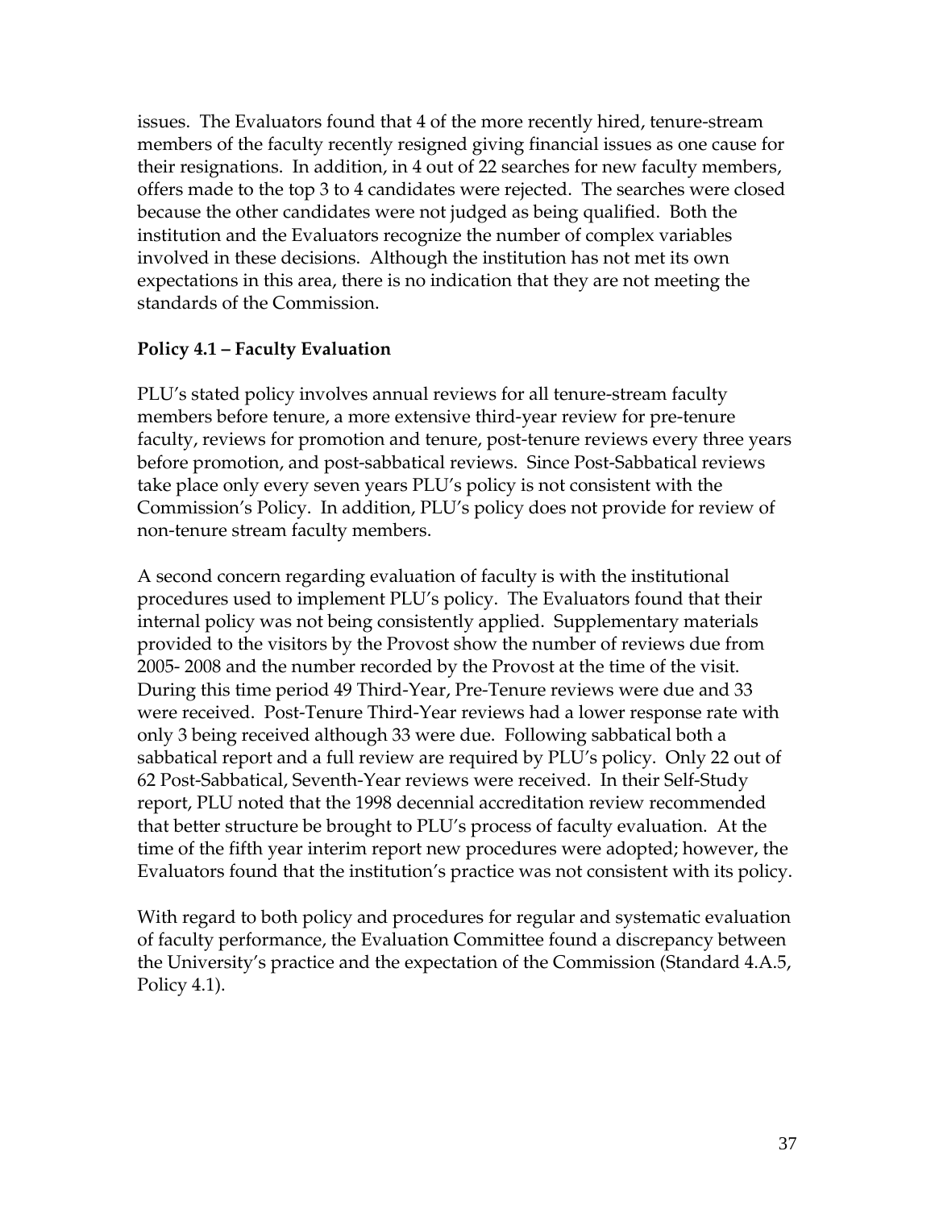issues. The Evaluators found that 4 of the more recently hired, tenure-stream members of the faculty recently resigned giving financial issues as one cause for their resignations. In addition, in 4 out of 22 searches for new faculty members, offers made to the top 3 to 4 candidates were rejected. The searches were closed because the other candidates were not judged as being qualified. Both the institution and the Evaluators recognize the number of complex variables involved in these decisions. Although the institution has not met its own expectations in this area, there is no indication that they are not meeting the standards of the Commission.

**Policy 4.1 – Faculty Evaluation**

PLU's stated policy involves annual reviews for all tenure-stream faculty members before tenure, a more extensive third-year review for pre-tenure faculty, reviews for promotion and tenure, post-tenure reviews every three years before promotion, and post-sabbatical reviews. Since Post-Sabbatical reviews take place only every seven years PLU's policy is not consistent with the Commission's Policy. In addition, PLU's policy does not provide for review of non-tenure stream faculty members.

A second concern regarding evaluation of faculty is with the institutional procedures used to implement PLU's policy. The Evaluators found that their internal policy was not being consistently applied. Supplementary materials provided to the visitors by the Provost show the number of reviews due from 2005- 2008 and the number recorded by the Provost at the time of the visit. During this time period 49 Third-Year, Pre-Tenure reviews were due and 33 were received. Post-Tenure Third-Year reviews had a lower response rate with only 3 being received although 33 were due. Following sabbatical both a sabbatical report and a full review are required by PLU's policy. Only 22 out of 62 Post-Sabbatical, Seventh-Year reviews were received. In their Self-Study report, PLU noted that the 1998 decennial accreditation review recommended that better structure be brought to PLU's process of faculty evaluation. At the time of the fifth year interim report new procedures were adopted; however, the Evaluators found that the institution's practice was not consistent with its policy.

With regard to both policy and procedures for regular and systematic evaluation of faculty performance, the Evaluation Committee found a discrepancy between the University's practice and the expectation of the Commission (Standard 4.A.5, Policy 4.1).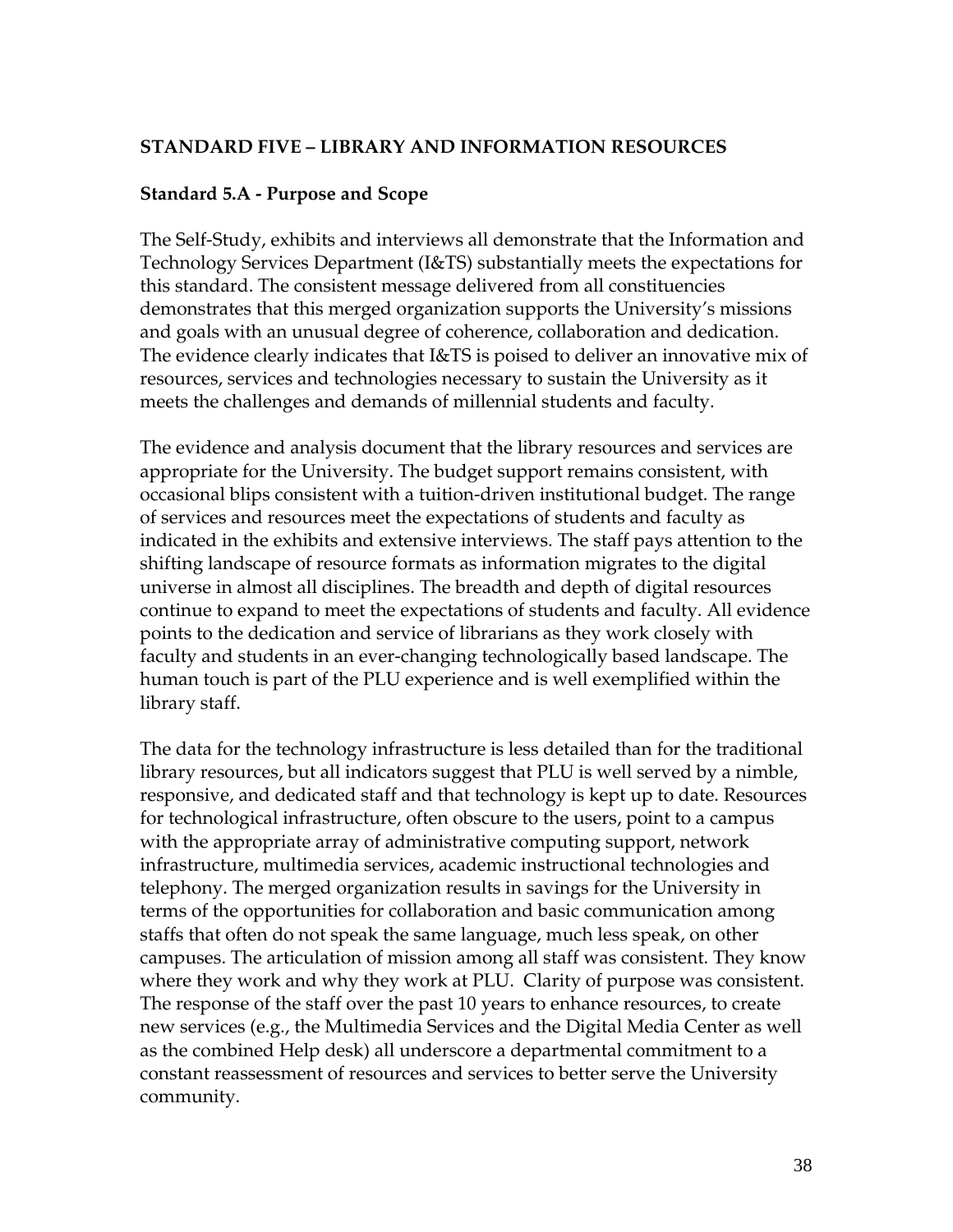## STANDARD FIVE – LIBRARY AND INFORMATION RESOURCES

### Standard 5.A - Purpose and Scope

The Self-Study, exhibits and interviews all demonstrate that the Information and Technology Services Department (I&TS) substantially meets the expectations for this standard. The consistent message delivered from all constituencies demonstrates that this merged organization supports the University's missions and goals with an unusual degree of coherence, collaboration and dedication. The evidence clearly indicates that I&TS is poised to deliver an innovative mix of resources, services and technologies necessary to sustain the University as it meets the challenges and demands of millennial students and faculty.

The evidence and analysis document that the library resources and services are appropriate for the University. The budget support remains consistent, with occasional blips consistent with a tuition-driven institutional budget. The range of services and resources meet the expectations of students and faculty as indicated in the exhibits and extensive interviews. The staff pays attention to the shifting landscape of resource formats as information migrates to the digital universe in almost all disciplines. The breadth and depth of digital resources continue to expand to meet the expectations of students and faculty. All evidence points to the dedication and service of librarians as they work closely with faculty and students in an ever-changing technologically based landscape. The human touch is part of the PLU experience and is well exemplified within the library staff.

The data for the technology infrastructure is less detailed than for the traditional library resources, but all indicators suggest that PLU is well served by a nimble, responsive, and dedicated staff and that technology is kept up to date. Resources for technological infrastructure, often obscure to the users, point to a campus with the appropriate array of administrative computing support, network infrastructure, multimedia services, academic instructional technologies and telephony. The merged organization results in savings for the University in terms of the opportunities for collaboration and basic communication among staffs that often do not speak the same language, much less speak, on other campuses. The articulation of mission among all staff was consistent. They know where they work and why they work at PLU. Clarity of purpose was consistent. The response of the staff over the past 10 years to enhance resources, to create new services (e.g., the Multimedia Services and the Digital Media Center as well as the combined Help desk) all underscore a departmental commitment to a constant reassessment of resources and services to better serve the University community.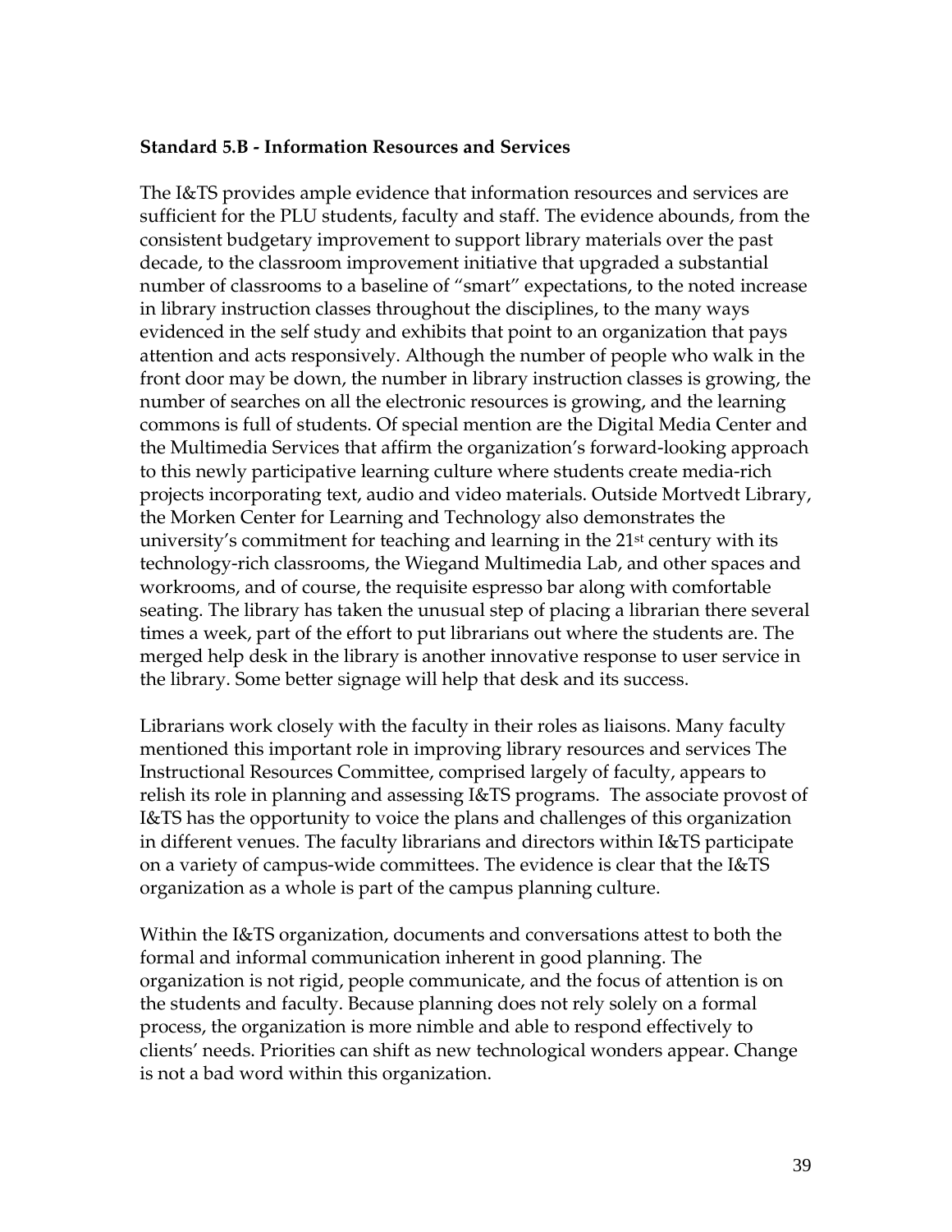**Standard 5.B - Information Resources and Services**

The I&TS provides ample evidence that information resources and services are sufficient for the PLU students, faculty and staff. The evidence abounds, from the consistent budgetary improvement to support library materials over the past decade, to the classroom improvement initiative that upgraded a substantial number of classrooms to a baseline of "smart" expectations, to the noted increase in library instruction classes throughout the disciplines, to the many ways evidenced in the self study and exhibits that point to an organization that pays attention and acts responsively. Although the number of people who walk in the front door may be down, the number in library instruction classes is growing, the number of searches on all the electronic resources is growing, and the learning commons is full of students. Of special mention are the Digital Media Center and the Multimedia Services that affirm the organization's forward-looking approach to this newly participative learning culture where students create media-rich projects incorporating text, audio and video materials. Outside Mortvedt Library, the Morken Center for Learning and Technology also demonstrates the university's commitment for teaching and learning in the 21st century with its technology-rich classrooms, the Wiegand Multimedia Lab, and other spaces and workrooms, and of course, the requisite espresso bar along with comfortable seating. The library has taken the unusual step of placing a librarian there several times a week, part of the effort to put librarians out where the students are. The merged help desk in the library is another innovative response to user service in the library. Some better signage will help that desk and its success.

Librarians work closely with the faculty in their roles as liaisons. Many faculty mentioned this important role in improving library resources and services The Instructional Resources Committee, comprised largely of faculty, appears to relish its role in planning and assessing I&TS programs. The associate provost of I&TS has the opportunity to voice the plans and challenges of this organization in different venues. The faculty librarians and directors within I&TS participate on a variety of campus-wide committees. The evidence is clear that the I&TS organization as a whole is part of the campus planning culture.

Within the I&TS organization, documents and conversations attest to both the formal and informal communication inherent in good planning. The organization is not rigid, people communicate, and the focus of attention is on the students and faculty. Because planning does not rely solely on a formal process, the organization is more nimble and able to respond effectively to clients' needs. Priorities can shift as new technological wonders appear. Change is not a bad word within this organization.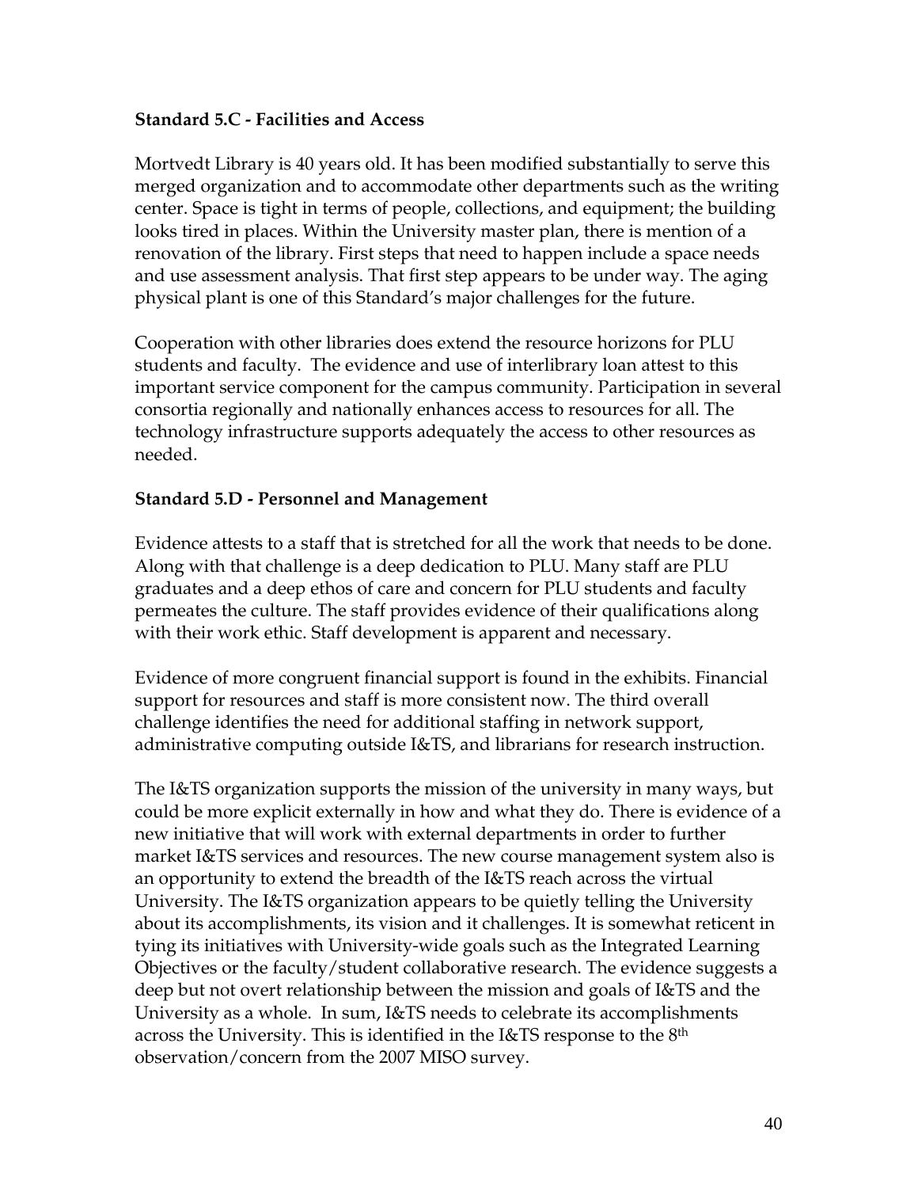**Standard 5.C - Facilities and Access**

Mortvedt Library is 40 years old. It has been modified substantially to serve this merged organization and to accommodate other departments such as the writing center. Space is tight in terms of people, collections, and equipment; the building looks tired in places. Within the University master plan, there is mention of a renovation of the library. First steps that need to happen include a space needs and use assessment analysis. That first step appears to be under way. The aging physical plant is one of this Standard's major challenges for the future.

Cooperation with other libraries does extend the resource horizons for PLU students and faculty. The evidence and use of interlibrary loan attest to this important service component for the campus community. Participation in several consortia regionally and nationally enhances access to resources for all. The technology infrastructure supports adequately the access to other resources as needed.

**Standard 5.D - Personnel and Management**

Evidence attests to a staff that is stretched for all the work that needs to be done. Along with that challenge is a deep dedication to PLU. Many staff are PLU graduates and a deep ethos of care and concern for PLU students and faculty permeates the culture. The staff provides evidence of their qualifications along with their work ethic. Staff development is apparent and necessary.

Evidence of more congruent financial support is found in the exhibits. Financial support for resources and staff is more consistent now. The third overall challenge identifies the need for additional staffing in network support, administrative computing outside I&TS, and librarians for research instruction.

The I&TS organization supports the mission of the university in many ways, but could be more explicit externally in how and what they do. There is evidence of a new initiative that will work with external departments in order to further market I&TS services and resources. The new course management system also is an opportunity to extend the breadth of the I&TS reach across the virtual University. The I&TS organization appears to be quietly telling the University about its accomplishments, its vision and it challenges. It is somewhat reticent in tying its initiatives with University-wide goals such as the Integrated Learning Objectives or the faculty/student collaborative research. The evidence suggests a deep but not overt relationship between the mission and goals of I&TS and the University as a whole. In sum, I&TS needs to celebrate its accomplishments across the University. This is identified in the I&TS response to the 8th observation/concern from the 2007 MISO survey.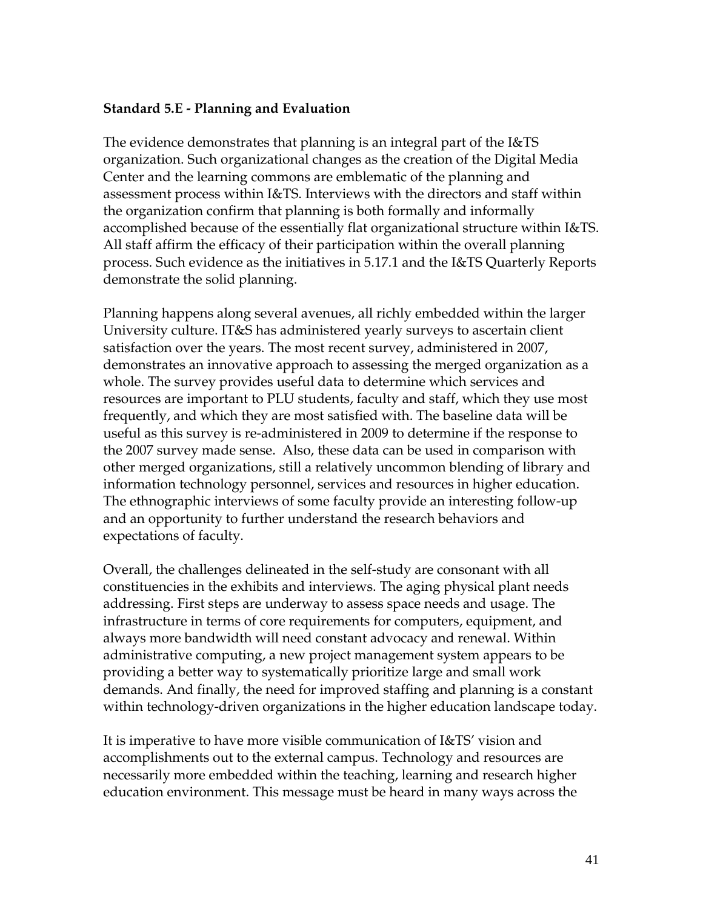**Standard 5.E - Planning and Evaluation**

The evidence demonstrates that planning is an integral part of the I&TS organization. Such organizational changes as the creation of the Digital Media Center and the learning commons are emblematic of the planning and assessment process within I&TS. Interviews with the directors and staff within the organization confirm that planning is both formally and informally accomplished because of the essentially flat organizational structure within I&TS. All staff affirm the efficacy of their participation within the overall planning process. Such evidence as the initiatives in 5.17.1 and the I&TS Quarterly Reports demonstrate the solid planning.

Planning happens along several avenues, all richly embedded within the larger University culture. IT&S has administered yearly surveys to ascertain client satisfaction over the years. The most recent survey, administered in 2007, demonstrates an innovative approach to assessing the merged organization as a whole. The survey provides useful data to determine which services and resources are important to PLU students, faculty and staff, which they use most frequently, and which they are most satisfied with. The baseline data will be useful as this survey is re-administered in 2009 to determine if the response to the 2007 survey made sense. Also, these data can be used in comparison with other merged organizations, still a relatively uncommon blending of library and information technology personnel, services and resources in higher education. The ethnographic interviews of some faculty provide an interesting follow-up and an opportunity to further understand the research behaviors and expectations of faculty.

Overall, the challenges delineated in the self-study are consonant with all constituencies in the exhibits and interviews. The aging physical plant needs addressing. First steps are underway to assess space needs and usage. The infrastructure in terms of core requirements for computers, equipment, and always more bandwidth will need constant advocacy and renewal. Within administrative computing, a new project management system appears to be providing a better way to systematically prioritize large and small work demands. And finally, the need for improved staffing and planning is a constant within technology-driven organizations in the higher education landscape today.

It is imperative to have more visible communication of I&TS' vision and accomplishments out to the external campus. Technology and resources are necessarily more embedded within the teaching, learning and research higher education environment. This message must be heard in many ways across the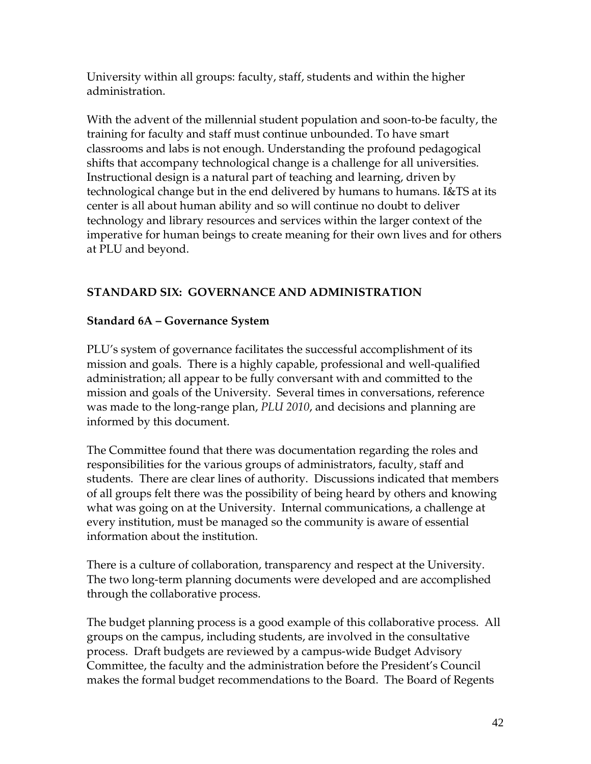University within all groups: faculty, staff, students and within the higher administration.

With the advent of the millennial student population and soon-to-be faculty, the training for faculty and staff must continue unbounded. To have smart classrooms and labs is not enough. Understanding the profound pedagogical shifts that accompany technological change is a challenge for all universities. Instructional design is a natural part of teaching and learning, driven by technological change but in the end delivered by humans to humans. I&TS at its center is all about human ability and so will continue no doubt to deliver technology and library resources and services within the larger context of the imperative for human beings to create meaning for their own lives and for others at PLU and beyond.

## STANDARD SIX: GOVERNANCE AND ADMINISTRATION

### Standard 6A – Governance System

PLU's system of governance facilitates the successful accomplishment of its mission and goals. There is a highly capable, professional and well-qualified administration; all appear to be fully conversant with and committed to the mission and goals of the University. Several times in conversations, reference was made to the long-range plan, *PLU 2010*, and decisions and planning are informed by this document.

The Committee found that there was documentation regarding the roles and responsibilities for the various groups of administrators, faculty, staff and students. There are clear lines of authority. Discussions indicated that members of all groups felt there was the possibility of being heard by others and knowing what was going on at the University. Internal communications, a challenge at every institution, must be managed so the community is aware of essential information about the institution.

There is a culture of collaboration, transparency and respect at the University. The two long-term planning documents were developed and are accomplished through the collaborative process.

The budget planning process is a good example of this collaborative process. All groups on the campus, including students, are involved in the consultative process. Draft budgets are reviewed by a campus-wide Budget Advisory Committee, the faculty and the administration before the President's Council makes the formal budget recommendations to the Board. The Board of Regents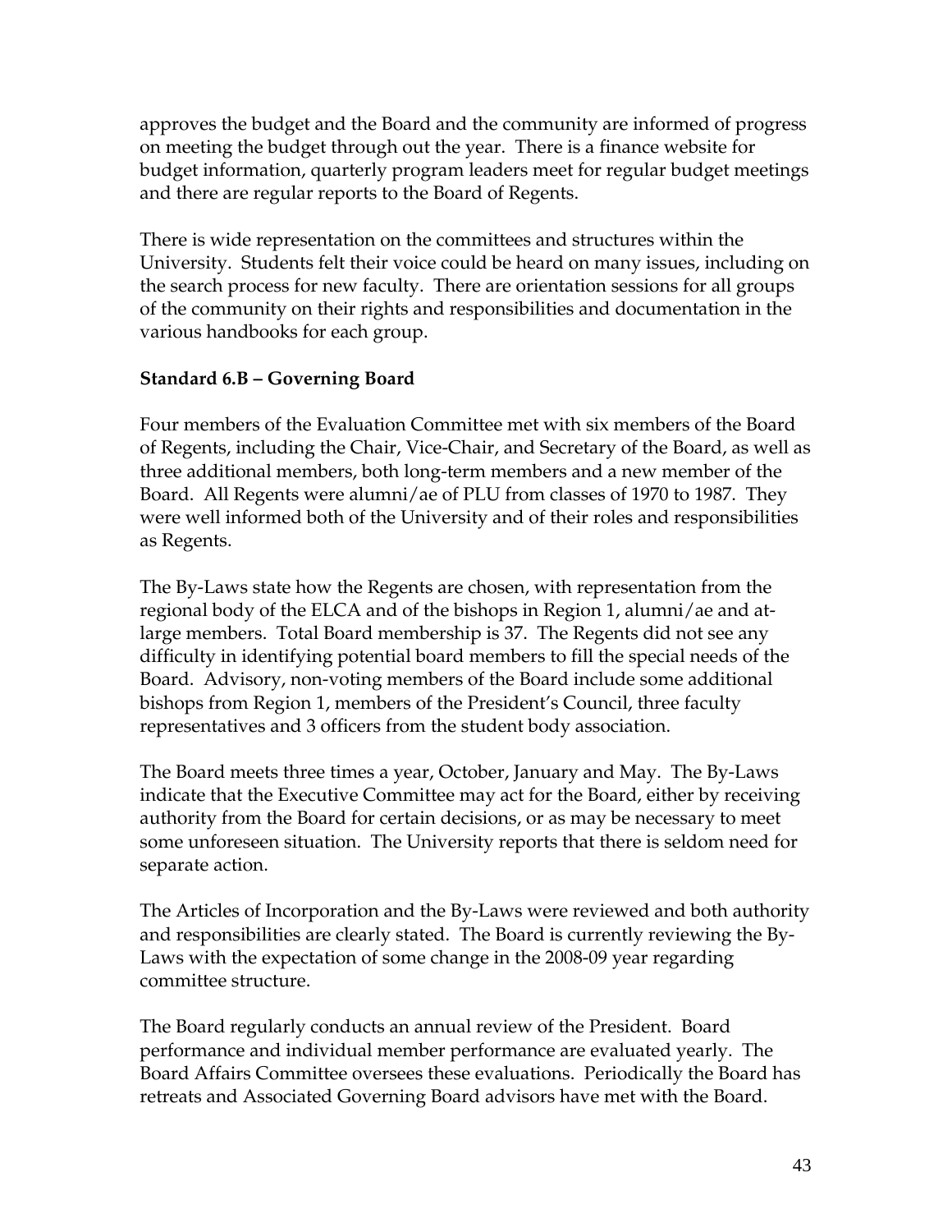approves the budget and the Board and the community are informed of progress on meeting the budget through out the year. There is a finance website for budget information, quarterly program leaders meet for regular budget meetings and there are regular reports to the Board of Regents.

There is wide representation on the committees and structures within the University. Students felt their voice could be heard on many issues, including on the search process for new faculty. There are orientation sessions for all groups of the community on their rights and responsibilities and documentation in the various handbooks for each group.

**Standard 6.B – Governing Board**

Four members of the Evaluation Committee met with six members of the Board of Regents, including the Chair, Vice-Chair, and Secretary of the Board, as well as three additional members, both long-term members and a new member of the Board. All Regents were alumni/ae of PLU from classes of 1970 to 1987. They were well informed both of the University and of their roles and responsibilities as Regents.

The By-Laws state how the Regents are chosen, with representation from the regional body of the ELCA and of the bishops in Region 1, alumni/ae and at-large members. Total Board membership is 37. The Regents did not see any difficulty in identifying potential board members to fill the special needs of the Board. Advisory, non-voting members of the Board include some additional bishops from Region 1, members of the President's Council, three faculty representatives and 3 officers from the student body association.

The Board meets three times a year, October, January and May. The By-Laws indicate that the Executive Committee may act for the Board, either by receiving authority from the Board for certain decisions, or as may be necessary to meet some unforeseen situation. The University reports that there is seldom need for separate action.

The Articles of Incorporation and the By-Laws were reviewed and both authority and responsibilities are clearly stated. The Board is currently reviewing the By-Laws with the expectation of some change in the 2008-09 year regarding committee structure.

The Board regularly conducts an annual review of the President. Board performance and individual member performance are evaluated yearly. The Board Affairs Committee oversees these evaluations. Periodically the Board has retreats and Associated Governing Board advisors have met with the Board.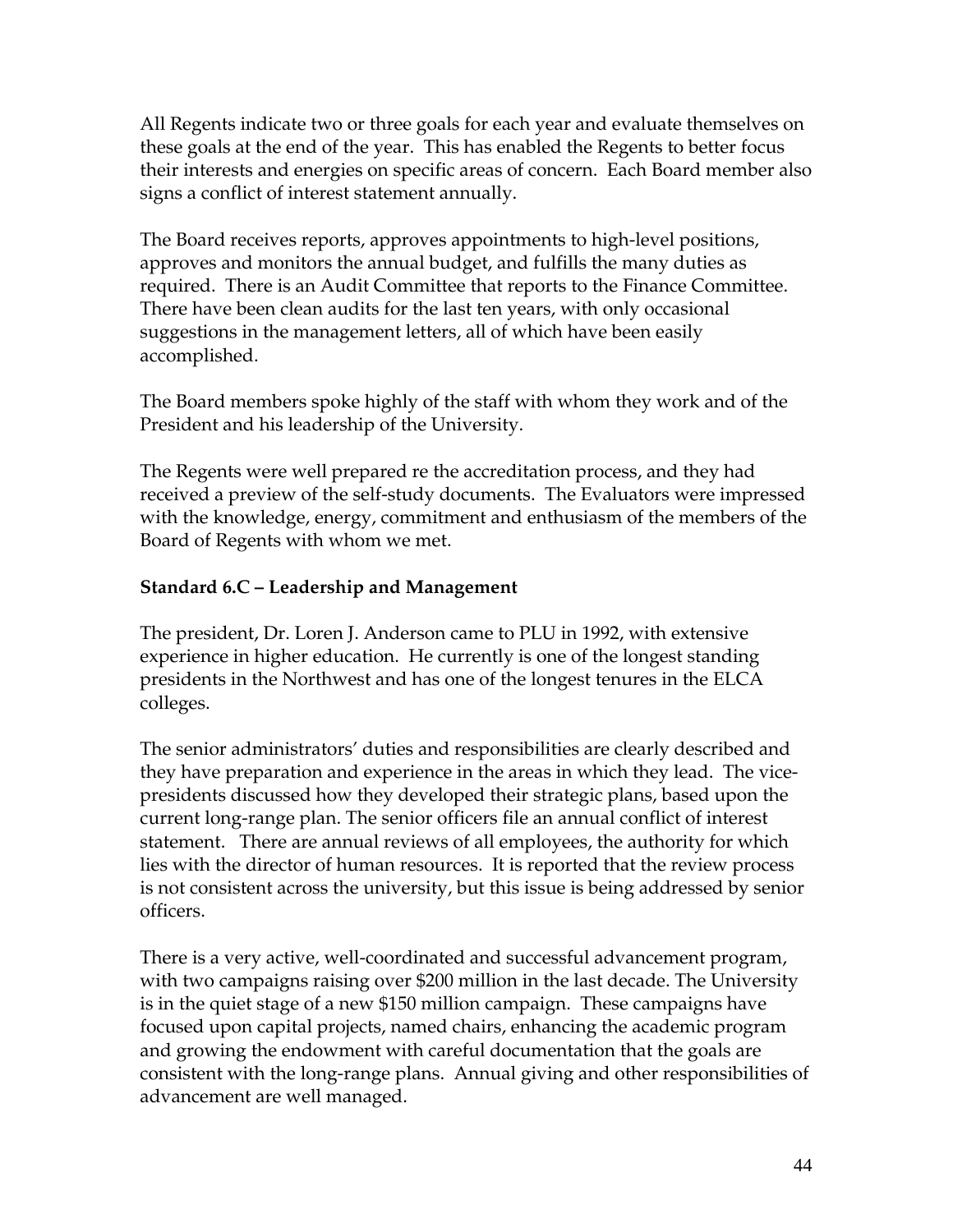All Regents indicate two or three goals for each year and evaluate themselves on these goals at the end of the year. This has enabled the Regents to better focus their interests and energies on specific areas of concern. Each Board member also signs a conflict of interest statement annually.

The Board receives reports, approves appointments to high-level positions, approves and monitors the annual budget, and fulfills the many duties as required. There is an Audit Committee that reports to the Finance Committee. There have been clean audits for the last ten years, with only occasional suggestions in the management letters, all of which have been easily accomplished.

The Board members spoke highly of the staff with whom they work and of the President and his leadership of the University.

The Regents were well prepared re the accreditation process, and they had received a preview of the self-study documents. The Evaluators were impressed with the knowledge, energy, commitment and enthusiasm of the members of the Board of Regents with whom we met.

**Standard 6.C – Leadership and Management**

The president, Dr. Loren J. Anderson came to PLU in 1992, with extensive experience in higher education. He currently is one of the longest standing presidents in the Northwest and has one of the longest tenures in the ELCA colleges.

The senior administrators' duties and responsibilities are clearly described and they have preparation and experience in the areas in which they lead. The vice-presidents discussed how they developed their strategic plans, based upon the current long-range plan. The senior officers file an annual conflict of interest statement. There are annual reviews of all employees, the authority for which lies with the director of human resources. It is reported that the review process is not consistent across the university, but this issue is being addressed by senior officers.

There is a very active, well-coordinated and successful advancement program, with two campaigns raising over $200 million in the last decade. The University is in the quiet stage of a new $150 million campaign. These campaigns have focused upon capital projects, named chairs, enhancing the academic program and growing the endowment with careful documentation that the goals are consistent with the long-range plans. Annual giving and other responsibilities of advancement are well managed.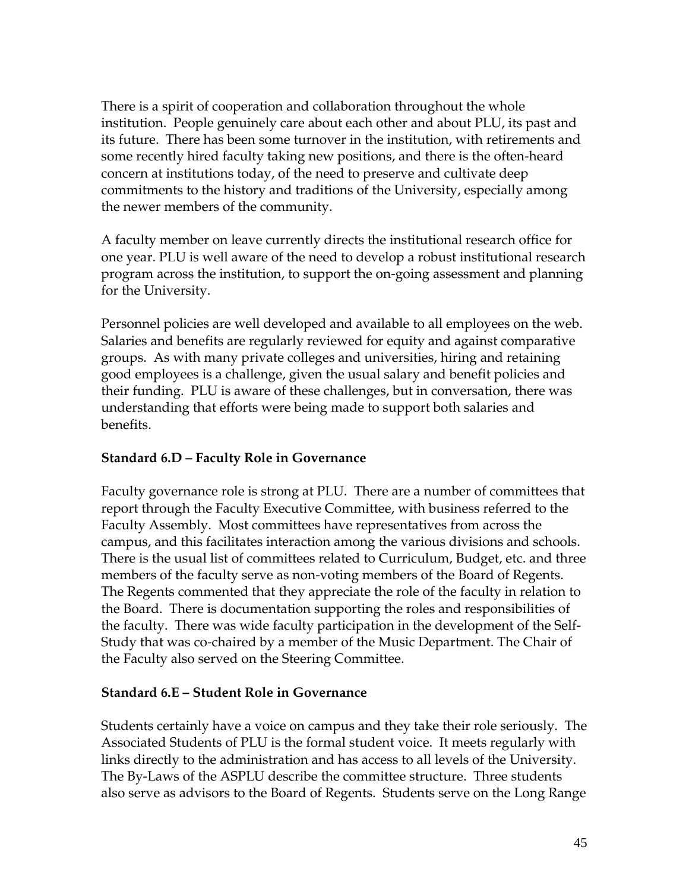There is a spirit of cooperation and collaboration throughout the whole institution. People genuinely care about each other and about PLU, its past and its future. There has been some turnover in the institution, with retirements and some recently hired faculty taking new positions, and there is the often-heard concern at institutions today, of the need to preserve and cultivate deep commitments to the history and traditions of the University, especially among the newer members of the community.

A faculty member on leave currently directs the institutional research office for one year. PLU is well aware of the need to develop a robust institutional research program across the institution, to support the on-going assessment and planning for the University.

Personnel policies are well developed and available to all employees on the web. Salaries and benefits are regularly reviewed for equity and against comparative groups. As with many private colleges and universities, hiring and retaining good employees is a challenge, given the usual salary and benefit policies and their funding. PLU is aware of these challenges, but in conversation, there was understanding that efforts were being made to support both salaries and benefits.

**Standard 6.D – Faculty Role in Governance**

Faculty governance role is strong at PLU. There are a number of committees that report through the Faculty Executive Committee, with business referred to the Faculty Assembly. Most committees have representatives from across the campus, and this facilitates interaction among the various divisions and schools. There is the usual list of committees related to Curriculum, Budget, etc. and three members of the faculty serve as non-voting members of the Board of Regents. The Regents commented that they appreciate the role of the faculty in relation to the Board. There is documentation supporting the roles and responsibilities of the faculty. There was wide faculty participation in the development of the Self-Study that was co-chaired by a member of the Music Department. The Chair of the Faculty also served on the Steering Committee.

**Standard 6.E – Student Role in Governance**

Students certainly have a voice on campus and they take their role seriously. The Associated Students of PLU is the formal student voice. It meets regularly with links directly to the administration and has access to all levels of the University. The By-Laws of the ASPLU describe the committee structure. Three students also serve as advisors to the Board of Regents. Students serve on the Long Range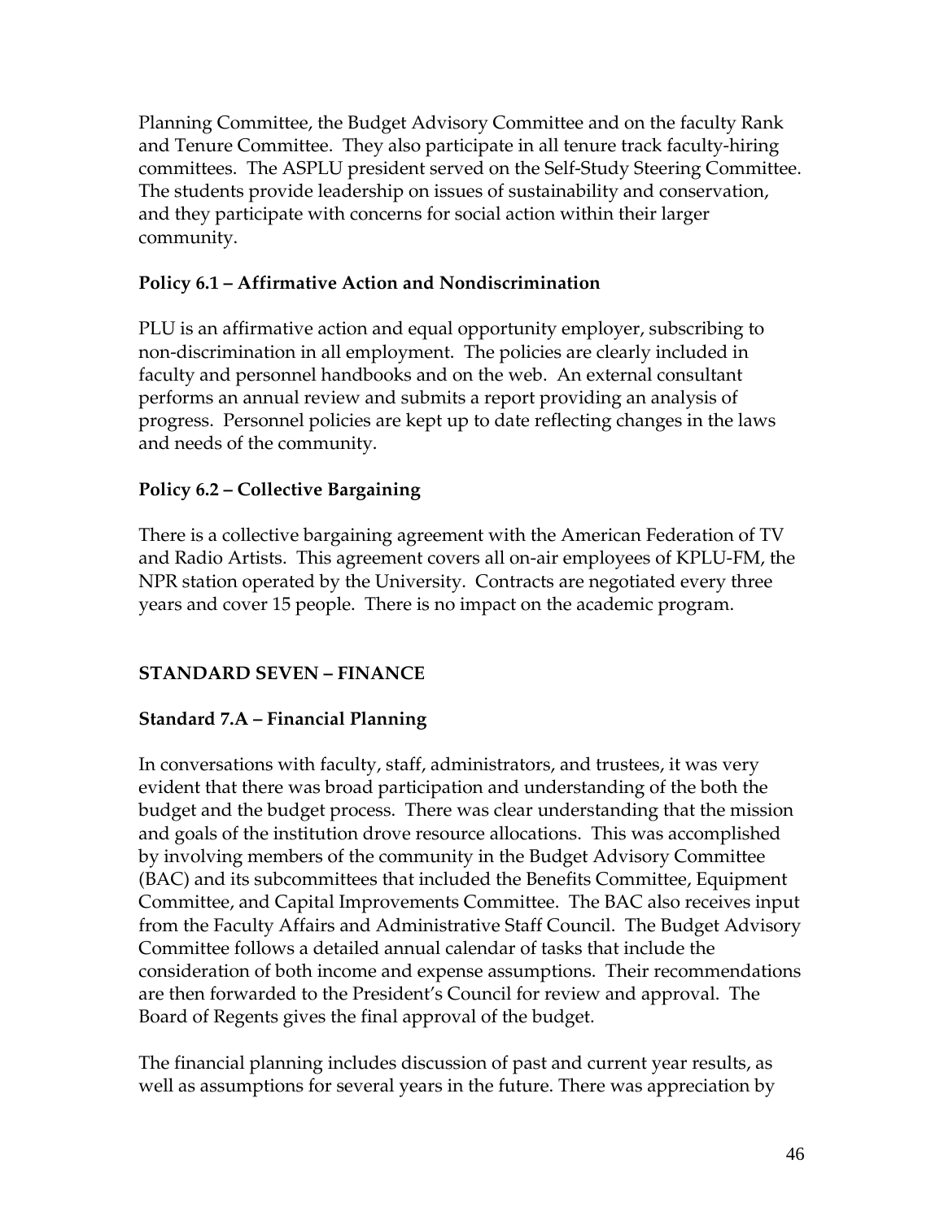Planning Committee, the Budget Advisory Committee and on the faculty Rank and Tenure Committee. They also participate in all tenure track faculty-hiring committees. The ASPLU president served on the Self-Study Steering Committee. The students provide leadership on issues of sustainability and conservation, and they participate with concerns for social action within their larger community.

**Policy 6.1 – Affirmative Action and Nondiscrimination**

PLU is an affirmative action and equal opportunity employer, subscribing to non-discrimination in all employment. The policies are clearly included in faculty and personnel handbooks and on the web. An external consultant performs an annual review and submits a report providing an analysis of progress. Personnel policies are kept up to date reflecting changes in the laws and needs of the community.

**Policy 6.2 – Collective Bargaining**

There is a collective bargaining agreement with the American Federation of TV and Radio Artists. This agreement covers all on-air employees of KPLU-FM, the NPR station operated by the University. Contracts are negotiated every three years and cover 15 people. There is no impact on the academic program.

## STANDARD SEVEN – FINANCE

### Standard 7.A – Financial Planning

In conversations with faculty, staff, administrators, and trustees, it was very evident that there was broad participation and understanding of the both the budget and the budget process. There was clear understanding that the mission and goals of the institution drove resource allocations. This was accomplished by involving members of the community in the Budget Advisory Committee (BAC) and its subcommittees that included the Benefits Committee, Equipment Committee, and Capital Improvements Committee. The BAC also receives input from the Faculty Affairs and Administrative Staff Council. The Budget Advisory Committee follows a detailed annual calendar of tasks that include the consideration of both income and expense assumptions. Their recommendations are then forwarded to the President's Council for review and approval. The Board of Regents gives the final approval of the budget.

The financial planning includes discussion of past and current year results, as well as assumptions for several years in the future. There was appreciation by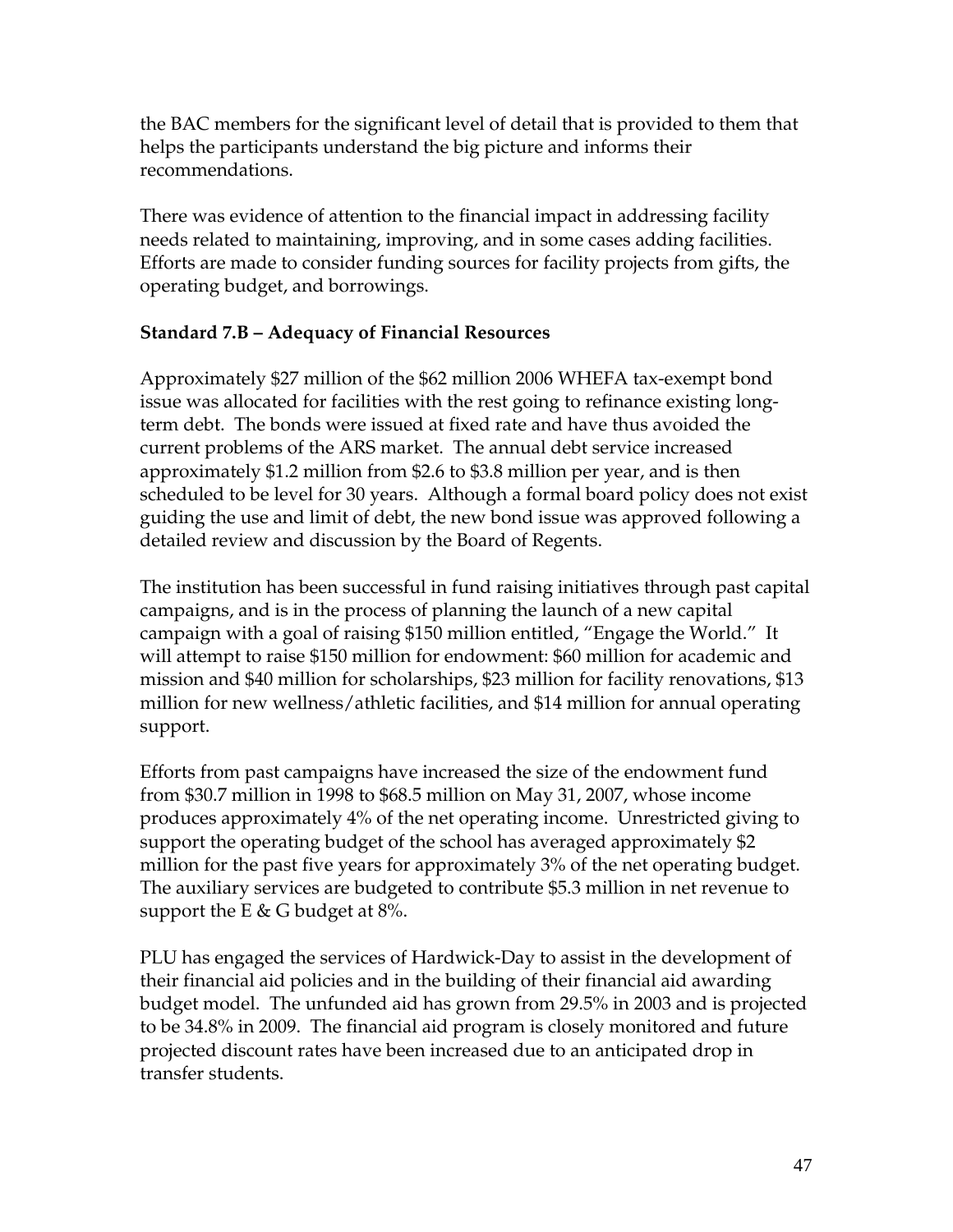the BAC members for the significant level of detail that is provided to them that helps the participants understand the big picture and informs their recommendations.

There was evidence of attention to the financial impact in addressing facility needs related to maintaining, improving, and in some cases adding facilities. Efforts are made to consider funding sources for facility projects from gifts, the operating budget, and borrowings.

**Standard 7.B – Adequacy of Financial Resources**

Approximately $27 million of the $62 million 2006 WHEFA tax-exempt bond issue was allocated for facilities with the rest going to refinance existing long-term debt. The bonds were issued at fixed rate and have thus avoided the current problems of the ARS market. The annual debt service increased approximately $1.2 million from $2.6 to $3.8 million per year, and is then scheduled to be level for 30 years. Although a formal board policy does not exist guiding the use and limit of debt, the new bond issue was approved following a detailed review and discussion by the Board of Regents.

The institution has been successful in fund raising initiatives through past capital campaigns, and is in the process of planning the launch of a new capital campaign with a goal of raising $150 million entitled, "Engage the World." It will attempt to raise $150 million for endowment: $60 million for academic and mission and $40 million for scholarships, $23 million for facility renovations, $13 million for new wellness/athletic facilities, and $14 million for annual operating support.

Efforts from past campaigns have increased the size of the endowment fund from $30.7 million in 1998 to $68.5 million on May 31, 2007, whose income produces approximately 4% of the net operating income. Unrestricted giving to support the operating budget of the school has averaged approximately $2 million for the past five years for approximately 3% of the net operating budget. The auxiliary services are budgeted to contribute $5.3 million in net revenue to support the E & G budget at 8%.

PLU has engaged the services of Hardwick-Day to assist in the development of their financial aid policies and in the building of their financial aid awarding budget model. The unfunded aid has grown from 29.5% in 2003 and is projected to be 34.8% in 2009. The financial aid program is closely monitored and future projected discount rates have been increased due to an anticipated drop in transfer students.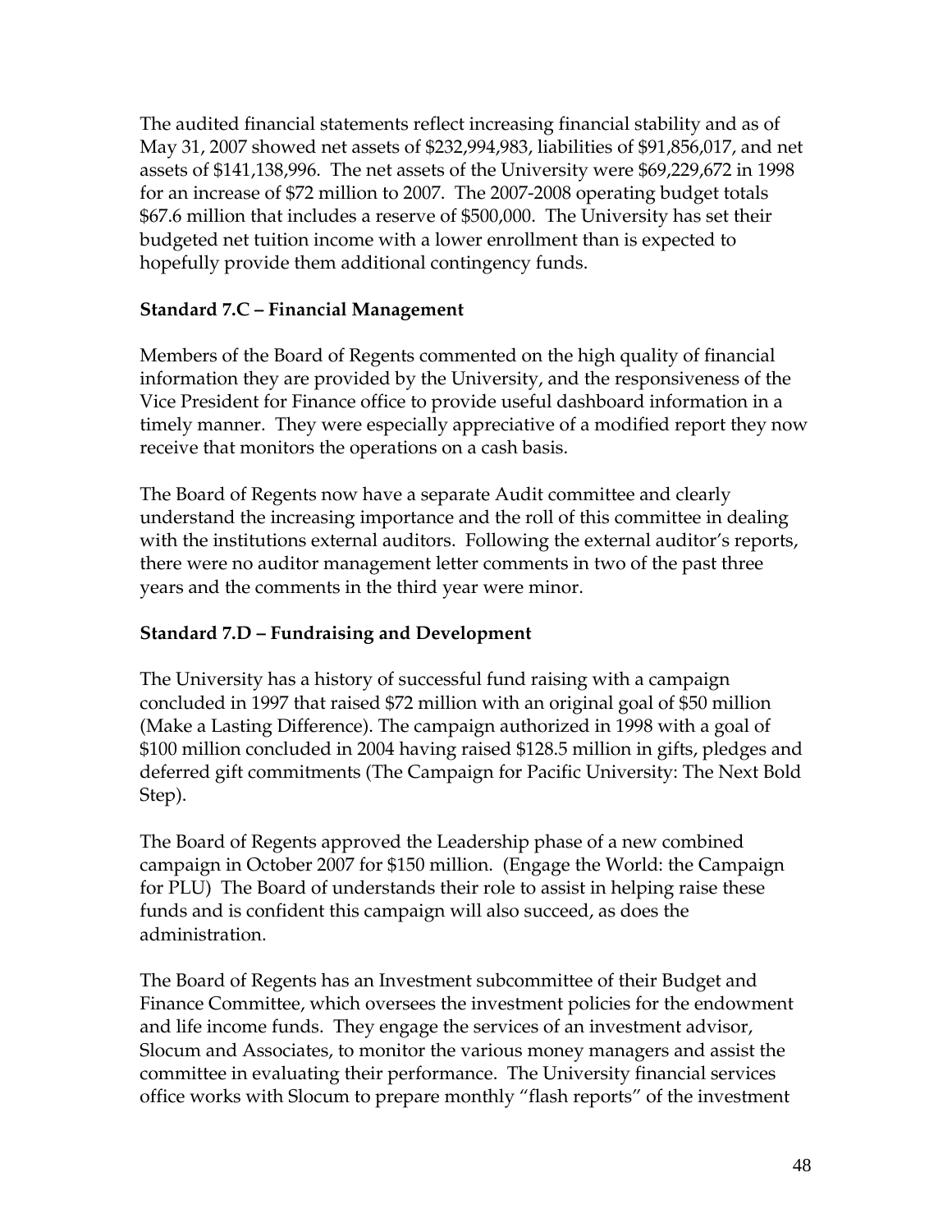The audited financial statements reflect increasing financial stability and as of May 31, 2007 showed net assets of $232,994,983, liabilities of $91,856,017, and net assets of $141,138,996. The net assets of the University were $69,229,672 in 1998 for an increase of $72 million to 2007. The 2007-2008 operating budget totals $67.6 million that includes a reserve of $500,000. The University has set their budgeted net tuition income with a lower enrollment than is expected to hopefully provide them additional contingency funds.

**Standard 7.C – Financial Management**

Members of the Board of Regents commented on the high quality of financial information they are provided by the University, and the responsiveness of the Vice President for Finance office to provide useful dashboard information in a timely manner. They were especially appreciative of a modified report they now receive that monitors the operations on a cash basis.

The Board of Regents now have a separate Audit committee and clearly understand the increasing importance and the roll of this committee in dealing with the institutions external auditors. Following the external auditor's reports, there were no auditor management letter comments in two of the past three years and the comments in the third year were minor.

**Standard 7.D – Fundraising and Development**

The University has a history of successful fund raising with a campaign concluded in 1997 that raised $72 million with an original goal of $50 million (Make a Lasting Difference). The campaign authorized in 1998 with a goal of $100 million concluded in 2004 having raised $128.5 million in gifts, pledges and deferred gift commitments (The Campaign for Pacific University: The Next Bold Step).

The Board of Regents approved the Leadership phase of a new combined campaign in October 2007 for $150 million. (Engage the World: the Campaign for PLU) The Board of understands their role to assist in helping raise these funds and is confident this campaign will also succeed, as does the administration.

The Board of Regents has an Investment subcommittee of their Budget and Finance Committee, which oversees the investment policies for the endowment and life income funds. They engage the services of an investment advisor, Slocum and Associates, to monitor the various money managers and assist the committee in evaluating their performance. The University financial services office works with Slocum to prepare monthly "flash reports" of the investment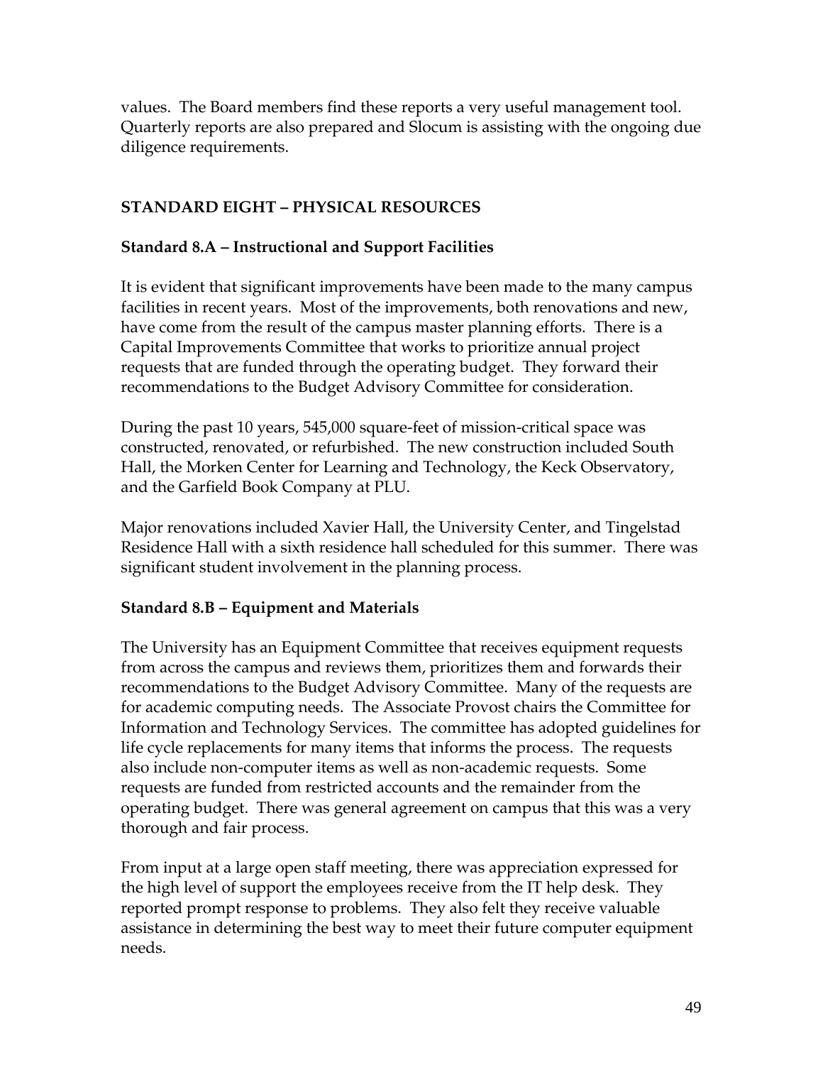values. The Board members find these reports a very useful management tool. Quarterly reports are also prepared and Slocum is assisting with the ongoing due diligence requirements.

## STANDARD EIGHT – PHYSICAL RESOURCES

### Standard 8.A – Instructional and Support Facilities

It is evident that significant improvements have been made to the many campus facilities in recent years. Most of the improvements, both renovations and new, have come from the result of the campus master planning efforts. There is a Capital Improvements Committee that works to prioritize annual project requests that are funded through the operating budget. They forward their recommendations to the Budget Advisory Committee for consideration.

During the past 10 years, 545,000 square-feet of mission-critical space was constructed, renovated, or refurbished. The new construction included South Hall, the Morken Center for Learning and Technology, the Keck Observatory, and the Garfield Book Company at PLU.

Major renovations included Xavier Hall, the University Center, and Tingelstad Residence Hall with a sixth residence hall scheduled for this summer. There was significant student involvement in the planning process.

### Standard 8.B – Equipment and Materials

The University has an Equipment Committee that receives equipment requests from across the campus and reviews them, prioritizes them and forwards their recommendations to the Budget Advisory Committee. Many of the requests are for academic computing needs. The Associate Provost chairs the Committee for Information and Technology Services. The committee has adopted guidelines for life cycle replacements for many items that informs the process. The requests also include non-computer items as well as non-academic requests. Some requests are funded from restricted accounts and the remainder from the operating budget. There was general agreement on campus that this was a very thorough and fair process.

From input at a large open staff meeting, there was appreciation expressed for the high level of support the employees receive from the IT help desk. They reported prompt response to problems. They also felt they receive valuable assistance in determining the best way to meet their future computer equipment needs.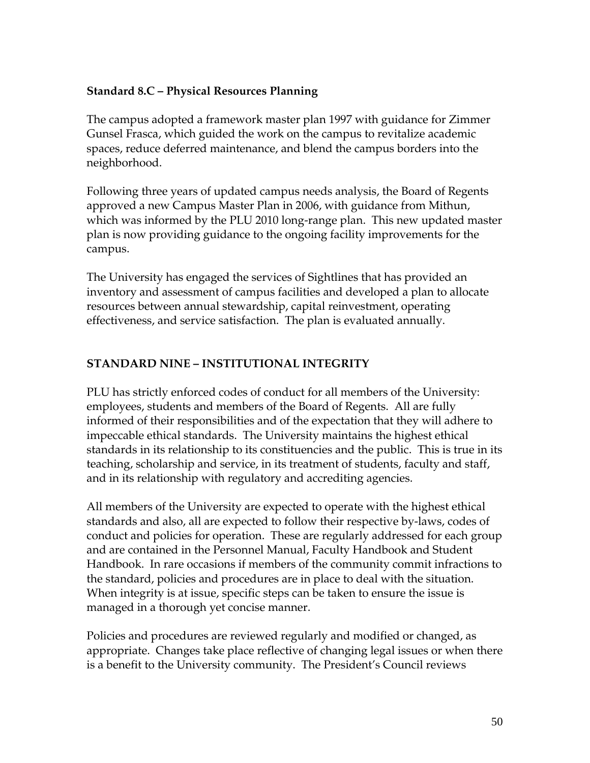### Standard 8.C – Physical Resources Planning

The campus adopted a framework master plan 1997 with guidance for Zimmer Gunsel Frasca, which guided the work on the campus to revitalize academic spaces, reduce deferred maintenance, and blend the campus borders into the neighborhood.

Following three years of updated campus needs analysis, the Board of Regents approved a new Campus Master Plan in 2006, with guidance from Mithun, which was informed by the PLU 2010 long-range plan. This new updated master plan is now providing guidance to the ongoing facility improvements for the campus.

The University has engaged the services of Sightlines that has provided an inventory and assessment of campus facilities and developed a plan to allocate resources between annual stewardship, capital reinvestment, operating effectiveness, and service satisfaction. The plan is evaluated annually.

## STANDARD NINE – INSTITUTIONAL INTEGRITY

PLU has strictly enforced codes of conduct for all members of the University: employees, students and members of the Board of Regents. All are fully informed of their responsibilities and of the expectation that they will adhere to impeccable ethical standards. The University maintains the highest ethical standards in its relationship to its constituencies and the public. This is true in its teaching, scholarship and service, in its treatment of students, faculty and staff, and in its relationship with regulatory and accrediting agencies.

All members of the University are expected to operate with the highest ethical standards and also, all are expected to follow their respective by-laws, codes of conduct and policies for operation. These are regularly addressed for each group and are contained in the Personnel Manual, Faculty Handbook and Student Handbook. In rare occasions if members of the community commit infractions to the standard, policies and procedures are in place to deal with the situation. When integrity is at issue, specific steps can be taken to ensure the issue is managed in a thorough yet concise manner.

Policies and procedures are reviewed regularly and modified or changed, as appropriate. Changes take place reflective of changing legal issues or when there is a benefit to the University community. The President's Council reviews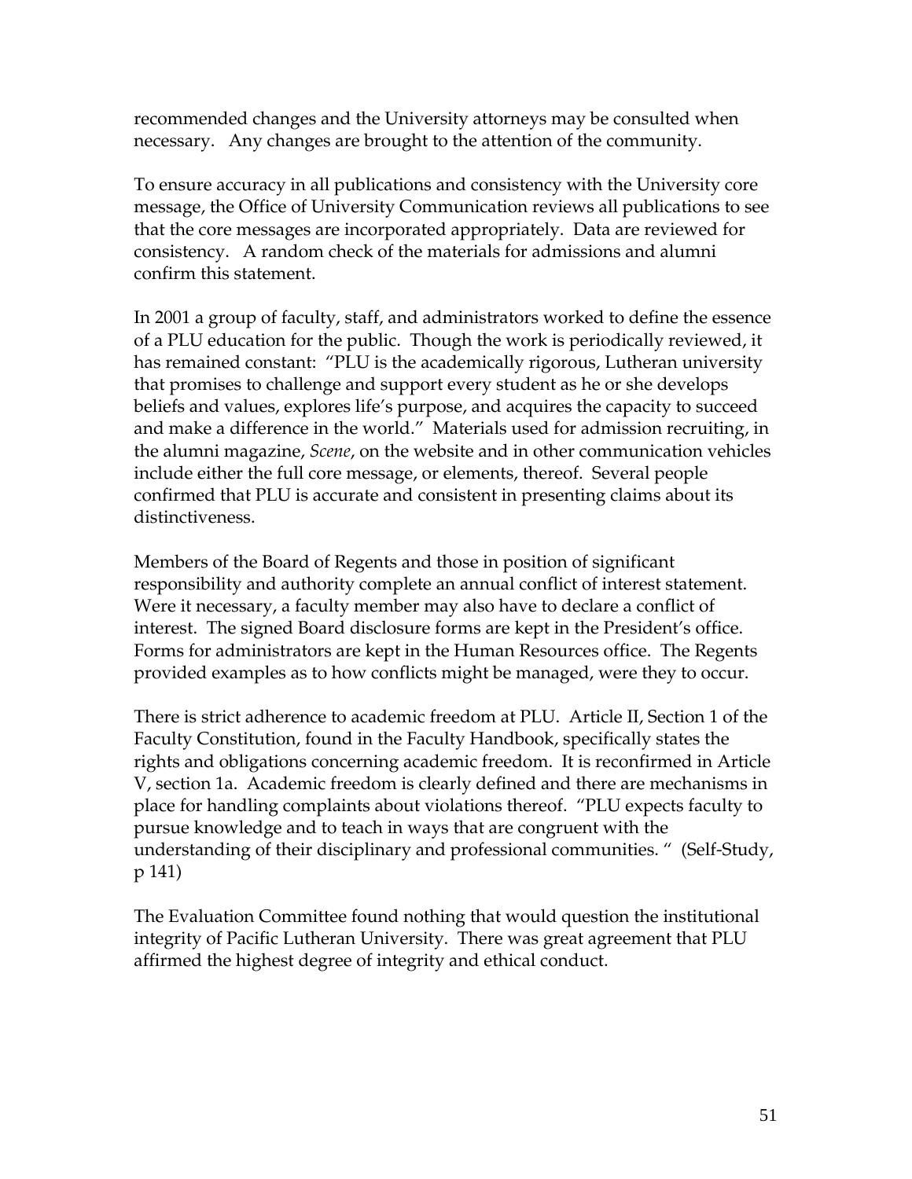recommended changes and the University attorneys may be consulted when necessary. Any changes are brought to the attention of the community.

To ensure accuracy in all publications and consistency with the University core message, the Office of University Communication reviews all publications to see that the core messages are incorporated appropriately. Data are reviewed for consistency. A random check of the materials for admissions and alumni confirm this statement.

In 2001 a group of faculty, staff, and administrators worked to define the essence of a PLU education for the public. Though the work is periodically reviewed, it has remained constant: "PLU is the academically rigorous, Lutheran university that promises to challenge and support every student as he or she develops beliefs and values, explores life's purpose, and acquires the capacity to succeed and make a difference in the world." Materials used for admission recruiting, in the alumni magazine, *Scene*, on the website and in other communication vehicles include either the full core message, or elements, thereof. Several people confirmed that PLU is accurate and consistent in presenting claims about its distinctiveness.

Members of the Board of Regents and those in position of significant responsibility and authority complete an annual conflict of interest statement. Were it necessary, a faculty member may also have to declare a conflict of interest. The signed Board disclosure forms are kept in the President's office. Forms for administrators are kept in the Human Resources office. The Regents provided examples as to how conflicts might be managed, were they to occur.

There is strict adherence to academic freedom at PLU. Article II, Section 1 of the Faculty Constitution, found in the Faculty Handbook, specifically states the rights and obligations concerning academic freedom. It is reconfirmed in Article V, section 1a. Academic freedom is clearly defined and there are mechanisms in place for handling complaints about violations thereof. "PLU expects faculty to pursue knowledge and to teach in ways that are congruent with the understanding of their disciplinary and professional communities. " (Self-Study, p 141)

The Evaluation Committee found nothing that would question the institutional integrity of Pacific Lutheran University. There was great agreement that PLU affirmed the highest degree of integrity and ethical conduct.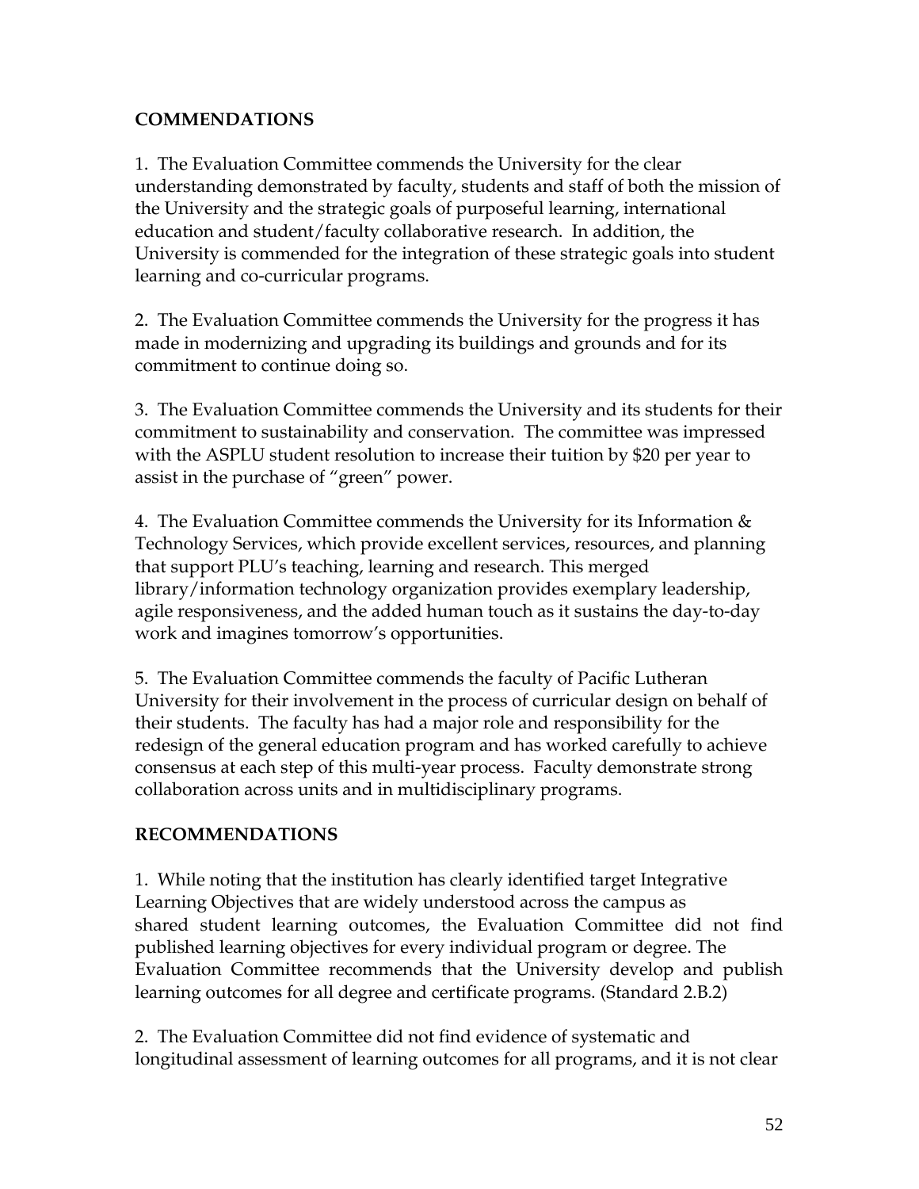## COMMENDATIONS

1. The Evaluation Committee commends the University for the clear understanding demonstrated by faculty, students and staff of both the mission of the University and the strategic goals of purposeful learning, international education and student/faculty collaborative research. In addition, the University is commended for the integration of these strategic goals into student learning and co-curricular programs.

2. The Evaluation Committee commends the University for the progress it has made in modernizing and upgrading its buildings and grounds and for its commitment to continue doing so.

3. The Evaluation Committee commends the University and its students for their commitment to sustainability and conservation. The committee was impressed with the ASPLU student resolution to increase their tuition by $20 per year to assist in the purchase of "green" power.

4. The Evaluation Committee commends the University for its Information & Technology Services, which provide excellent services, resources, and planning that support PLU's teaching, learning and research. This merged library/information technology organization provides exemplary leadership, agile responsiveness, and the added human touch as it sustains the day-to-day work and imagines tomorrow's opportunities.

5. The Evaluation Committee commends the faculty of Pacific Lutheran University for their involvement in the process of curricular design on behalf of their students. The faculty has had a major role and responsibility for the redesign of the general education program and has worked carefully to achieve consensus at each step of this multi-year process. Faculty demonstrate strong collaboration across units and in multidisciplinary programs.

## RECOMMENDATIONS

1. While noting that the institution has clearly identified target Integrative Learning Objectives that are widely understood across the campus as shared student learning outcomes, the Evaluation Committee did not find published learning objectives for every individual program or degree. The Evaluation Committee recommends that the University develop and publish learning outcomes for all degree and certificate programs. (Standard 2.B.2)

2. The Evaluation Committee did not find evidence of systematic and longitudinal assessment of learning outcomes for all programs, and it is not clear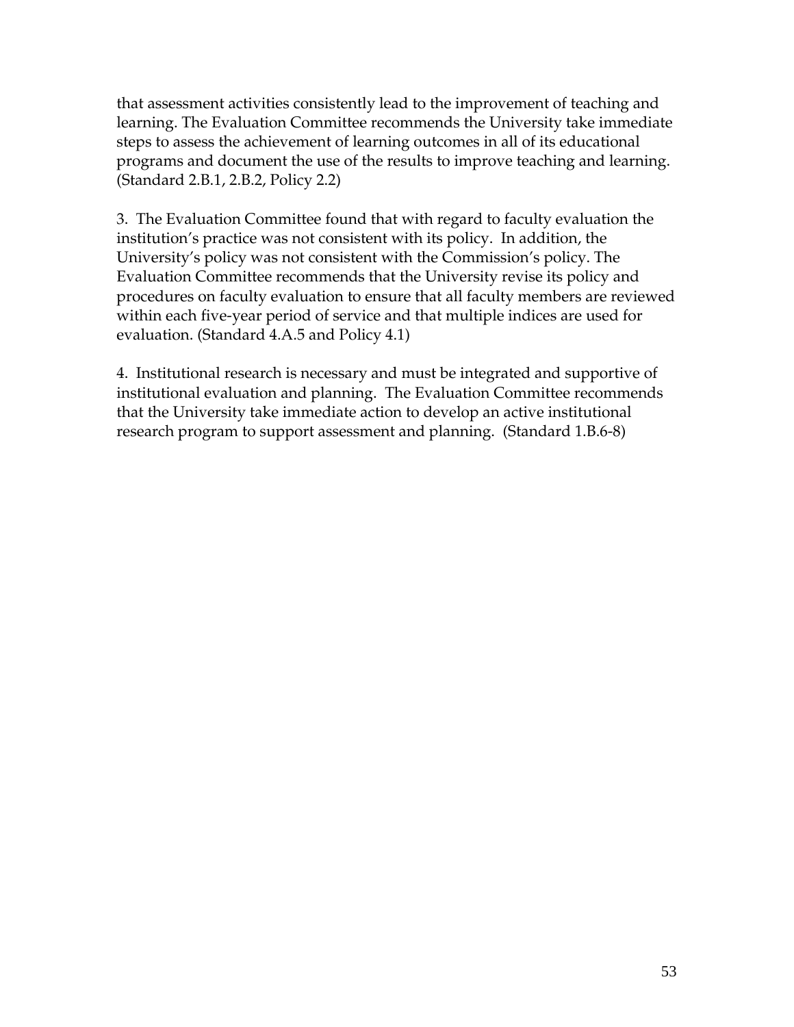that assessment activities consistently lead to the improvement of teaching and learning. The Evaluation Committee recommends the University take immediate steps to assess the achievement of learning outcomes in all of its educational programs and document the use of the results to improve teaching and learning. (Standard 2.B.1, 2.B.2, Policy 2.2)

3. The Evaluation Committee found that with regard to faculty evaluation the institution's practice was not consistent with its policy. In addition, the University's policy was not consistent with the Commission's policy. The Evaluation Committee recommends that the University revise its policy and procedures on faculty evaluation to ensure that all faculty members are reviewed within each five-year period of service and that multiple indices are used for evaluation. (Standard 4.A.5 and Policy 4.1)

4. Institutional research is necessary and must be integrated and supportive of institutional evaluation and planning. The Evaluation Committee recommends that the University take immediate action to develop an active institutional research program to support assessment and planning. (Standard 1.B.6-8)